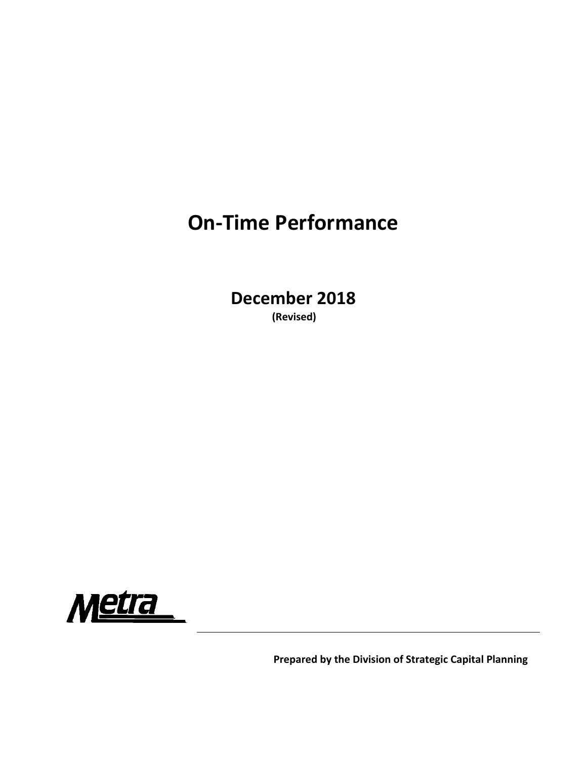# On-Time Performance

## December 2018

**(Revised)**

Metra

**Prepared by the Division of Strategic Capital Planning**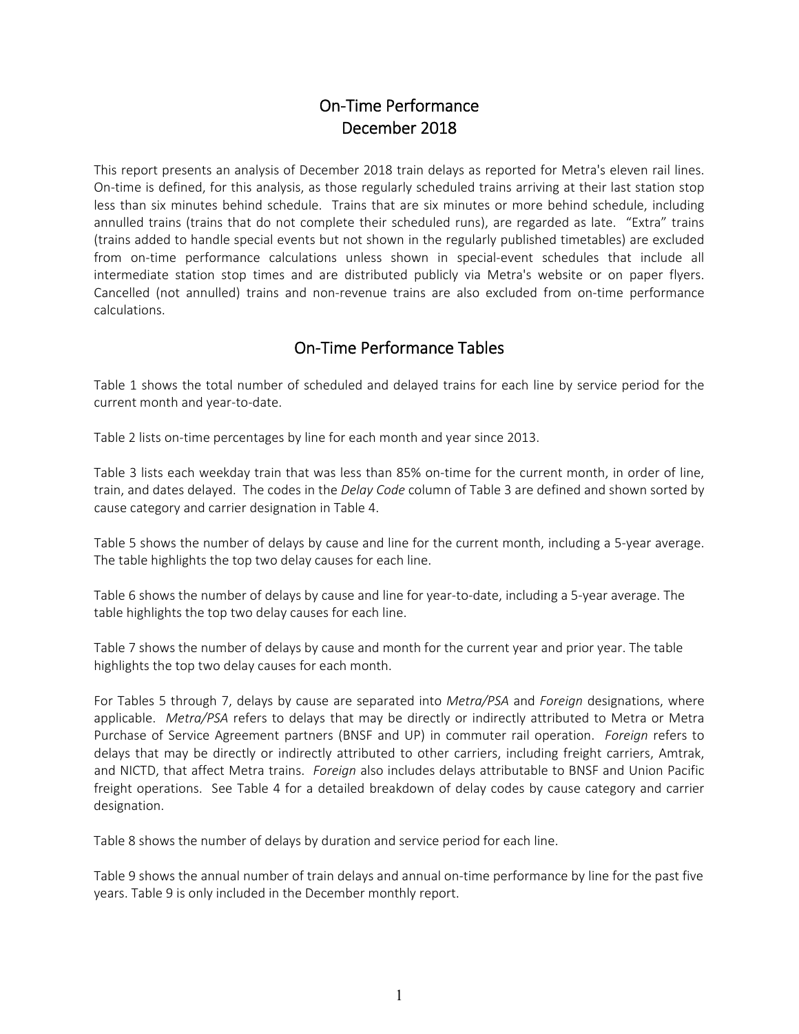# On-Time Performance
# December 2018

This report presents an analysis of December 2018 train delays as reported for Metra's eleven rail lines. On-time is defined, for this analysis, as those regularly scheduled trains arriving at their last station stop less than six minutes behind schedule. Trains that are six minutes or more behind schedule, including annulled trains (trains that do not complete their scheduled runs), are regarded as late. "Extra" trains (trains added to handle special events but not shown in the regularly published timetables) are excluded from on-time performance calculations unless shown in special-event schedules that include all intermediate station stop times and are distributed publicly via Metra's website or on paper flyers. Cancelled (not annulled) trains and non-revenue trains are also excluded from on-time performance calculations.

## On-Time Performance Tables

Table 1 shows the total number of scheduled and delayed trains for each line by service period for the current month and year-to-date.

Table 2 lists on-time percentages by line for each month and year since 2013.

Table 3 lists each weekday train that was less than 85% on-time for the current month, in order of line, train, and dates delayed. The codes in the *Delay Code* column of Table 3 are defined and shown sorted by cause category and carrier designation in Table 4.

Table 5 shows the number of delays by cause and line for the current month, including a 5-year average. The table highlights the top two delay causes for each line.

Table 6 shows the number of delays by cause and line for year-to-date, including a 5-year average. The table highlights the top two delay causes for each line.

Table 7 shows the number of delays by cause and month for the current year and prior year. The table highlights the top two delay causes for each month.

For Tables 5 through 7, delays by cause are separated into *Metra/PSA* and *Foreign* designations, where applicable. *Metra/PSA* refers to delays that may be directly or indirectly attributed to Metra or Metra Purchase of Service Agreement partners (BNSF and UP) in commuter rail operation. *Foreign* refers to delays that may be directly or indirectly attributed to other carriers, including freight carriers, Amtrak, and NICTD, that affect Metra trains. *Foreign* also includes delays attributable to BNSF and Union Pacific freight operations. See Table 4 for a detailed breakdown of delay codes by cause category and carrier designation.

Table 8 shows the number of delays by duration and service period for each line.

Table 9 shows the annual number of train delays and annual on-time performance by line for the past five years. Table 9 is only included in the December monthly report.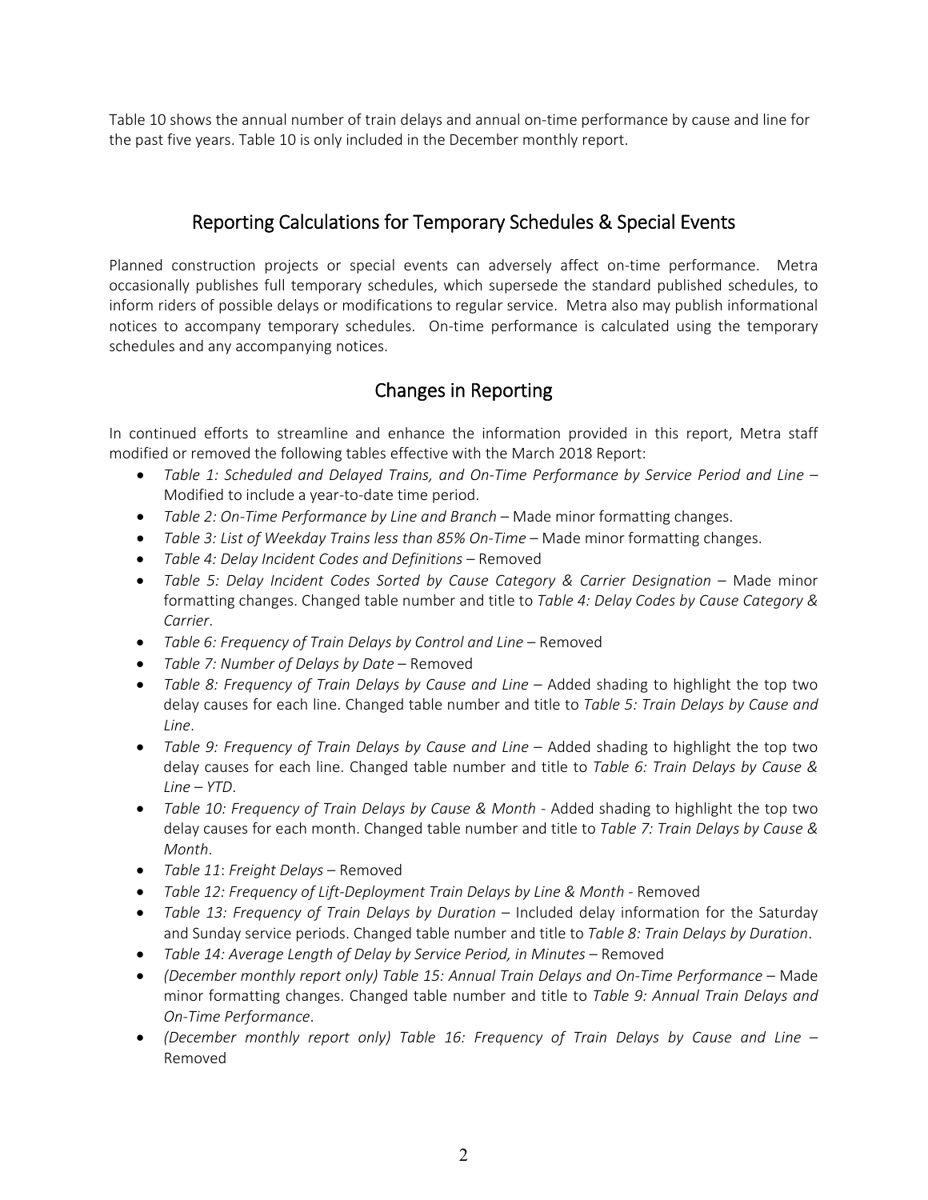Table 10 shows the annual number of train delays and annual on-time performance by cause and line for the past five years. Table 10 is only included in the December monthly report.

## Reporting Calculations for Temporary Schedules & Special Events

Planned construction projects or special events can adversely affect on-time performance. Metra occasionally publishes full temporary schedules, which supersede the standard published schedules, to inform riders of possible delays or modifications to regular service. Metra also may publish informational notices to accompany temporary schedules. On-time performance is calculated using the temporary schedules and any accompanying notices.

## Changes in Reporting

In continued efforts to streamline and enhance the information provided in this report, Metra staff modified or removed the following tables effective with the March 2018 Report:

- *Table 1: Scheduled and Delayed Trains, and On-Time Performance by Service Period and Line* – Modified to include a year-to-date time period.
- *Table 2: On-Time Performance by Line and Branch* – Made minor formatting changes.
- *Table 3: List of Weekday Trains less than 85% On-Time* – Made minor formatting changes.
- *Table 4: Delay Incident Codes and Definitions* – Removed
- *Table 5: Delay Incident Codes Sorted by Cause Category & Carrier Designation* – Made minor formatting changes. Changed table number and title to *Table 4: Delay Codes by Cause Category & Carrier*.
- *Table 6: Frequency of Train Delays by Control and Line* – Removed
- *Table 7: Number of Delays by Date* – Removed
- *Table 8: Frequency of Train Delays by Cause and Line* – Added shading to highlight the top two delay causes for each line. Changed table number and title to *Table 5: Train Delays by Cause and Line*.
- *Table 9: Frequency of Train Delays by Cause and Line* – Added shading to highlight the top two delay causes for each line. Changed table number and title to *Table 6: Train Delays by Cause & Line – YTD*.
- *Table 10: Frequency of Train Delays by Cause & Month* - Added shading to highlight the top two delay causes for each month. Changed table number and title to *Table 7: Train Delays by Cause & Month*.
- *Table 11*: *Freight Delays* – Removed
- *Table 12: Frequency of Lift-Deployment Train Delays by Line & Month* - Removed
- *Table 13: Frequency of Train Delays by Duration* – Included delay information for the Saturday and Sunday service periods. Changed table number and title to *Table 8: Train Delays by Duration*.
- *Table 14: Average Length of Delay by Service Period, in Minutes* – Removed
- *(December monthly report only) Table 15: Annual Train Delays and On-Time Performance* – Made minor formatting changes. Changed table number and title to *Table 9: Annual Train Delays and On-Time Performance*.
- *(December monthly report only) Table 16: Frequency of Train Delays by Cause and Line* – Removed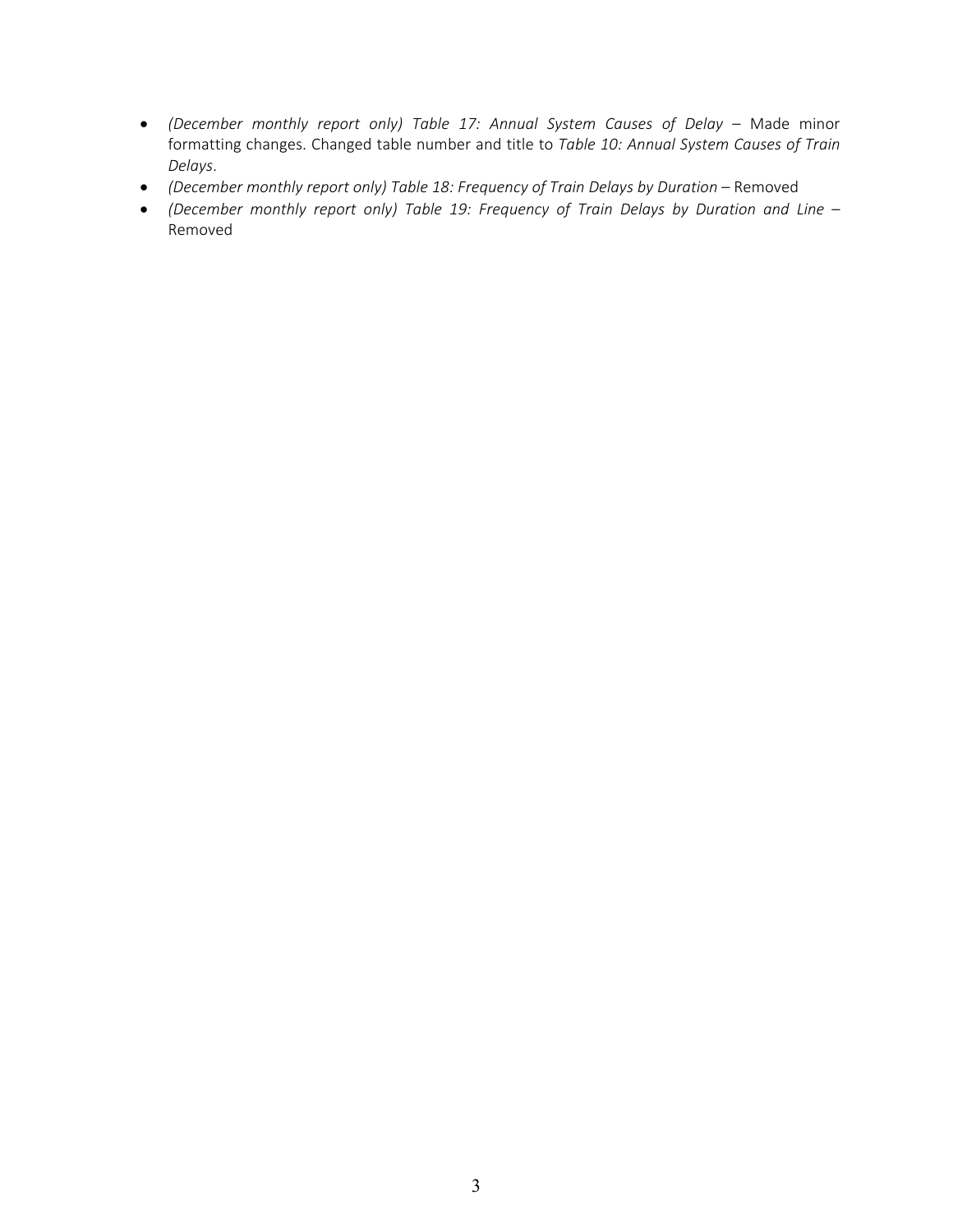- *(December monthly report only) Table 17: Annual System Causes of Delay* – Made minor formatting changes. Changed table number and title to *Table 10: Annual System Causes of Train Delays*.
- *(December monthly report only) Table 18: Frequency of Train Delays by Duration* – Removed
- *(December monthly report only) Table 19: Frequency of Train Delays by Duration and Line* – Removed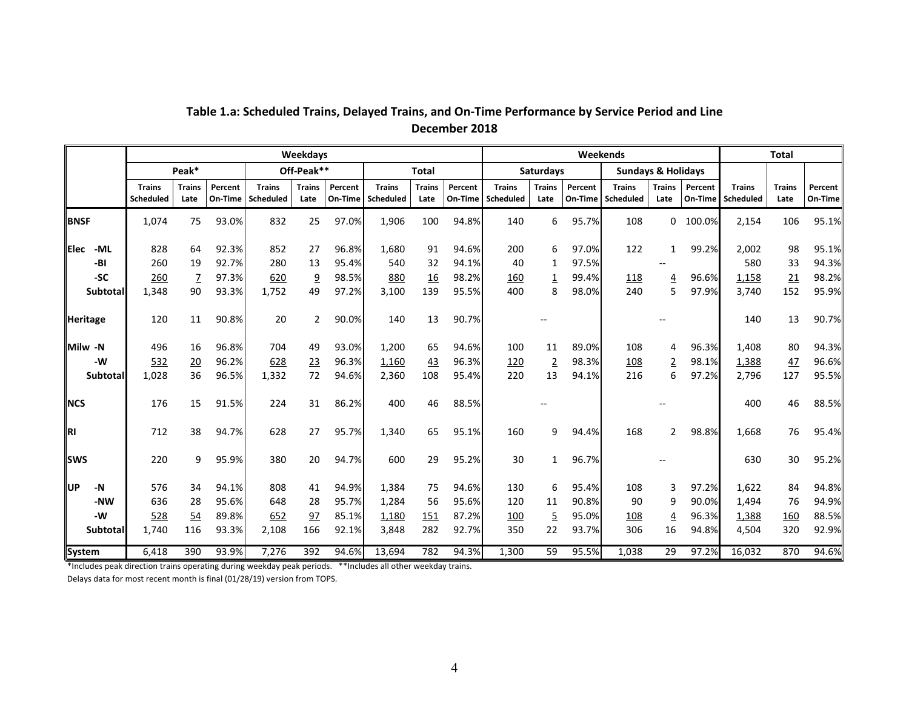## Table 1.a: Scheduled Trains, Delayed Trains, and On-Time Performance by Service Period and Line
### December 2018

| | Weekdays | | | | | | | | | Weekends | | | | | | Total | | |
|---|---|---|---|---|---|---|---|---|---|---|---|---|---|---|---|---|---|---|
| | Peak* | | | Off-Peak** | | | Total | | | Saturdays | | | Sundays & Holidays | | | | | |
| | Trains Scheduled | Trains Late | Percent On-Time | Trains Scheduled | Trains Late | Percent On-Time | Trains Scheduled | Trains Late | Percent On-Time | Trains Scheduled | Trains Late | Percent On-Time | Trains Scheduled | Trains Late | Percent On-Time | Trains Scheduled | Trains Late | Percent On-Time |
| **BNSF** | 1,074 | 75 | 93.0% | 832 | 25 | 97.0% | 1,906 | 100 | 94.8% | 140 | 6 | 95.7% | 108 | 0 | 100.0% | 2,154 | 106 | 95.1% |
| **Elec** -ML | 828 | 64 | 92.3% | 852 | 27 | 96.8% | 1,680 | 91 | 94.6% | 200 | 6 | 97.0% | 122 | 1 | 99.2% | 2,002 | 98 | 95.1% |
| -BI | 260 | 19 | 92.7% | 280 | 13 | 95.4% | 540 | 32 | 94.1% | 40 | 1 | 97.5% | | -- | | 580 | 33 | 94.3% |
| -SC | 260 | 7 | 97.3% | 620 | 9 | 98.5% | 880 | 16 | 98.2% | 160 | 1 | 99.4% | 118 | 4 | 96.6% | 1,158 | 21 | 98.2% |
| Subtotal | 1,348 | 90 | 93.3% | 1,752 | 49 | 97.2% | 3,100 | 139 | 95.5% | 400 | 8 | 98.0% | 240 | 5 | 97.9% | 3,740 | 152 | 95.9% |
| **Heritage** | 120 | 11 | 90.8% | 20 | 2 | 90.0% | 140 | 13 | 90.7% | | -- | | | -- | | 140 | 13 | 90.7% |
| **Milw** -N | 496 | 16 | 96.8% | 704 | 49 | 93.0% | 1,200 | 65 | 94.6% | 100 | 11 | 89.0% | 108 | 4 | 96.3% | 1,408 | 80 | 94.3% |
| -W | 532 | 20 | 96.2% | 628 | 23 | 96.3% | 1,160 | 43 | 96.3% | 120 | 2 | 98.3% | 108 | 2 | 98.1% | 1,388 | 47 | 96.6% |
| Subtotal | 1,028 | 36 | 96.5% | 1,332 | 72 | 94.6% | 2,360 | 108 | 95.4% | 220 | 13 | 94.1% | 216 | 6 | 97.2% | 2,796 | 127 | 95.5% |
| **NCS** | 176 | 15 | 91.5% | 224 | 31 | 86.2% | 400 | 46 | 88.5% | | -- | | | -- | | 400 | 46 | 88.5% |
| **RI** | 712 | 38 | 94.7% | 628 | 27 | 95.7% | 1,340 | 65 | 95.1% | 160 | 9 | 94.4% | 168 | 2 | 98.8% | 1,668 | 76 | 95.4% |
| **SWS** | 220 | 9 | 95.9% | 380 | 20 | 94.7% | 600 | 29 | 95.2% | 30 | 1 | 96.7% | | -- | | 630 | 30 | 95.2% |
| **UP** -N | 576 | 34 | 94.1% | 808 | 41 | 94.9% | 1,384 | 75 | 94.6% | 130 | 6 | 95.4% | 108 | 3 | 97.2% | 1,622 | 84 | 94.8% |
| -NW | 636 | 28 | 95.6% | 648 | 28 | 95.7% | 1,284 | 56 | 95.6% | 120 | 11 | 90.8% | 90 | 9 | 90.0% | 1,494 | 76 | 94.9% |
| -W | 528 | 54 | 89.8% | 652 | 97 | 85.1% | 1,180 | 151 | 87.2% | 100 | 5 | 95.0% | 108 | 4 | 96.3% | 1,388 | 160 | 88.5% |
| Subtotal | 1,740 | 116 | 93.3% | 2,108 | 166 | 92.1% | 3,848 | 282 | 92.7% | 350 | 22 | 93.7% | 306 | 16 | 94.8% | 4,504 | 320 | 92.9% |
| **System** | 6,418 | 390 | 93.9% | 7,276 | 392 | 94.6% | 13,694 | 782 | 94.3% | 1,300 | 59 | 95.5% | 1,038 | 29 | 97.2% | 16,032 | 870 | 94.6% |

*Includes peak direction trains operating during weekday peak periods. **Includes all other weekday trains.

Delays data for most recent month is final (01/28/19) version from TOPS.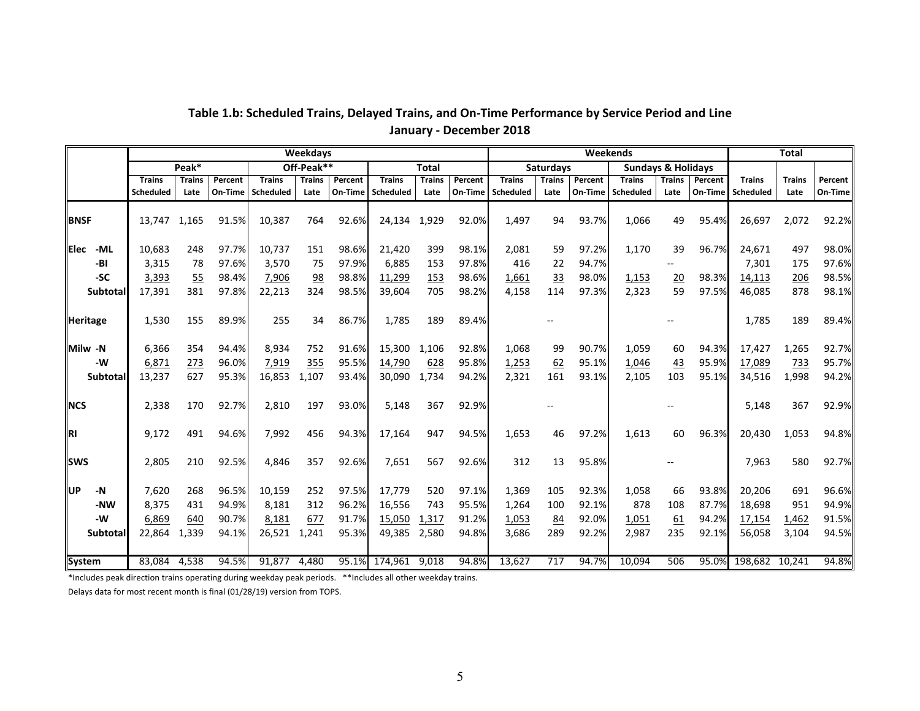**Table 1.b: Scheduled Trains, Delayed Trains, and On-Time Performance by Service Period and Line**
**January - December 2018**

| | Weekdays | | | | | | | | | Weekends | | | | | | Total | | |
|---|---|---|---|---|---|---|---|---|---|---|---|---|---|---|---|---|---|---|
| | Peak* | | | Off-Peak** | | | Total | | | Saturdays | | | Sundays & Holidays | | | | | |
| | Trains Scheduled | Trains Late | Percent On-Time | Trains Scheduled | Trains Late | Percent On-Time | Trains Scheduled | Trains Late | Percent On-Time | Trains Scheduled | Trains Late | Percent On-Time | Trains Scheduled | Trains Late | Percent On-Time | Trains Scheduled | Trains Late | Percent On-Time |
| **BNSF** | 13,747 | 1,165 | 91.5% | 10,387 | 764 | 92.6% | 24,134 | 1,929 | 92.0% | 1,497 | 94 | 93.7% | 1,066 | 49 | 95.4% | 26,697 | 2,072 | 92.2% |
| **Elec -ML** | 10,683 | 248 | 97.7% | 10,737 | 151 | 98.6% | 21,420 | 399 | 98.1% | 2,081 | 59 | 97.2% | 1,170 | 39 | 96.7% | 24,671 | 497 | 98.0% |
| **-BI** | 3,315 | 78 | 97.6% | 3,570 | 75 | 97.9% | 6,885 | 153 | 97.8% | 416 | 22 | 94.7% | | -- | | 7,301 | 175 | 97.6% |
| **-SC** | 3,393 | 55 | 98.4% | 7,906 | 98 | 98.8% | 11,299 | 153 | 98.6% | 1,661 | 33 | 98.0% | 1,153 | 20 | 98.3% | 14,113 | 206 | 98.5% |
| **Subtotal** | 17,391 | 381 | 97.8% | 22,213 | 324 | 98.5% | 39,604 | 705 | 98.2% | 4,158 | 114 | 97.3% | 2,323 | 59 | 97.5% | 46,085 | 878 | 98.1% |
| **Heritage** | 1,530 | 155 | 89.9% | 255 | 34 | 86.7% | 1,785 | 189 | 89.4% | | -- | | | -- | | 1,785 | 189 | 89.4% |
| **Milw -N** | 6,366 | 354 | 94.4% | 8,934 | 752 | 91.6% | 15,300 | 1,106 | 92.8% | 1,068 | 99 | 90.7% | 1,059 | 60 | 94.3% | 17,427 | 1,265 | 92.7% |
| **-W** | 6,871 | 273 | 96.0% | 7,919 | 355 | 95.5% | 14,790 | 628 | 95.8% | 1,253 | 62 | 95.1% | 1,046 | 43 | 95.9% | 17,089 | 733 | 95.7% |
| **Subtotal** | 13,237 | 627 | 95.3% | 16,853 | 1,107 | 93.4% | 30,090 | 1,734 | 94.2% | 2,321 | 161 | 93.1% | 2,105 | 103 | 95.1% | 34,516 | 1,998 | 94.2% |
| **NCS** | 2,338 | 170 | 92.7% | 2,810 | 197 | 93.0% | 5,148 | 367 | 92.9% | | -- | | | -- | | 5,148 | 367 | 92.9% |
| **RI** | 9,172 | 491 | 94.6% | 7,992 | 456 | 94.3% | 17,164 | 947 | 94.5% | 1,653 | 46 | 97.2% | 1,613 | 60 | 96.3% | 20,430 | 1,053 | 94.8% |
| **SWS** | 2,805 | 210 | 92.5% | 4,846 | 357 | 92.6% | 7,651 | 567 | 92.6% | 312 | 13 | 95.8% | | -- | | 7,963 | 580 | 92.7% |
| **UP -N** | 7,620 | 268 | 96.5% | 10,159 | 252 | 97.5% | 17,779 | 520 | 97.1% | 1,369 | 105 | 92.3% | 1,058 | 66 | 93.8% | 20,206 | 691 | 96.6% |
| **-NW** | 8,375 | 431 | 94.9% | 8,181 | 312 | 96.2% | 16,556 | 743 | 95.5% | 1,264 | 100 | 92.1% | 878 | 108 | 87.7% | 18,698 | 951 | 94.9% |
| **-W** | 6,869 | 640 | 90.7% | 8,181 | 677 | 91.7% | 15,050 | 1,317 | 91.2% | 1,053 | 84 | 92.0% | 1,051 | 61 | 94.2% | 17,154 | 1,462 | 91.5% |
| **Subtotal** | 22,864 | 1,339 | 94.1% | 26,521 | 1,241 | 95.3% | 49,385 | 2,580 | 94.8% | 3,686 | 289 | 92.2% | 2,987 | 235 | 92.1% | 56,058 | 3,104 | 94.5% |
| **System** | 83,084 | 4,538 | 94.5% | 91,877 | 4,480 | 95.1% | 174,961 | 9,018 | 94.8% | 13,627 | 717 | 94.7% | 10,094 | 506 | 95.0% | 198,682 | 10,241 | 94.8% |

*Includes peak direction trains operating during weekday peak periods. **Includes all other weekday trains.

Delays data for most recent month is final (01/28/19) version from TOPS.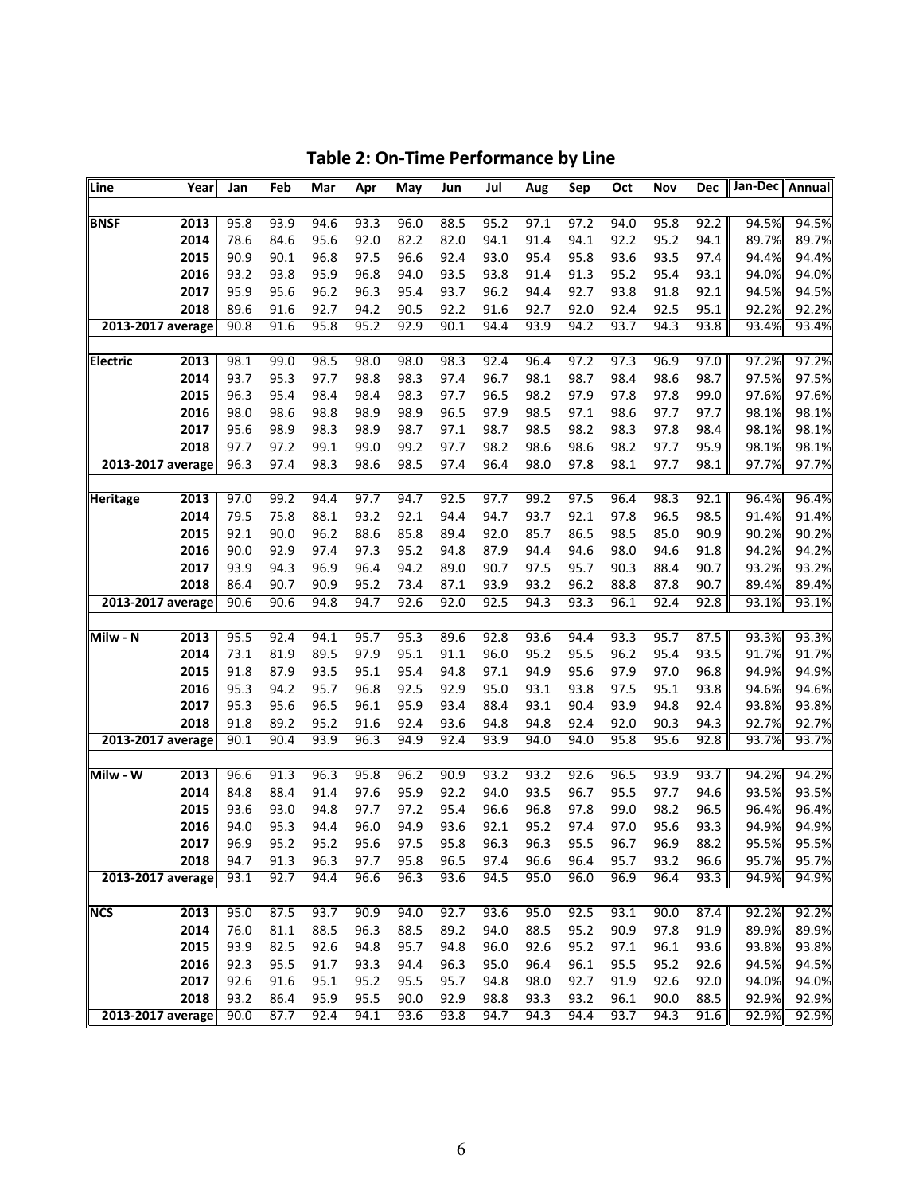## Table 2: On-Time Performance by Line

| Line | Year | Jan | Feb | Mar | Apr | May | Jun | Jul | Aug | Sep | Oct | Nov | Dec | Jan-Dec | Annual |
|---|---|---|---|---|---|---|---|---|---|---|---|---|---|---|---|
| **BNSF** | **2013** | 95.8 | 93.9 | 94.6 | 93.3 | 96.0 | 88.5 | 95.2 | 97.1 | 97.2 | 94.0 | 95.8 | 92.2 | 94.5% | 94.5% |
| | **2014** | 78.6 | 84.6 | 95.6 | 92.0 | 82.2 | 82.0 | 94.1 | 91.4 | 94.1 | 92.2 | 95.2 | 94.1 | 89.7% | 89.7% |
| | **2015** | 90.9 | 90.1 | 96.8 | 97.5 | 96.6 | 92.4 | 93.0 | 95.4 | 95.8 | 93.6 | 93.5 | 97.4 | 94.4% | 94.4% |
| | **2016** | 93.2 | 93.8 | 95.9 | 96.8 | 94.0 | 93.5 | 93.8 | 91.4 | 91.3 | 95.2 | 95.4 | 93.1 | 94.0% | 94.0% |
| | **2017** | 95.9 | 95.6 | 96.2 | 96.3 | 95.4 | 93.7 | 96.2 | 94.4 | 92.7 | 93.8 | 91.8 | 92.1 | 94.5% | 94.5% |
| | **2018** | 89.6 | 91.6 | 92.7 | 94.2 | 90.5 | 92.2 | 91.6 | 92.7 | 92.0 | 92.4 | 92.5 | 95.1 | 92.2% | 92.2% |
| **2013-2017 average** | | 90.8 | 91.6 | 95.8 | 95.2 | 92.9 | 90.1 | 94.4 | 93.9 | 94.2 | 93.7 | 94.3 | 93.8 | 93.4% | 93.4% |
| **Electric** | **2013** | 98.1 | 99.0 | 98.5 | 98.0 | 98.0 | 98.3 | 92.4 | 96.4 | 97.2 | 97.3 | 96.9 | 97.0 | 97.2% | 97.2% |
| | **2014** | 93.7 | 95.3 | 97.7 | 98.8 | 98.3 | 97.4 | 96.7 | 98.1 | 98.7 | 98.4 | 98.6 | 98.7 | 97.5% | 97.5% |
| | **2015** | 96.3 | 95.4 | 98.4 | 98.4 | 98.3 | 97.7 | 96.5 | 98.2 | 97.9 | 97.8 | 97.8 | 99.0 | 97.6% | 97.6% |
| | **2016** | 98.0 | 98.6 | 98.8 | 98.9 | 98.9 | 96.5 | 97.9 | 98.5 | 97.1 | 98.6 | 97.7 | 97.7 | 98.1% | 98.1% |
| | **2017** | 95.6 | 98.9 | 98.3 | 98.9 | 98.7 | 97.1 | 98.7 | 98.5 | 98.2 | 98.3 | 97.8 | 98.4 | 98.1% | 98.1% |
| | **2018** | 97.7 | 97.2 | 99.1 | 99.0 | 99.2 | 97.7 | 98.2 | 98.6 | 98.6 | 98.2 | 97.7 | 95.9 | 98.1% | 98.1% |
| **2013-2017 average** | | 96.3 | 97.4 | 98.3 | 98.6 | 98.5 | 97.4 | 96.4 | 98.0 | 97.8 | 98.1 | 97.7 | 98.1 | 97.7% | 97.7% |
| **Heritage** | **2013** | 97.0 | 99.2 | 94.4 | 97.7 | 94.7 | 92.5 | 97.7 | 99.2 | 97.5 | 96.4 | 98.3 | 92.1 | 96.4% | 96.4% |
| | **2014** | 79.5 | 75.8 | 88.1 | 93.2 | 92.1 | 94.4 | 94.7 | 93.7 | 92.1 | 97.8 | 96.5 | 98.5 | 91.4% | 91.4% |
| | **2015** | 92.1 | 90.0 | 96.2 | 88.6 | 85.8 | 89.4 | 92.0 | 85.7 | 86.5 | 98.5 | 85.0 | 90.9 | 90.2% | 90.2% |
| | **2016** | 90.0 | 92.9 | 97.4 | 97.3 | 95.2 | 94.8 | 87.9 | 94.4 | 94.6 | 98.0 | 94.6 | 91.8 | 94.2% | 94.2% |
| | **2017** | 93.9 | 94.3 | 96.9 | 96.4 | 94.2 | 89.0 | 90.7 | 97.5 | 95.7 | 90.3 | 88.4 | 90.7 | 93.2% | 93.2% |
| | **2018** | 86.4 | 90.7 | 90.9 | 95.2 | 73.4 | 87.1 | 93.9 | 93.2 | 96.2 | 88.8 | 87.8 | 90.7 | 89.4% | 89.4% |
| **2013-2017 average** | | 90.6 | 90.6 | 94.8 | 94.7 | 92.6 | 92.0 | 92.5 | 94.3 | 93.3 | 96.1 | 92.4 | 92.8 | 93.1% | 93.1% |
| **Milw - N** | **2013** | 95.5 | 92.4 | 94.1 | 95.7 | 95.3 | 89.6 | 92.8 | 93.6 | 94.4 | 93.3 | 95.7 | 87.5 | 93.3% | 93.3% |
| | **2014** | 73.1 | 81.9 | 89.5 | 97.9 | 95.1 | 91.1 | 96.0 | 95.2 | 95.5 | 96.2 | 95.4 | 93.5 | 91.7% | 91.7% |
| | **2015** | 91.8 | 87.9 | 93.5 | 95.1 | 95.4 | 94.8 | 97.1 | 94.9 | 95.6 | 97.9 | 97.0 | 96.8 | 94.9% | 94.9% |
| | **2016** | 95.3 | 94.2 | 95.7 | 96.8 | 92.5 | 92.9 | 95.0 | 93.1 | 93.8 | 97.5 | 95.1 | 93.8 | 94.6% | 94.6% |
| | **2017** | 95.3 | 95.6 | 96.5 | 96.1 | 95.9 | 93.4 | 88.4 | 93.1 | 90.4 | 93.9 | 94.8 | 92.4 | 93.8% | 93.8% |
| | **2018** | 91.8 | 89.2 | 95.2 | 91.6 | 92.4 | 93.6 | 94.8 | 94.8 | 92.4 | 92.0 | 90.3 | 94.3 | 92.7% | 92.7% |
| **2013-2017 average** | | 90.1 | 90.4 | 93.9 | 96.3 | 94.9 | 92.4 | 93.9 | 94.0 | 94.0 | 95.8 | 95.6 | 92.8 | 93.7% | 93.7% |
| **Milw - W** | **2013** | 96.6 | 91.3 | 96.3 | 95.8 | 96.2 | 90.9 | 93.2 | 93.2 | 92.6 | 96.5 | 93.9 | 93.7 | 94.2% | 94.2% |
| | **2014** | 84.8 | 88.4 | 91.4 | 97.6 | 95.9 | 92.2 | 94.0 | 93.5 | 96.7 | 95.5 | 97.7 | 94.6 | 93.5% | 93.5% |
| | **2015** | 93.6 | 93.0 | 94.8 | 97.7 | 97.2 | 95.4 | 96.6 | 96.8 | 97.8 | 99.0 | 98.2 | 96.5 | 96.4% | 96.4% |
| | **2016** | 94.0 | 95.3 | 94.4 | 96.0 | 94.9 | 93.6 | 92.1 | 95.2 | 97.4 | 97.0 | 95.6 | 93.3 | 94.9% | 94.9% |
| | **2017** | 96.9 | 95.2 | 95.2 | 95.6 | 97.5 | 95.8 | 96.3 | 96.3 | 95.5 | 96.7 | 96.9 | 88.2 | 95.5% | 95.5% |
| | **2018** | 94.7 | 91.3 | 96.3 | 97.7 | 95.8 | 96.5 | 97.4 | 96.6 | 96.4 | 95.7 | 93.2 | 96.6 | 95.7% | 95.7% |
| **2013-2017 average** | | 93.1 | 92.7 | 94.4 | 96.6 | 96.3 | 93.6 | 94.5 | 95.0 | 96.0 | 96.9 | 96.4 | 93.3 | 94.9% | 94.9% |
| **NCS** | **2013** | 95.0 | 87.5 | 93.7 | 90.9 | 94.0 | 92.7 | 93.6 | 95.0 | 92.5 | 93.1 | 90.0 | 87.4 | 92.2% | 92.2% |
| | **2014** | 76.0 | 81.1 | 88.5 | 96.3 | 88.5 | 89.2 | 94.0 | 88.5 | 95.2 | 90.9 | 97.8 | 91.9 | 89.9% | 89.9% |
| | **2015** | 93.9 | 82.5 | 92.6 | 94.8 | 95.7 | 94.8 | 96.0 | 92.6 | 95.2 | 97.1 | 96.1 | 93.6 | 93.8% | 93.8% |
| | **2016** | 92.3 | 95.5 | 91.7 | 93.3 | 94.4 | 96.3 | 95.0 | 96.4 | 96.1 | 95.5 | 95.2 | 92.6 | 94.5% | 94.5% |
| | **2017** | 92.6 | 91.6 | 95.1 | 95.2 | 95.5 | 95.7 | 94.8 | 98.0 | 92.7 | 91.9 | 92.6 | 92.0 | 94.0% | 94.0% |
| | **2018** | 93.2 | 86.4 | 95.9 | 95.5 | 90.0 | 92.9 | 98.8 | 93.3 | 93.2 | 96.1 | 90.0 | 88.5 | 92.9% | 92.9% |
| **2013-2017 average** | | 90.0 | 87.7 | 92.4 | 94.1 | 93.6 | 93.8 | 94.7 | 94.3 | 94.4 | 93.7 | 94.3 | 91.6 | 92.9% | 92.9% |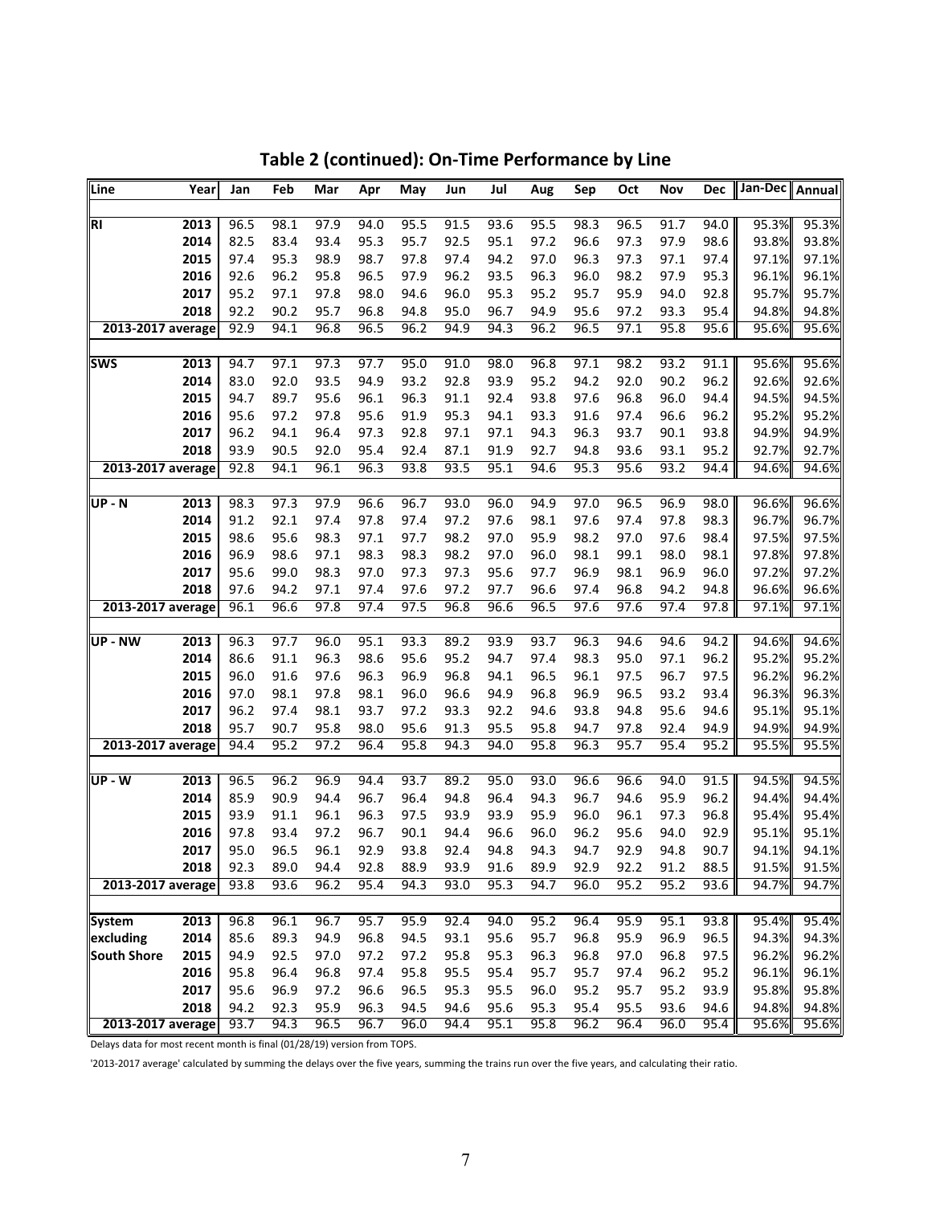## Table 2 (continued): On-Time Performance by Line

| Line | Year | Jan | Feb | Mar | Apr | May | Jun | Jul | Aug | Sep | Oct | Nov | Dec | Jan-Dec | Annual |
|---|---|---|---|---|---|---|---|---|---|---|---|---|---|---|---|
| RI | 2013 | 96.5 | 98.1 | 97.9 | 94.0 | 95.5 | 91.5 | 93.6 | 95.5 | 98.3 | 96.5 | 91.7 | 94.0 | 95.3% | 95.3% |
| | 2014 | 82.5 | 83.4 | 93.4 | 95.3 | 95.7 | 92.5 | 95.1 | 97.2 | 96.6 | 97.3 | 97.9 | 98.6 | 93.8% | 93.8% |
| | 2015 | 97.4 | 95.3 | 98.9 | 98.7 | 97.8 | 97.4 | 94.2 | 97.0 | 96.3 | 97.3 | 97.1 | 97.4 | 97.1% | 97.1% |
| | 2016 | 92.6 | 96.2 | 95.8 | 96.5 | 97.9 | 96.2 | 93.5 | 96.3 | 96.0 | 98.2 | 97.9 | 95.3 | 96.1% | 96.1% |
| | 2017 | 95.2 | 97.1 | 97.8 | 98.0 | 94.6 | 96.0 | 95.3 | 95.2 | 95.7 | 95.9 | 94.0 | 92.8 | 95.7% | 95.7% |
| | 2018 | 92.2 | 90.2 | 95.7 | 96.8 | 94.8 | 95.0 | 96.7 | 94.9 | 95.6 | 97.2 | 93.3 | 95.4 | 94.8% | 94.8% |
| 2013-2017 average | | 92.9 | 94.1 | 96.8 | 96.5 | 96.2 | 94.9 | 94.3 | 96.2 | 96.5 | 97.1 | 95.8 | 95.6 | 95.6% | 95.6% |
| SWS | 2013 | 94.7 | 97.1 | 97.3 | 97.7 | 95.0 | 91.0 | 98.0 | 96.8 | 97.1 | 98.2 | 93.2 | 91.1 | 95.6% | 95.6% |
| | 2014 | 83.0 | 92.0 | 93.5 | 94.9 | 93.2 | 92.8 | 93.9 | 95.2 | 94.2 | 92.0 | 90.2 | 96.2 | 92.6% | 92.6% |
| | 2015 | 94.7 | 89.7 | 95.6 | 96.1 | 96.3 | 91.1 | 92.4 | 93.8 | 97.6 | 96.8 | 96.0 | 94.4 | 94.5% | 94.5% |
| | 2016 | 95.6 | 97.2 | 97.8 | 95.6 | 91.9 | 95.3 | 94.1 | 93.3 | 91.6 | 97.4 | 96.6 | 96.2 | 95.2% | 95.2% |
| | 2017 | 96.2 | 94.1 | 96.4 | 97.3 | 92.8 | 97.1 | 97.1 | 94.3 | 96.3 | 93.7 | 90.1 | 93.8 | 94.9% | 94.9% |
| | 2018 | 93.9 | 90.5 | 92.0 | 95.4 | 92.4 | 87.1 | 91.9 | 92.7 | 94.8 | 93.6 | 93.1 | 95.2 | 92.7% | 92.7% |
| 2013-2017 average | | 92.8 | 94.1 | 96.1 | 96.3 | 93.8 | 93.5 | 95.1 | 94.6 | 95.3 | 95.6 | 93.2 | 94.4 | 94.6% | 94.6% |
| UP - N | 2013 | 98.3 | 97.3 | 97.9 | 96.6 | 96.7 | 93.0 | 96.0 | 94.9 | 97.0 | 96.5 | 96.9 | 98.0 | 96.6% | 96.6% |
| | 2014 | 91.2 | 92.1 | 97.4 | 97.8 | 97.4 | 97.2 | 97.6 | 98.1 | 97.6 | 97.4 | 97.8 | 98.3 | 96.7% | 96.7% |
| | 2015 | 98.6 | 95.6 | 98.3 | 97.1 | 97.7 | 98.2 | 97.0 | 95.9 | 98.2 | 97.0 | 97.6 | 98.4 | 97.5% | 97.5% |
| | 2016 | 96.9 | 98.6 | 97.1 | 98.3 | 98.3 | 98.2 | 97.0 | 96.0 | 98.1 | 99.1 | 98.0 | 98.1 | 97.8% | 97.8% |
| | 2017 | 95.6 | 99.0 | 98.3 | 97.0 | 97.3 | 97.3 | 95.6 | 97.7 | 96.9 | 98.1 | 96.9 | 96.0 | 97.2% | 97.2% |
| | 2018 | 97.6 | 94.2 | 97.1 | 97.4 | 97.6 | 97.2 | 97.7 | 96.6 | 97.4 | 96.8 | 94.2 | 94.8 | 96.6% | 96.6% |
| 2013-2017 average | | 96.1 | 96.6 | 97.8 | 97.4 | 97.5 | 96.8 | 96.6 | 96.5 | 97.6 | 97.6 | 97.4 | 97.8 | 97.1% | 97.1% |
| UP - NW | 2013 | 96.3 | 97.7 | 96.0 | 95.1 | 93.3 | 89.2 | 93.9 | 93.7 | 96.3 | 94.6 | 94.6 | 94.2 | 94.6% | 94.6% |
| | 2014 | 86.6 | 91.1 | 96.3 | 98.6 | 95.6 | 95.2 | 94.7 | 97.4 | 98.3 | 95.0 | 97.1 | 96.2 | 95.2% | 95.2% |
| | 2015 | 96.0 | 91.6 | 97.6 | 96.3 | 96.9 | 96.8 | 94.1 | 96.5 | 96.1 | 97.5 | 96.7 | 97.5 | 96.2% | 96.2% |
| | 2016 | 97.0 | 98.1 | 97.8 | 98.1 | 96.0 | 96.6 | 94.9 | 96.8 | 96.9 | 96.5 | 93.2 | 93.4 | 96.3% | 96.3% |
| | 2017 | 96.2 | 97.4 | 98.1 | 93.7 | 97.2 | 93.3 | 92.2 | 94.6 | 93.8 | 94.8 | 95.6 | 94.6 | 95.1% | 95.1% |
| | 2018 | 95.7 | 90.7 | 95.8 | 98.0 | 95.6 | 91.3 | 95.5 | 95.8 | 94.7 | 97.8 | 92.4 | 94.9 | 94.9% | 94.9% |
| 2013-2017 average | | 94.4 | 95.2 | 97.2 | 96.4 | 95.8 | 94.3 | 94.0 | 95.8 | 96.3 | 95.7 | 95.4 | 95.2 | 95.5% | 95.5% |
| UP - W | 2013 | 96.5 | 96.2 | 96.9 | 94.4 | 93.7 | 89.2 | 95.0 | 93.0 | 96.6 | 96.6 | 94.0 | 91.5 | 94.5% | 94.5% |
| | 2014 | 85.9 | 90.9 | 94.4 | 96.7 | 96.4 | 94.8 | 96.4 | 94.3 | 96.7 | 94.6 | 95.9 | 96.2 | 94.4% | 94.4% |
| | 2015 | 93.9 | 91.1 | 96.1 | 96.3 | 97.5 | 93.9 | 93.9 | 95.9 | 96.0 | 96.1 | 97.3 | 96.8 | 95.4% | 95.4% |
| | 2016 | 97.8 | 93.4 | 97.2 | 96.7 | 90.1 | 94.4 | 96.6 | 96.0 | 96.2 | 95.6 | 94.0 | 92.9 | 95.1% | 95.1% |
| | 2017 | 95.0 | 96.5 | 96.1 | 92.9 | 93.8 | 92.4 | 94.8 | 94.3 | 94.7 | 92.9 | 94.8 | 90.7 | 94.1% | 94.1% |
| | 2018 | 92.3 | 89.0 | 94.4 | 92.8 | 88.9 | 93.9 | 91.6 | 89.9 | 92.9 | 92.2 | 91.2 | 88.5 | 91.5% | 91.5% |
| 2013-2017 average | | 93.8 | 93.6 | 96.2 | 95.4 | 94.3 | 93.0 | 95.3 | 94.7 | 96.0 | 95.2 | 95.2 | 93.6 | 94.7% | 94.7% |
| System excluding South Shore | 2013 | 96.8 | 96.1 | 96.7 | 95.7 | 95.9 | 92.4 | 94.0 | 95.2 | 96.4 | 95.9 | 95.1 | 93.8 | 95.4% | 95.4% |
| | 2014 | 85.6 | 89.3 | 94.9 | 96.8 | 94.5 | 93.1 | 95.6 | 95.7 | 96.8 | 95.9 | 96.9 | 96.5 | 94.3% | 94.3% |
| | 2015 | 94.9 | 92.5 | 97.0 | 97.2 | 97.2 | 95.8 | 95.3 | 96.3 | 96.8 | 97.0 | 96.8 | 97.5 | 96.2% | 96.2% |
| | 2016 | 95.8 | 96.4 | 96.8 | 97.4 | 95.8 | 95.5 | 95.4 | 95.7 | 95.7 | 97.4 | 96.2 | 95.2 | 96.1% | 96.1% |
| | 2017 | 95.6 | 96.9 | 97.2 | 96.6 | 96.5 | 95.3 | 95.5 | 96.0 | 95.2 | 95.7 | 95.2 | 93.9 | 95.8% | 95.8% |
| | 2018 | 94.2 | 92.3 | 95.9 | 96.3 | 94.5 | 94.6 | 95.6 | 95.3 | 95.4 | 95.5 | 93.6 | 94.6 | 94.8% | 94.8% |
| 2013-2017 average | | 93.7 | 94.3 | 96.5 | 96.7 | 96.0 | 94.4 | 95.1 | 95.8 | 96.2 | 96.4 | 96.0 | 95.4 | 95.6% | 95.6% |

Delays data for most recent month is final (01/28/19) version from TOPS.

'2013-2017 average' calculated by summing the delays over the five years, summing the trains run over the five years, and calculating their ratio.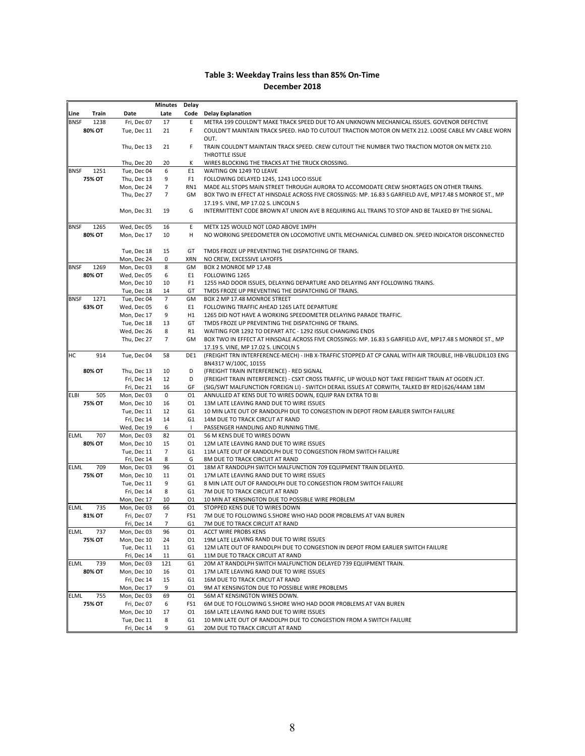# Table 3: Weekday Trains less than 85% On-Time

## December 2018

| Line | Train | Date | Minutes Late | Delay Code | Delay Explanation |
|---|---|---|---|---|---|
| BNSF | 1238 | Fri, Dec 07 | 17 | E | METRA 199 COULDN'T MAKE TRACK SPEED DUE TO AN UNKNOWN MECHANICAL ISSUES. GOVENOR DEFECTIVE |
| | 80% OT | Tue, Dec 11 | 21 | F | COULDN'T MAINTAIN TRACK SPEED. HAD TO CUTOUT TRACTION MOTOR ON METX 212. LOOSE CABLE MV CABLE WORN OUT. |
| | | Thu, Dec 13 | 21 | F | TRAIN COULDN'T MAINTAIN TRACK SPEED. CREW CUTOUT THE NUMBER TWO TRACTION MOTOR ON METX 210. THROTTLE ISSUE |
| | | Thu, Dec 20 | 20 | K | WIRES BLOCKING THE TRACKS AT THE TRUCK CROSSING. |
| BNSF | 1251 | Tue, Dec 04 | 6 | E1 | WAITING ON 1249 TO LEAVE |
| | 75% OT | Thu, Dec 13 | 9 | F1 | FOLLOWING DELAYED 1245, 1243 LOCO ISSUE |
| | | Mon, Dec 24 | 7 | RN1 | MADE ALL STOPS MAIN STREET THROUGH AURORA TO ACCOMODATE CREW SHORTAGES ON OTHER TRAINS. |
| | | Thu, Dec 27 | 7 | GM | BOX TWO IN EFFECT AT HINSDALE ACROSS FIVE CROSSINGS: MP. 16.83 S GARFIELD AVE, MP17.48 S MONROE ST., MP 17.19 S. VINE, MP 17.02 S. LINCOLN S |
| | | Mon, Dec 31 | 19 | G | INTERMITTENT CODE BROWN AT UNION AVE B REQUIRING ALL TRAINS TO STOP AND BE TALKED BY THE SIGNAL. |
| BNSF | 1265 | Wed, Dec 05 | 16 | E | METX 125 WOULD NOT LOAD ABOVE 1MPH |
| | 80% OT | Mon, Dec 17 | 10 | H | NO WORKING SPEEDOMETER ON LOCOMOTIVE UNTIL MECHANICAL CLIMBED ON. SPEED INDICATOR DISCONNECTED |
| | | Tue, Dec 18 | 15 | GT | TMDS FROZE UP PREVENTING THE DISPATCHING OF TRAINS. |
| | | Mon, Dec 24 | 0 | XRN | NO CREW, EXCESSIVE LAYOFFS |
| BNSF | 1269 | Mon, Dec 03 | 8 | GM | BOX 2 MONROE MP 17.48 |
| | 80% OT | Wed, Dec 05 | 6 | E1 | FOLLOWING 1265 |
| | | Mon, Dec 10 | 10 | F1 | 1255 HAD DOOR ISSUES, DELAYING DEPARTURE AND DELAYING ANY FOLLOWING TRAINS. |
| | | Tue, Dec 18 | 14 | GT | TMDS FROZE UP PREVENTING THE DISPATCHING OF TRAINS. |
| BNSF | 1271 | Tue, Dec 04 | 7 | GM | BOX 2 MP 17.48 MONROE STREET |
| | 63% OT | Wed, Dec 05 | 6 | E1 | FOLLOWING TRAFFIC AHEAD 1265 LATE DEPARTURE |
| | | Mon, Dec 17 | 9 | H1 | 1265 DID NOT HAVE A WORKING SPEEDOMETER DELAYING PARADE TRAFFIC. |
| | | Tue, Dec 18 | 13 | GT | TMDS FROZE UP PREVENTING THE DISPATCHING OF TRAINS. |
| | | Wed, Dec 26 | 8 | R1 | WAITING FOR 1292 TO DEPART ATC - 1292 ISSUE CHANGING ENDS |
| | | Thu, Dec 27 | 7 | GM | BOX TWO IN EFFECT AT HINSDALE ACROSS FIVE CROSSINGS: MP. 16.83 S GARFIELD AVE, MP17.48 S MONROE ST., MP 17.19 S. VINE, MP 17.02 S. LINCOLN S |
| HC | 914 | Tue, Dec 04 | 58 | DE1 | (FREIGHT TRN INTERFERENCE-MECH) - IHB X-TRAFFIC STOPPED AT CP CANAL WITH AIR TROUBLE, IHB-VBLUDIL103 ENG BN4317 W/100C, 10155 |
| | 80% OT | Thu, Dec 13 | 10 | D | (FREIGHT TRAIN INTERFERENCE) - RED SIGNAL |
| | | Fri, Dec 14 | 12 | D | (FREIGHT TRAIN INTERFERENCE) - CSXT CROSS TRAFFIC, UP WOULD NOT TAKE FREIGHT TRAIN AT OGDEN JCT. |
| | | Fri, Dec 21 | 16 | GF | (SIG/SWT MALFUNCTION FOREIGN LI) - SWITCH DERAIL ISSUES AT CORWITH, TALKED BY RED\|626/44AM 18M |
| ELBI | 505 | Mon, Dec 03 | 0 | O1 | ANNULLED AT KENS DUE TO WIRES DOWN, EQUIP RAN EXTRA TO BI |
| | 75% OT | Mon, Dec 10 | 16 | O1 | 13M LATE LEAVING RAND DUE TO WIRE ISSUES |
| | | Tue, Dec 11 | 12 | G1 | 10 MIN LATE OUT OF RANDOLPH DUE TO CONGESTION IN DEPOT FROM EARLIER SWITCH FAILURE |
| | | Fri, Dec 14 | 14 | G1 | 14M DUE TO TRACK CIRCUT AT RAND |
| | | Wed, Dec 19 | 6 | I | PASSENGER HANDLING AND RUNNING TIME. |
| ELML | 707 | Mon, Dec 03 | 82 | O1 | 56 M KENS DUE TO WIRES DOWN |
| | 80% OT | Mon, Dec 10 | 15 | O1 | 12M LATE LEAVING RAND DUE TO WIRE ISSUES |
| | | Tue, Dec 11 | 7 | G1 | 11M LATE OUT OF RANDOLPH DUE TO CONGESTION FROM SWITCH FAILURE |
| | | Fri, Dec 14 | 8 | G | 8M DUE TO TRACK CIRCUIT AT RAND |
| ELML | 709 | Mon, Dec 03 | 96 | O1 | 18M AT RANDOLPH SWITCH MALFUNCTION 709 EQUIPMENT TRAIN DELAYED. |
| | 75% OT | Mon, Dec 10 | 11 | O1 | 17M LATE LEAVING RAND DUE TO WIRE ISSUES |
| | | Tue, Dec 11 | 9 | G1 | 8 MIN LATE OUT OF RANDOLPH DUE TO CONGESTION FROM SWITCH FAILURE |
| | | Fri, Dec 14 | 8 | G1 | 7M DUE TO TRACK CIRCUIT AT RAND |
| | | Mon, Dec 17 | 10 | O1 | 10 MIN AT KENSINGTON DUE TO POSSIBLE WIRE PROBLEM |
| ELML | 735 | Mon, Dec 03 | 66 | O1 | STOPPED KENS DUE TO WIRES DOWN |
| | 81% OT | Fri, Dec 07 | 7 | FS1 | 7M DUE TO FOLLOWING S.SHORE WHO HAD DOOR PROBLEMS AT VAN BUREN |
| | | Fri, Dec 14 | 7 | G1 | 7M DUE TO TRACK CIRCUIT AT RAND |
| ELML | 737 | Mon, Dec 03 | 96 | O1 | ACCT WIRE PROBS KENS |
| | 75% OT | Mon, Dec 10 | 24 | O1 | 19M LATE LEAVING RAND DUE TO WIRE ISSUES |
| | | Tue, Dec 11 | 11 | G1 | 12M LATE OUT OF RANDOLPH DUE TO CONGESTION IN DEPOT FROM EARLIER SWITCH FAILURE |
| | | Fri, Dec 14 | 11 | G1 | 11M DUE TO TRACK CIRCUIT AT RAND |
| ELML | 739 | Mon, Dec 03 | 121 | G1 | 20M AT RANDOLPH SWITCH MALFUNCTION DELAYED 739 EQUIPMENT TRAIN. |
| | 80% OT | Mon, Dec 10 | 16 | O1 | 17M LATE LEAVING RAND DUE TO WIRE ISSUES |
| | | Fri, Dec 14 | 15 | G1 | 16M DUE TO TRACK CIRCUT AT RAND |
| | | Mon, Dec 17 | 9 | O1 | 9M AT KENSINGTON DUE TO POSSIBLE WIRE PROBLEMS |
| ELML | 755 | Mon, Dec 03 | 69 | O1 | 56M AT KENSINGTON WIRES DOWN. |
| | 75% OT | Fri, Dec 07 | 6 | FS1 | 6M DUE TO FOLLOWING S.SHORE WHO HAD DOOR PROBLEMS AT VAN BUREN |
| | | Mon, Dec 10 | 17 | O1 | 16M LATE LEAVING RAND DUE TO WIRE ISSUES |
| | | Tue, Dec 11 | 8 | G1 | 10 MIN LATE OUT OF RANDOLPH DUE TO CONGESTION FROM A SWITCH FAILURE |
| | | Fri, Dec 14 | 9 | G1 | 20M DUE TO TRACK CIRCUIT AT RAND |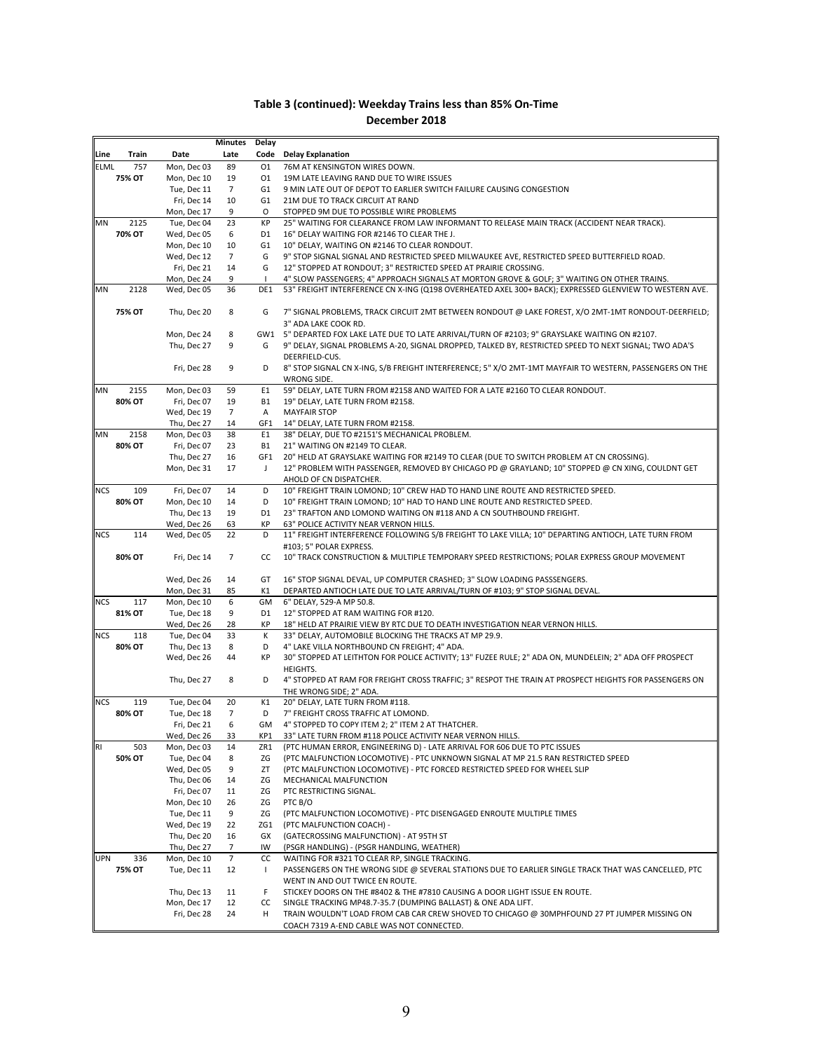## Table 3 (continued): Weekday Trains less than 85% On-Time

### December 2018

| Line | Train | Date | Minutes Late | Delay Code | Delay Explanation |
|---|---|---|---|---|---|
| ELML | 757 | Mon, Dec 03 | 89 | O1 | 76M AT KENSINGTON WIRES DOWN. |
| | 75% OT | Mon, Dec 10 | 19 | O1 | 19M LATE LEAVING RAND DUE TO WIRE ISSUES |
| | | Tue, Dec 11 | 7 | G1 | 9 MIN LATE OUT OF DEPOT TO EARLIER SWITCH FAILURE CAUSING CONGESTION |
| | | Fri, Dec 14 | 10 | G1 | 21M DUE TO TRACK CIRCUIT AT RAND |
| | | Mon, Dec 17 | 9 | O | STOPPED 9M DUE TO POSSIBLE WIRE PROBLEMS |
| MN | 2125 | Tue, Dec 04 | 23 | KP | 25" WAITING FOR CLEARANCE FROM LAW INFORMANT TO RELEASE MAIN TRACK (ACCIDENT NEAR TRACK). |
| | 70% OT | Wed, Dec 05 | 6 | D1 | 16" DELAY WAITING FOR #2146 TO CLEAR THE J. |
| | | Mon, Dec 10 | 10 | G1 | 10" DELAY, WAITING ON #2146 TO CLEAR RONDOUT. |
| | | Wed, Dec 12 | 7 | G | 9" STOP SIGNAL SIGNAL AND RESTRICTED SPEED MILWAUKEE AVE, RESTRICTED SPEED BUTTERFIELD ROAD. |
| | | Fri, Dec 21 | 14 | G | 12" STOPPED AT RONDOUT; 3" RESTRICTED SPEED AT PRAIRIE CROSSING. |
| | | Mon, Dec 24 | 9 | I | 4" SLOW PASSENGERS; 4" APPROACH SIGNALS AT MORTON GROVE & GOLF; 3" WAITING ON OTHER TRAINS. |
| MN | 2128 | Wed, Dec 05 | 36 | DE1 | 53" FREIGHT INTERFERENCE CN X-ING (Q198 OVERHEATED AXEL 300+ BACK); EXPRESSED GLENVIEW TO WESTERN AVE. |
| | 75% OT | Thu, Dec 20 | 8 | G | 7" SIGNAL PROBLEMS, TRACK CIRCUIT 2MT BETWEEN RONDOUT @ LAKE FOREST, X/O 2MT-1MT RONDOUT-DEERFIELD; 3" ADA LAKE COOK RD. |
| | | Mon, Dec 24 | 8 | GW1 | 5" DEPARTED FOX LAKE LATE DUE TO LATE ARRIVAL/TURN OF #2103; 9" GRAYSLAKE WAITING ON #2107. |
| | | Thu, Dec 27 | 9 | G | 9" DELAY, SIGNAL PROBLEMS A-20, SIGNAL DROPPED, TALKED BY, RESTRICTED SPEED TO NEXT SIGNAL; TWO ADA'S DEERFIELD-CUS. |
| | | Fri, Dec 28 | 9 | D | 8" STOP SIGNAL CN X-ING, S/B FREIGHT INTERFERENCE; 5" X/O 2MT-1MT MAYFAIR TO WESTERN, PASSENGERS ON THE WRONG SIDE. |
| MN | 2155 | Mon, Dec 03 | 59 | E1 | 59" DELAY, LATE TURN FROM #2158 AND WAITED FOR A LATE #2160 TO CLEAR RONDOUT. |
| | 80% OT | Fri, Dec 07 | 19 | B1 | 19" DELAY, LATE TURN FROM #2158. |
| | | Wed, Dec 19 | 7 | A | MAYFAIR STOP |
| | | Thu, Dec 27 | 14 | GF1 | 14" DELAY, LATE TURN FROM #2158. |
| MN | 2158 | Mon, Dec 03 | 38 | E1 | 38" DELAY, DUE TO #2151'S MECHANICAL PROBLEM. |
| | 80% OT | Fri, Dec 07 | 23 | B1 | 21" WAITING ON #2149 TO CLEAR. |
| | | Thu, Dec 27 | 16 | GF1 | 20" HELD AT GRAYSLAKE WAITING FOR #2149 TO CLEAR (DUE TO SWITCH PROBLEM AT CN CROSSING). |
| | | Mon, Dec 31 | 17 | J | 12" PROBLEM WITH PASSENGER, REMOVED BY CHICAGO PD @ GRAYLAND; 10" STOPPED @ CN XING, COULDNT GET AHOLD OF CN DISPATCHER. |
| NCS | 109 | Fri, Dec 07 | 14 | D | 10" FREIGHT TRAIN LOMOND; 10" CREW HAD TO HAND LINE ROUTE AND RESTRICTED SPEED. |
| | 80% OT | Mon, Dec 10 | 14 | D | 10" FREIGHT TRAIN LOMOND; 10" HAD TO HAND LINE ROUTE AND RESTRICTED SPEED. |
| | | Thu, Dec 13 | 19 | D1 | 23" TRAFTON AND LOMOND WAITING ON #118 AND A CN SOUTHBOUND FREIGHT. |
| | | Wed, Dec 26 | 63 | KP | 63" POLICE ACTIVITY NEAR VERNON HILLS. |
| NCS | 114 | Wed, Dec 05 | 22 | D | 11" FREIGHT INTERFERENCE FOLLOWING S/B FREIGHT TO LAKE VILLA; 10" DEPARTING ANTIOCH, LATE TURN FROM #103; 5" POLAR EXPRESS. |
| | 80% OT | Fri, Dec 14 | 7 | CC | 10" TRACK CONSTRUCTION & MULTIPLE TEMPORARY SPEED RESTRICTIONS; POLAR EXPRESS GROUP MOVEMENT |
| | | Wed, Dec 26 | 14 | GT | 16" STOP SIGNAL DEVAL, UP COMPUTER CRASHED; 3" SLOW LOADING PASSSENGERS. |
| | | Mon, Dec 31 | 85 | K1 | DEPARTED ANTIOCH LATE DUE TO LATE ARRIVAL/TURN OF #103; 9" STOP SIGNAL DEVAL. |
| NCS | 117 | Mon, Dec 10 | 6 | GM | 6" DELAY, 529-A MP 50.8. |
| | 81% OT | Tue, Dec 18 | 9 | D1 | 12" STOPPED AT RAM WAITING FOR #120. |
| | | Wed, Dec 26 | 28 | KP | 18" HELD AT PRAIRIE VIEW BY RTC DUE TO DEATH INVESTIGATION NEAR VERNON HILLS. |
| NCS | 118 | Tue, Dec 04 | 33 | K | 33" DELAY, AUTOMOBILE BLOCKING THE TRACKS AT MP 29.9. |
| | 80% OT | Thu, Dec 13 | 8 | D | 4" LAKE VILLA NORTHBOUND CN FREIGHT; 4" ADA. |
| | | Wed, Dec 26 | 44 | KP | 30" STOPPED AT LEITHTON FOR POLICE ACTIVITY; 13" FUZEE RULE; 2" ADA ON, MUNDELEIN; 2" ADA OFF PROSPECT HEIGHTS. |
| | | Thu, Dec 27 | 8 | D | 4" STOPPED AT RAM FOR FREIGHT CROSS TRAFFIC; 3" RESPOT THE TRAIN AT PROSPECT HEIGHTS FOR PASSENGERS ON THE WRONG SIDE; 2" ADA. |
| NCS | 119 | Tue, Dec 04 | 20 | K1 | 20" DELAY, LATE TURN FROM #118. |
| | 80% OT | Tue, Dec 18 | 7 | D | 7" FREIGHT CROSS TRAFFIC AT LOMOND. |
| | | Fri, Dec 21 | 6 | GM | 4" STOPPED TO COPY ITEM 2; 2" ITEM 2 AT THATCHER. |
| | | Wed, Dec 26 | 33 | KP1 | 33" LATE TURN FROM #118 POLICE ACTIVITY NEAR VERNON HILLS. |
| RI | 503 | Mon, Dec 03 | 14 | ZR1 | (PTC HUMAN ERROR, ENGINEERING D) - LATE ARRIVAL FOR 606 DUE TO PTC ISSUES |
| | 50% OT | Tue, Dec 04 | 8 | ZG | (PTC MALFUNCTION LOCOMOTIVE) - PTC UNKNOWN SIGNAL AT MP 21.5 RAN RESTRICTED SPEED |
| | | Wed, Dec 05 | 9 | ZT | (PTC MALFUNCTION LOCOMOTIVE) - PTC FORCED RESTRICTED SPEED FOR WHEEL SLIP |
| | | Thu, Dec 06 | 14 | ZG | MECHANICAL MALFUNCTION |
| | | Fri, Dec 07 | 11 | ZG | PTC RESTRICTING SIGNAL. |
| | | Mon, Dec 10 | 26 | ZG | PTC B/O |
| | | Tue, Dec 11 | 9 | ZG | (PTC MALFUNCTION LOCOMOTIVE) - PTC DISENGAGED ENROUTE MULTIPLE TIMES |
| | | Wed, Dec 19 | 22 | ZG1 | (PTC MALFUNCTION COACH) - |
| | | Thu, Dec 20 | 16 | GX | (GATECROSSING MALFUNCTION) - AT 95TH ST |
| | | Thu, Dec 27 | 7 | IW | (PSGR HANDLING) - (PSGR HANDLING, WEATHER) |
| UPN | 336 | Mon, Dec 10 | 7 | CC | WAITING FOR #321 TO CLEAR RP, SINGLE TRACKING. |
| | 75% OT | Tue, Dec 11 | 12 | I | PASSENGERS ON THE WRONG SIDE @ SEVERAL STATIONS DUE TO EARLIER SINGLE TRACK THAT WAS CANCELLED, PTC WENT IN AND OUT TWICE EN ROUTE. |
| | | Thu, Dec 13 | 11 | F | STICKEY DOORS ON THE #8402 & THE #7810 CAUSING A DOOR LIGHT ISSUE EN ROUTE. |
| | | Mon, Dec 17 | 12 | CC | SINGLE TRACKING MP48.7-35.7 (DUMPING BALLAST) & ONE ADA LIFT. |
| | | Fri, Dec 28 | 24 | H | TRAIN WOULDN'T LOAD FROM CAB CAR CREW SHOVED TO CHICAGO @ 30MPHFOUND 27 PT JUMPER MISSING ON COACH 7319 A-END CABLE WAS NOT CONNECTED. |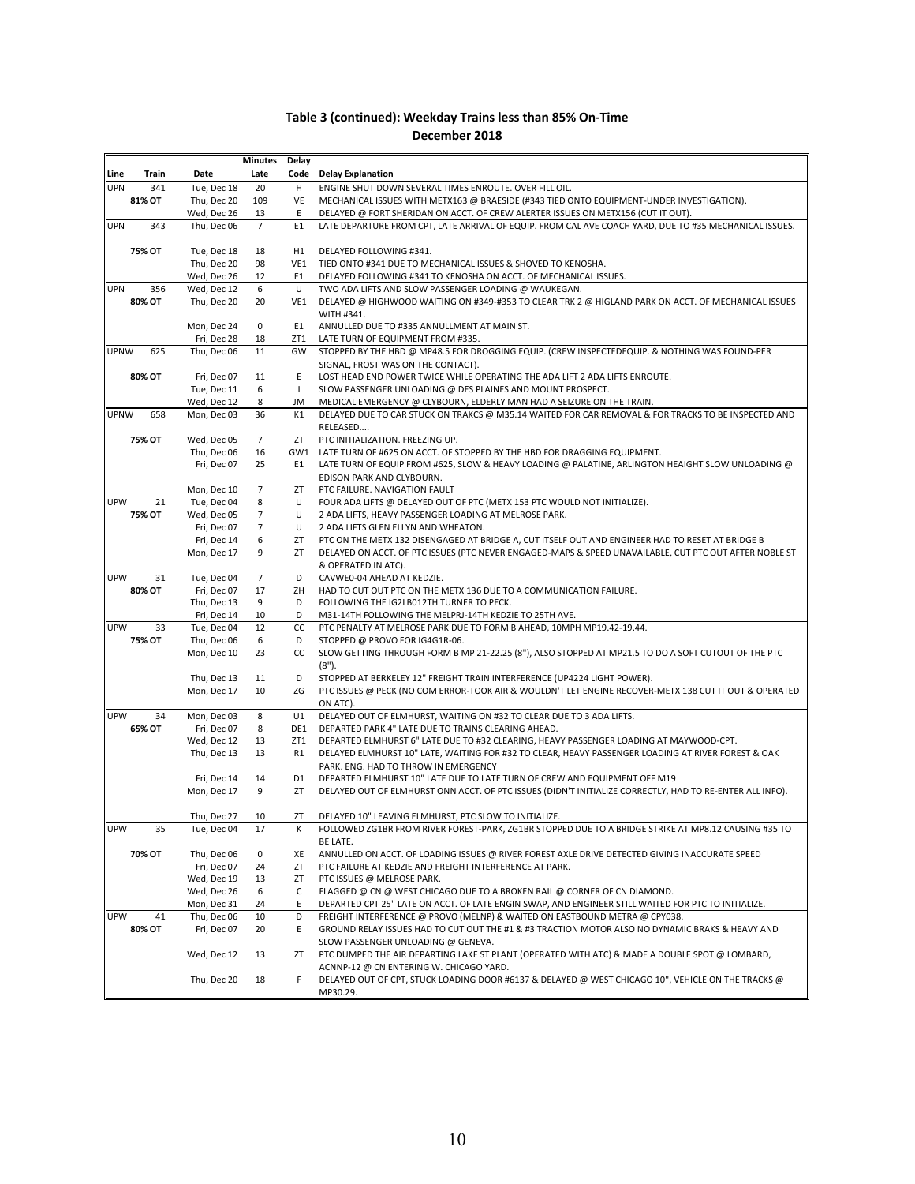### Table 3 (continued): Weekday Trains less than 85% On-Time
### December 2018

| Line | Train | Date | Minutes Late | Delay Code | Delay Explanation |
|---|---|---|---|---|---|
| UPN | 341 | Tue, Dec 18 | 20 | H | ENGINE SHUT DOWN SEVERAL TIMES ENROUTE. OVER FILL OIL. |
| | 81% OT | Thu, Dec 20 | 109 | VE | MECHANICAL ISSUES WITH METX163 @ BRAESIDE (#343 TIED ONTO EQUIPMENT-UNDER INVESTIGATION). |
| | | Wed, Dec 26 | 13 | E | DELAYED @ FORT SHERIDAN ON ACCT. OF CREW ALERTER ISSUES ON METX156 (CUT IT OUT). |
| UPN | 343 | Thu, Dec 06 | 7 | E1 | LATE DEPARTURE FROM CPT, LATE ARRIVAL OF EQUIP. FROM CAL AVE COACH YARD, DUE TO #35 MECHANICAL ISSUES. |
| | 75% OT | Tue, Dec 18 | 18 | H1 | DELAYED FOLLOWING #341. |
| | | Thu, Dec 20 | 98 | VE1 | TIED ONTO #341 DUE TO MECHANICAL ISSUES & SHOVED TO KENOSHA. |
| | | Wed, Dec 26 | 12 | E1 | DELAYED FOLLOWING #341 TO KENOSHA ON ACCT. OF MECHANICAL ISSUES. |
| UPN | 356 | Wed, Dec 12 | 6 | U | TWO ADA LIFTS AND SLOW PASSENGER LOADING @ WAUKEGAN. |
| | 80% OT | Thu, Dec 20 | 20 | VE1 | DELAYED @ HIGHWOOD WAITING ON #349-#353 TO CLEAR TRK 2 @ HIGLAND PARK ON ACCT. OF MECHANICAL ISSUES WITH #341. |
| | | Mon, Dec 24 | 0 | E1 | ANNULLED DUE TO #335 ANNULLMENT AT MAIN ST. |
| | | Fri, Dec 28 | 18 | ZT1 | LATE TURN OF EQUIPMENT FROM #335. |
| UPNW | 625 | Thu, Dec 06 | 11 | GW | STOPPED BY THE HBD @ MP48.5 FOR DROGGING EQUIP. (CREW INSPECTEDEQUIP. & NOTHING WAS FOUND-PER SIGNAL, FROST WAS ON THE CONTACT). |
| | 80% OT | Fri, Dec 07 | 11 | E | LOST HEAD END POWER TWICE WHILE OPERATING THE ADA LIFT 2 ADA LIFTS ENROUTE. |
| | | Tue, Dec 11 | 6 | I | SLOW PASSENGER UNLOADING @ DES PLAINES AND MOUNT PROSPECT. |
| | | Wed, Dec 12 | 8 | JM | MEDICAL EMERGENCY @ CLYBOURN, ELDERLY MAN HAD A SEIZURE ON THE TRAIN. |
| UPNW | 658 | Mon, Dec 03 | 36 | K1 | DELAYED DUE TO CAR STUCK ON TRAKCS @ M35.14 WAITED FOR CAR REMOVAL & FOR TRACKS TO BE INSPECTED AND RELEASED.... |
| | 75% OT | Wed, Dec 05 | 7 | ZT | PTC INITIALIZATION. FREEZING UP. |
| | | Thu, Dec 06 | 16 | GW1 | LATE TURN OF #625 ON ACCT. OF STOPPED BY THE HBD FOR DRAGGING EQUIPMENT. |
| | | Fri, Dec 07 | 25 | E1 | LATE TURN OF EQUIP FROM #625, SLOW & HEAVY LOADING @ PALATINE, ARLINGTON HEAIGHT SLOW UNLOADING @ EDISON PARK AND CLYBOURN. |
| | | Mon, Dec 10 | 7 | ZT | PTC FAILURE. NAVIGATION FAULT |
| UPW | 21 | Tue, Dec 04 | 8 | U | FOUR ADA LIFTS @ DELAYED OUT OF PTC (METX 153 PTC WOULD NOT INITIALIZE). |
| | 75% OT | Wed, Dec 05 | 7 | U | 2 ADA LIFTS, HEAVY PASSENGER LOADING AT MELROSE PARK. |
| | | Fri, Dec 07 | 7 | U | 2 ADA LIFTS GLEN ELLYN AND WHEATON. |
| | | Fri, Dec 14 | 6 | ZT | PTC ON THE METX 132 DISENGAGED AT BRIDGE A, CUT ITSELF OUT AND ENGINEER HAD TO RESET AT BRIDGE B |
| | | Mon, Dec 17 | 9 | ZT | DELAYED ON ACCT. OF PTC ISSUES (PTC NEVER ENGAGED-MAPS & SPEED UNAVAILABLE, CUT PTC OUT AFTER NOBLE ST & OPERATED IN ATC). |
| UPW | 31 | Tue, Dec 04 | 7 | D | CAVWE0-04 AHEAD AT KEDZIE. |
| | 80% OT | Fri, Dec 07 | 17 | ZH | HAD TO CUT OUT PTC ON THE METX 136 DUE TO A COMMUNICATION FAILURE. |
| | | Thu, Dec 13 | 9 | D | FOLLOWING THE IG2LB012TH TURNER TO PECK. |
| | | Fri, Dec 14 | 10 | D | M31-14TH FOLLOWING THE MELPRJ-14TH KEDZIE TO 25TH AVE. |
| UPW | 33 | Tue, Dec 04 | 12 | CC | PTC PENALTY AT MELROSE PARK DUE TO FORM B AHEAD, 10MPH MP19.42-19.44. |
| | 75% OT | Thu, Dec 06 | 6 | D | STOPPED @ PROVO FOR IG4G1R-06. |
| | | Mon, Dec 10 | 23 | CC | SLOW GETTING THROUGH FORM B MP 21-22.25 (8"), ALSO STOPPED AT MP21.5 TO DO A SOFT CUTOUT OF THE PTC (8"). |
| | | Thu, Dec 13 | 11 | D | STOPPED AT BERKELEY 12" FREIGHT TRAIN INTERFERENCE (UP4224 LIGHT POWER). |
| | | Mon, Dec 17 | 10 | ZG | PTC ISSUES @ PECK (NO COM ERROR-TOOK AIR & WOULDN'T LET ENGINE RECOVER-METX 138 CUT IT OUT & OPERATED ON ATC). |
| UPW | 34 | Mon, Dec 03 | 8 | U1 | DELAYED OUT OF ELMHURST, WAITING ON #32 TO CLEAR DUE TO 3 ADA LIFTS. |
| | 65% OT | Fri, Dec 07 | 8 | DE1 | DEPARTED PARK 4" LATE DUE TO TRAINS CLEARING AHEAD. |
| | | Wed, Dec 12 | 13 | ZT1 | DEPARTED ELMHURST 6" LATE DUE TO #32 CLEARING, HEAVY PASSENGER LOADING AT MAYWOOD-CPT. |
| | | Thu, Dec 13 | 13 | R1 | DELAYED ELMHURST 10" LATE, WAITING FOR #32 TO CLEAR, HEAVY PASSENGER LOADING AT RIVER FOREST & OAK PARK. ENG. HAD TO THROW IN EMERGENCY |
| | | Fri, Dec 14 | 14 | D1 | DEPARTED ELMHURST 10" LATE DUE TO LATE TURN OF CREW AND EQUIPMENT OFF M19 |
| | | Mon, Dec 17 | 9 | ZT | DELAYED OUT OF ELMHURST ONN ACCT. OF PTC ISSUES (DIDN'T INITIALIZE CORRECTLY, HAD TO RE-ENTER ALL INFO). |
| | | Thu, Dec 27 | 10 | ZT | DELAYED 10" LEAVING ELMHURST, PTC SLOW TO INITIALIZE. |
| UPW | 35 | Tue, Dec 04 | 17 | K | FOLLOWED ZG1BR FROM RIVER FOREST-PARK, ZG1BR STOPPED DUE TO A BRIDGE STRIKE AT MP8.12 CAUSING #35 TO BE LATE. |
| | 70% OT | Thu, Dec 06 | 0 | XE | ANNULLED ON ACCT. OF LOADING ISSUES @ RIVER FOREST AXLE DRIVE DETECTED GIVING INACCURATE SPEED |
| | | Fri, Dec 07 | 24 | ZT | PTC FAILURE AT KEDZIE AND FREIGHT INTERFERENCE AT PARK. |
| | | Wed, Dec 19 | 13 | ZT | PTC ISSUES @ MELROSE PARK. |
| | | Wed, Dec 26 | 6 | C | FLAGGED @ CN @ WEST CHICAGO DUE TO A BROKEN RAIL @ CORNER OF CN DIAMOND. |
| | | Mon, Dec 31 | 24 | E | DEPARTED CPT 25" LATE ON ACCT. OF LATE ENGIN SWAP, AND ENGINEER STILL WAITED FOR PTC TO INITIALIZE. |
| UPW | 41 | Thu, Dec 06 | 10 | D | FREIGHT INTERFERENCE @ PROVO (MELNP) & WAITED ON EASTBOUND METRA @ CPY038. |
| | 80% OT | Fri, Dec 07 | 20 | E | GROUND RELAY ISSUES HAD TO CUT OUT THE #1 & #3 TRACTION MOTOR ALSO NO DYNAMIC BRAKS & HEAVY AND SLOW PASSENGER UNLOADING @ GENEVA. |
| | | Wed, Dec 12 | 13 | ZT | PTC DUMPED THE AIR DEPARTING LAKE ST PLANT (OPERATED WITH ATC) & MADE A DOUBLE SPOT @ LOMBARD, ACNNP-12 @ CN ENTERING W. CHICAGO YARD. |
| | | Thu, Dec 20 | 18 | F | DELAYED OUT OF CPT, STUCK LOADING DOOR #6137 & DELAYED @ WEST CHICAGO 10", VEHICLE ON THE TRACKS @ MP30.29. |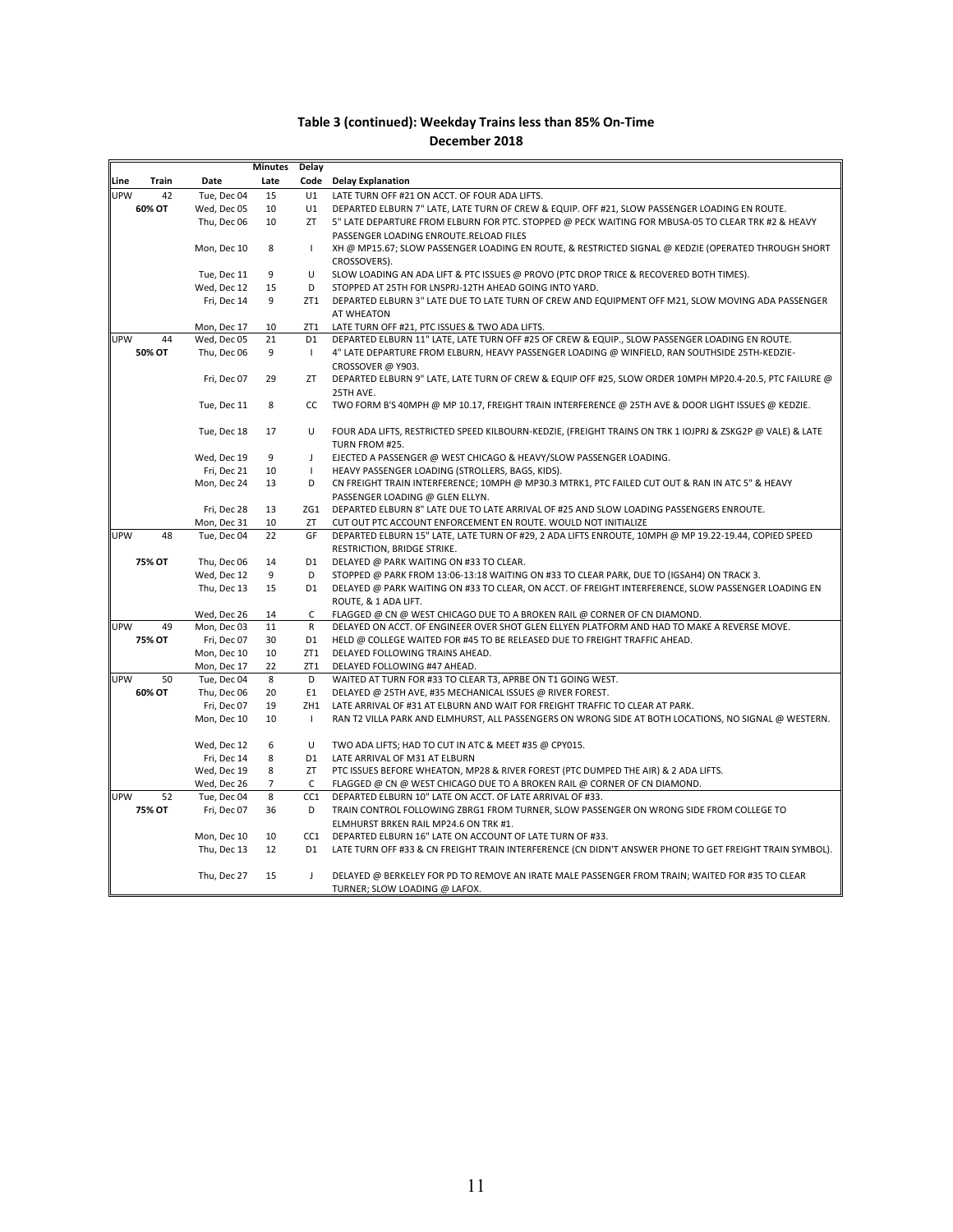**Table 3 (continued): Weekday Trains less than 85% On-Time**
**December 2018**

| Line | Train | Date | Minutes Late | Delay Code | Delay Explanation |
|---|---|---|---|---|---|
| UPW | 42 | Tue, Dec 04 | 15 | U1 | LATE TURN OFF #21 ON ACCT. OF FOUR ADA LIFTS. |
| | 60% OT | Wed, Dec 05 | 10 | U1 | DEPARTED ELBURN 7" LATE, LATE TURN OF CREW & EQUIP. OFF #21, SLOW PASSENGER LOADING EN ROUTE. |
| | | Thu, Dec 06 | 10 | ZT | 5" LATE DEPARTURE FROM ELBURN FOR PTC. STOPPED @ PECK WAITING FOR MBUSA-05 TO CLEAR TRK #2 & HEAVY PASSENGER LOADING ENROUTE.RELOAD FILES |
| | | Mon, Dec 10 | 8 | I | XH @ MP15.67; SLOW PASSENGER LOADING EN ROUTE, & RESTRICTED SIGNAL @ KEDZIE (OPERATED THROUGH SHORT CROSSOVERS). |
| | | Tue, Dec 11 | 9 | U | SLOW LOADING AN ADA LIFT & PTC ISSUES @ PROVO (PTC DROP TRICE & RECOVERED BOTH TIMES). |
| | | Wed, Dec 12 | 15 | D | STOPPED AT 25TH FOR LNSPRJ-12TH AHEAD GOING INTO YARD. |
| | | Fri, Dec 14 | 9 | ZT1 | DEPARTED ELBURN 3" LATE DUE TO LATE TURN OF CREW AND EQUIPMENT OFF M21, SLOW MOVING ADA PASSENGER AT WHEATON |
| | | Mon, Dec 17 | 10 | ZT1 | LATE TURN OFF #21, PTC ISSUES & TWO ADA LIFTS. |
| UPW | 44 | Wed, Dec 05 | 21 | D1 | DEPARTED ELBURN 11" LATE, LATE TURN OFF #25 OF CREW & EQUIP., SLOW PASSENGER LOADING EN ROUTE. |
| | 50% OT | Thu, Dec 06 | 9 | I | 4" LATE DEPARTURE FROM ELBURN, HEAVY PASSENGER LOADING @ WINFIELD, RAN SOUTHSIDE 25TH-KEDZIE-CROSSOVER @ Y903. |
| | | Fri, Dec 07 | 29 | ZT | DEPARTED ELBURN 9" LATE, LATE TURN OF CREW & EQUIP OFF #25, SLOW ORDER 10MPH MP20.4-20.5, PTC FAILURE @ 25TH AVE. |
| | | Tue, Dec 11 | 8 | CC | TWO FORM B'S 40MPH @ MP 10.17, FREIGHT TRAIN INTERFERENCE @ 25TH AVE & DOOR LIGHT ISSUES @ KEDZIE. |
| | | Tue, Dec 18 | 17 | U | FOUR ADA LIFTS, RESTRICTED SPEED KILBOURN-KEDZIE, (FREIGHT TRAINS ON TRK 1 IOJPRJ & ZSKG2P @ VALE) & LATE TURN FROM #25. |
| | | Wed, Dec 19 | 9 | J | EJECTED A PASSENGER @ WEST CHICAGO & HEAVY/SLOW PASSENGER LOADING. |
| | | Fri, Dec 21 | 10 | I | HEAVY PASSENGER LOADING (STROLLERS, BAGS, KIDS). |
| | | Mon, Dec 24 | 13 | D | CN FREIGHT TRAIN INTERFERENCE; 10MPH @ MP30.3 MTRK1, PTC FAILED CUT OUT & RAN IN ATC 5" & HEAVY PASSENGER LOADING @ GLEN ELLYN. |
| | | Fri, Dec 28 | 13 | ZG1 | DEPARTED ELBURN 8" LATE DUE TO LATE ARRIVAL OF #25 AND SLOW LOADING PASSENGERS ENROUTE. |
| | | Mon, Dec 31 | 10 | ZT | CUT OUT PTC ACCOUNT ENFORCEMENT EN ROUTE. WOULD NOT INITIALIZE |
| UPW | 48 | Tue, Dec 04 | 22 | GF | DEPARTED ELBURN 15" LATE, LATE TURN OF #29, 2 ADA LIFTS ENROUTE, 10MPH @ MP 19.22-19.44, COPIED SPEED RESTRICTION, BRIDGE STRIKE. |
| | 75% OT | Thu, Dec 06 | 14 | D1 | DELAYED @ PARK WAITING ON #33 TO CLEAR. |
| | | Wed, Dec 12 | 9 | D | STOPPED @ PARK FROM 13:06-13:18 WAITING ON #33 TO CLEAR PARK, DUE TO (IGSAH4) ON TRACK 3. |
| | | Thu, Dec 13 | 15 | D1 | DELAYED @ PARK WAITING ON #33 TO CLEAR, ON ACCT. OF FREIGHT INTERFERENCE, SLOW PASSENGER LOADING EN ROUTE, & 1 ADA LIFT. |
| | | Wed, Dec 26 | 14 | C | FLAGGED @ CN @ WEST CHICAGO DUE TO A BROKEN RAIL @ CORNER OF CN DIAMOND. |
| UPW | 49 | Mon, Dec 03 | 11 | R | DELAYED ON ACCT. OF ENGINEER OVER SHOT GLEN ELLYEN PLATFORM AND HAD TO MAKE A REVERSE MOVE. |
| | 75% OT | Fri, Dec 07 | 30 | D1 | HELD @ COLLEGE WAITED FOR #45 TO BE RELEASED DUE TO FREIGHT TRAFFIC AHEAD. |
| | | Mon, Dec 10 | 10 | ZT1 | DELAYED FOLLOWING TRAINS AHEAD. |
| | | Mon, Dec 17 | 22 | ZT1 | DELAYED FOLLOWING #47 AHEAD. |
| UPW | 50 | Tue, Dec 04 | 8 | D | WAITED AT TURN FOR #33 TO CLEAR T3, APRBE ON T1 GOING WEST. |
| | 60% OT | Thu, Dec 06 | 20 | E1 | DELAYED @ 25TH AVE, #35 MECHANICAL ISSUES @ RIVER FOREST. |
| | | Fri, Dec 07 | 19 | ZH1 | LATE ARRIVAL OF #31 AT ELBURN AND WAIT FOR FREIGHT TRAFFIC TO CLEAR AT PARK. |
| | | Mon, Dec 10 | 10 | I | RAN T2 VILLA PARK AND ELMHURST, ALL PASSENGERS ON WRONG SIDE AT BOTH LOCATIONS, NO SIGNAL @ WESTERN. |
| | | Wed, Dec 12 | 6 | U | TWO ADA LIFTS; HAD TO CUT IN ATC & MEET #35 @ CPY015. |
| | | Fri, Dec 14 | 8 | D1 | LATE ARRIVAL OF M31 AT ELBURN |
| | | Wed, Dec 19 | 8 | ZT | PTC ISSUES BEFORE WHEATON, MP28 & RIVER FOREST (PTC DUMPED THE AIR) & 2 ADA LIFTS. |
| | | Wed, Dec 26 | 7 | C | FLAGGED @ CN @ WEST CHICAGO DUE TO A BROKEN RAIL @ CORNER OF CN DIAMOND. |
| UPW | 52 | Tue, Dec 04 | 8 | CC1 | DEPARTED ELBURN 10" LATE ON ACCT. OF LATE ARRIVAL OF #33. |
| | 75% OT | Fri, Dec 07 | 36 | D | TRAIN CONTROL FOLLOWING ZBRG1 FROM TURNER, SLOW PASSENGER ON WRONG SIDE FROM COLLEGE TO ELMHURST BRKEN RAIL MP24.6 ON TRK #1. |
| | | Mon, Dec 10 | 10 | CC1 | DEPARTED ELBURN 16" LATE ON ACCOUNT OF LATE TURN OF #33. |
| | | Thu, Dec 13 | 12 | D1 | LATE TURN OFF #33 & CN FREIGHT TRAIN INTERFERENCE (CN DIDN'T ANSWER PHONE TO GET FREIGHT TRAIN SYMBOL). |
| | | Thu, Dec 27 | 15 | J | DELAYED @ BERKELEY FOR PD TO REMOVE AN IRATE MALE PASSENGER FROM TRAIN; WAITED FOR #35 TO CLEAR TURNER; SLOW LOADING @ LAFOX. |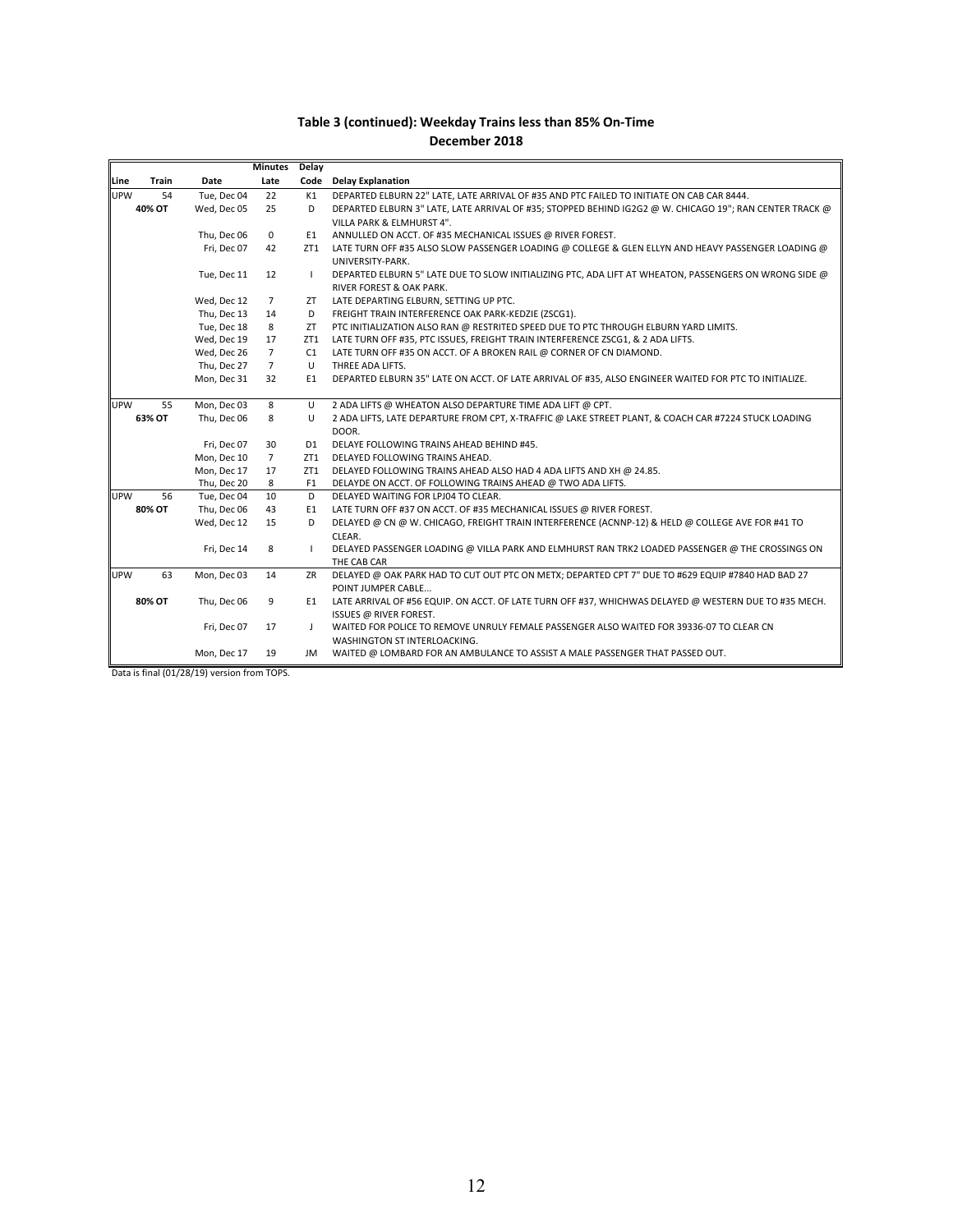## Table 3 (continued): Weekday Trains less than 85% On-Time
### December 2018

| Line | Train | Date | Minutes Late | Delay Code | Delay Explanation |
|---|---|---|---|---|---|
| UPW | 54 | Tue, Dec 04 | 22 | K1 | DEPARTED ELBURN 22" LATE, LATE ARRIVAL OF #35 AND PTC FAILED TO INITIATE ON CAB CAR 8444. |
| | 40% OT | Wed, Dec 05 | 25 | D | DEPARTED ELBURN 3" LATE, LATE ARRIVAL OF #35; STOPPED BEHIND IG2G2 @ W. CHICAGO 19"; RAN CENTER TRACK @ VILLA PARK & ELMHURST 4". |
| | | Thu, Dec 06 | 0 | E1 | ANNULLED ON ACCT. OF #35 MECHANICAL ISSUES @ RIVER FOREST. |
| | | Fri, Dec 07 | 42 | ZT1 | LATE TURN OFF #35 ALSO SLOW PASSENGER LOADING @ COLLEGE & GLEN ELLYN AND HEAVY PASSENGER LOADING @ UNIVERSITY-PARK. |
| | | Tue, Dec 11 | 12 | I | DEPARTED ELBURN 5" LATE DUE TO SLOW INITIALIZING PTC, ADA LIFT AT WHEATON, PASSENGERS ON WRONG SIDE @ RIVER FOREST & OAK PARK. |
| | | Wed, Dec 12 | 7 | ZT | LATE DEPARTING ELBURN, SETTING UP PTC. |
| | | Thu, Dec 13 | 14 | D | FREIGHT TRAIN INTERFERENCE OAK PARK-KEDZIE (ZSCG1). |
| | | Tue, Dec 18 | 8 | ZT | PTC INITIALIZATION ALSO RAN @ RESTRITED SPEED DUE TO PTC THROUGH ELBURN YARD LIMITS. |
| | | Wed, Dec 19 | 17 | ZT1 | LATE TURN OFF #35, PTC ISSUES, FREIGHT TRAIN INTERFERENCE ZSCG1, & 2 ADA LIFTS. |
| | | Wed, Dec 26 | 7 | C1 | LATE TURN OFF #35 ON ACCT. OF A BROKEN RAIL @ CORNER OF CN DIAMOND. |
| | | Thu, Dec 27 | 7 | U | THREE ADA LIFTS. |
| | | Mon, Dec 31 | 32 | E1 | DEPARTED ELBURN 35" LATE ON ACCT. OF LATE ARRIVAL OF #35, ALSO ENGINEER WAITED FOR PTC TO INITIALIZE. |
| UPW | 55 | Mon, Dec 03 | 8 | U | 2 ADA LIFTS @ WHEATON ALSO DEPARTURE TIME ADA LIFT @ CPT. |
| | 63% OT | Thu, Dec 06 | 8 | U | 2 ADA LIFTS, LATE DEPARTURE FROM CPT, X-TRAFFIC @ LAKE STREET PLANT, & COACH CAR #7224 STUCK LOADING DOOR. |
| | | Fri, Dec 07 | 30 | D1 | DELAYE FOLLOWING TRAINS AHEAD BEHIND #45. |
| | | Mon, Dec 10 | 7 | ZT1 | DELAYED FOLLOWING TRAINS AHEAD. |
| | | Mon, Dec 17 | 17 | ZT1 | DELAYED FOLLOWING TRAINS AHEAD ALSO HAD 4 ADA LIFTS AND XH @ 24.85. |
| | | Thu, Dec 20 | 8 | F1 | DELAYDE ON ACCT. OF FOLLOWING TRAINS AHEAD @ TWO ADA LIFTS. |
| UPW | 56 | Tue, Dec 04 | 10 | D | DELAYED WAITING FOR LPJ04 TO CLEAR. |
| | 80% OT | Thu, Dec 06 | 43 | E1 | LATE TURN OFF #37 ON ACCT. OF #35 MECHANICAL ISSUES @ RIVER FOREST. |
| | | Wed, Dec 12 | 15 | D | DELAYED @ CN @ W. CHICAGO, FREIGHT TRAIN INTERFERENCE (ACNNP-12) & HELD @ COLLEGE AVE FOR #41 TO CLEAR. |
| | | Fri, Dec 14 | 8 | I | DELAYED PASSENGER LOADING @ VILLA PARK AND ELMHURST RAN TRK2 LOADED PASSENGER @ THE CROSSINGS ON THE CAB CAR |
| UPW | 63 | Mon, Dec 03 | 14 | ZR | DELAYED @ OAK PARK HAD TO CUT OUT PTC ON METX; DEPARTED CPT 7" DUE TO #629 EQUIP #7840 HAD BAD 27 POINT JUMPER CABLE... |
| | 80% OT | Thu, Dec 06 | 9 | E1 | LATE ARRIVAL OF #56 EQUIP. ON ACCT. OF LATE TURN OFF #37, WHICHWAS DELAYED @ WESTERN DUE TO #35 MECH. ISSUES @ RIVER FOREST. |
| | | Fri, Dec 07 | 17 | J | WAITED FOR POLICE TO REMOVE UNRULY FEMALE PASSENGER ALSO WAITED FOR 39336-07 TO CLEAR CN WASHINGTON ST INTERLOACKING. |
| | | Mon, Dec 17 | 19 | JM | WAITED @ LOMBARD FOR AN AMBULANCE TO ASSIST A MALE PASSENGER THAT PASSED OUT. |

Data is final (01/28/19) version from TOPS.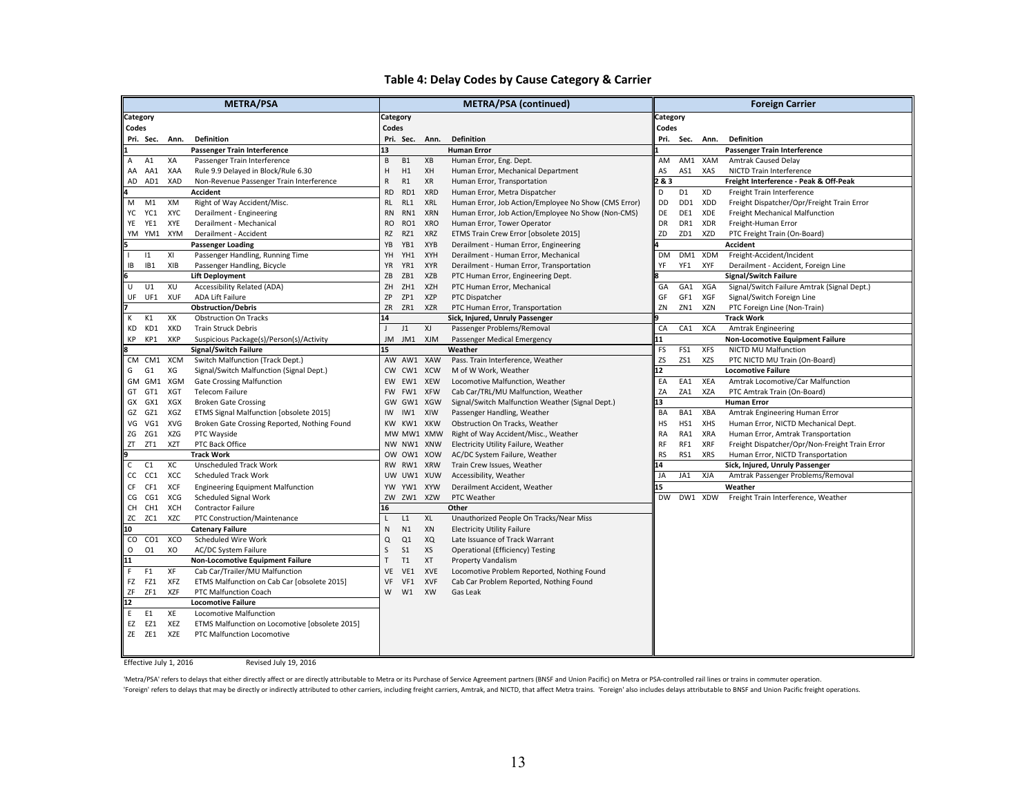## Table 4: Delay Codes by Cause Category & Carrier

### METRA/PSA

| Pri. | Sec. | Ann. | Definition |
|---|---|---|---|
| **1** | | | **Passenger Train Interference** |
| A | A1 | XA | Passenger Train Interference |
| AA | AA1 | XAA | Rule 9.9 Delayed in Block/Rule 6.30 |
| AD | AD1 | XAD | Non-Revenue Passenger Train Interference |
| **4** | | | **Accident** |
| M | M1 | XM | Right of Way Accident/Misc. |
| YC | YC1 | XYC | Derailment - Engineering |
| YE | YE1 | XYE | Derailment - Mechanical |
| YM | YM1 | XYM | Derailment - Accident |
| **5** | | | **Passenger Loading** |
| I | I1 | XI | Passenger Handling, Running Time |
| IB | IB1 | XIB | Passenger Handling, Bicycle |
| **6** | | | **Lift Deployment** |
| U | U1 | XU | Accessibility Related (ADA) |
| UF | UF1 | XUF | ADA Lift Failure |
| **7** | | | **Obstruction/Debris** |
| K | K1 | XK | Obstruction On Tracks |
| KD | KD1 | XKD | Train Struck Debris |
| KP | KP1 | XKP | Suspicious Package(s)/Person(s)/Activity |
| **8** | | | **Signal/Switch Failure** |
| CM | CM1 | XCM | Switch Malfunction (Track Dept.) |
| G | G1 | XG | Signal/Switch Malfunction (Signal Dept.) |
| GM | GM1 | XGM | Gate Crossing Malfunction |
| GT | GT1 | XGT | Telecom Failure |
| GX | GX1 | XGX | Broken Gate Crossing |
| GZ | GZ1 | XGZ | ETMS Signal Malfunction [obsolete 2015] |
| VG | VG1 | XVG | Broken Gate Crossing Reported, Nothing Found |
| ZG | ZG1 | XZG | PTC Wayside |
| ZT | ZT1 | XZT | PTC Back Office |
| **9** | | | **Track Work** |
| C | C1 | XC | Unscheduled Track Work |
| CC | CC1 | XCC | Scheduled Track Work |
| CF | CF1 | XCF | Engineering Equipment Malfunction |
| CG | CG1 | XCG | Scheduled Signal Work |
| CH | CH1 | XCH | Contractor Failure |
| ZC | ZC1 | XZC | PTC Construction/Maintenance |
| **10** | | | **Catenary Failure** |
| CO | CO1 | XCO | Scheduled Wire Work |
| O | O1 | XO | AC/DC System Failure |
| **11** | | | **Non-Locomotive Equipment Failure** |
| F | F1 | XF | Cab Car/Trailer/MU Malfunction |
| FZ | FZ1 | XFZ | ETMS Malfunction on Cab Car [obsolete 2015] |
| ZF | ZF1 | XZF | PTC Malfunction Coach |
| **12** | | | **Locomotive Failure** |
| E | E1 | XE | Locomotive Malfunction |
| EZ | EZ1 | XEZ | ETMS Malfunction on Locomotive [obsolete 2015] |
| ZE | ZE1 | XZE | PTC Malfunction Locomotive |

### METRA/PSA (continued)

| Pri. | Sec. | Ann. | Definition |
|---|---|---|---|
| **13** | | | **Human Error** |
| B | B1 | XB | Human Error, Eng. Dept. |
| H | H1 | XH | Human Error, Mechanical Department |
| R | R1 | XR | Human Error, Transportation |
| RD | RD1 | XRD | Human Error, Metra Dispatcher |
| RL | RL1 | XRL | Human Error, Job Action/Employee No Show (CMS Error) |
| RN | RN1 | XRN | Human Error, Job Action/Employee No Show (Non-CMS) |
| RO | RO1 | XRO | Human Error, Tower Operator |
| RZ | RZ1 | XRZ | ETMS Train Crew Error [obsolete 2015] |
| YB | YB1 | XYB | Derailment - Human Error, Engineering |
| YH | YH1 | XYH | Derailment - Human Error, Mechanical |
| YR | YR1 | XYR | Derailment - Human Error, Transportation |
| ZB | ZB1 | XZB | PTC Human Error, Engineering Dept. |
| ZH | ZH1 | XZH | PTC Human Error, Mechanical |
| ZP | ZP1 | XZP | PTC Dispatcher |
| ZR | ZR1 | XZR | PTC Human Error, Transportation |
| **14** | | | **Sick, Injured, Unruly Passenger** |
| J | J1 | XJ | Passenger Problems/Removal |
| JM | JM1 | XJM | Passenger Medical Emergency |
| **15** | | | **Weather** |
| AW | AW1 | XAW | Pass. Train Interference, Weather |
| CW | CW1 | XCW | M of W Work, Weather |
| EW | EW1 | XEW | Locomotive Malfunction, Weather |
| FW | FW1 | XFW | Cab Car/TRL/MU Malfunction, Weather |
| GW | GW1 | XGW | Signal/Switch Malfunction Weather (Signal Dept.) |
| IW | IW1 | XIW | Passenger Handling, Weather |
| KW | KW1 | XKW | Obstruction On Tracks, Weather |
| MW | MW1 | XMW | Right of Way Accident/Misc., Weather |
| NW | NW1 | XNW | Electricity Utility Failure, Weather |
| OW | OW1 | XOW | AC/DC System Failure, Weather |
| RW | RW1 | XRW | Train Crew Issues, Weather |
| UW | UW1 | XUW | Accessibility, Weather |
| YW | YW1 | XYW | Derailment Accident, Weather |
| ZW | ZW1 | XZW | PTC Weather |
| **16** | | | **Other** |
| L | L1 | XL | Unauthorized People On Tracks/Near Miss |
| N | N1 | XN | Electricity Utility Failure |
| Q | Q1 | XQ | Late Issuance of Track Warrant |
| S | S1 | XS | Operational (Efficiency) Testing |
| T | T1 | XT | Property Vandalism |
| VE | VE1 | XVE | Locomotive Problem Reported, Nothing Found |
| VF | VF1 | XVF | Cab Car Problem Reported, Nothing Found |
| W | W1 | XW | Gas Leak |

### Foreign Carrier

| Pri. | Sec. | Ann. | Definition |
|---|---|---|---|
| **1** | | | **Passenger Train Interference** |
| AM | AM1 | XAM | Amtrak Caused Delay |
| AS | AS1 | XAS | NICTD Train Interference |
| **2 & 3** | | | **Freight Interference - Peak & Off-Peak** |
| D | D1 | XD | Freight Train Interference |
| DD | DD1 | XDD | Freight Dispatcher/Opr/Freight Train Error |
| DE | DE1 | XDE | Freight Mechanical Malfunction |
| DR | DR1 | XDR | Freight-Human Error |
| ZD | ZD1 | XZD | PTC Freight Train (On-Board) |
| **4** | | | **Accident** |
| DM | DM1 | XDM | Freight-Accident/Incident |
| YF | YF1 | XYF | Derailment - Accident, Foreign Line |
| **8** | | | **Signal/Switch Failure** |
| GA | GA1 | XGA | Signal/Switch Failure Amtrak (Signal Dept.) |
| GF | GF1 | XGF | Signal/Switch Foreign Line |
| ZN | ZN1 | XZN | PTC Foreign Line (Non-Train) |
| **9** | | | **Track Work** |
| CA | CA1 | XCA | Amtrak Engineering |
| **11** | | | **Non-Locomotive Equipment Failure** |
| FS | FS1 | XFS | NICTD MU Malfunction |
| ZS | ZS1 | XZS | PTC NICTD MU Train (On-Board) |
| **12** | | | **Locomotive Failure** |
| EA | EA1 | XEA | Amtrak Locomotive/Car Malfunction |
| ZA | ZA1 | XZA | PTC Amtrak Train (On-Board) |
| **13** | | | **Human Error** |
| BA | BA1 | XBA | Amtrak Engineering Human Error |
| HS | HS1 | XHS | Human Error, NICTD Mechanical Dept. |
| RA | RA1 | XRA | Human Error, Amtrak Transportation |
| RF | RF1 | XRF | Freight Dispatcher/Opr/Non-Freight Train Error |
| RS | RS1 | XRS | Human Error, NICTD Transportation |
| **14** | | | **Sick, Injured, Unruly Passenger** |
| JA | JA1 | XJA | Amtrak Passenger Problems/Removal |
| **15** | | | **Weather** |
| DW | DW1 | XDW | Freight Train Interference, Weather |

Effective July 1, 2016 Revised July 19, 2016

'Metra/PSA' refers to delays that either directly affect or are directly attributable to Metra or its Purchase of Service Agreement partners (BNSF and Union Pacific) on Metra or PSA-controlled rail lines or trains in commuter operation.

'Foreign' refers to delays that may be directly or indirectly attributed to other carriers, including freight carriers, Amtrak, and NICTD, that affect Metra trains. 'Foreign' also includes delays attributable to BNSF and Union Pacific freight operations.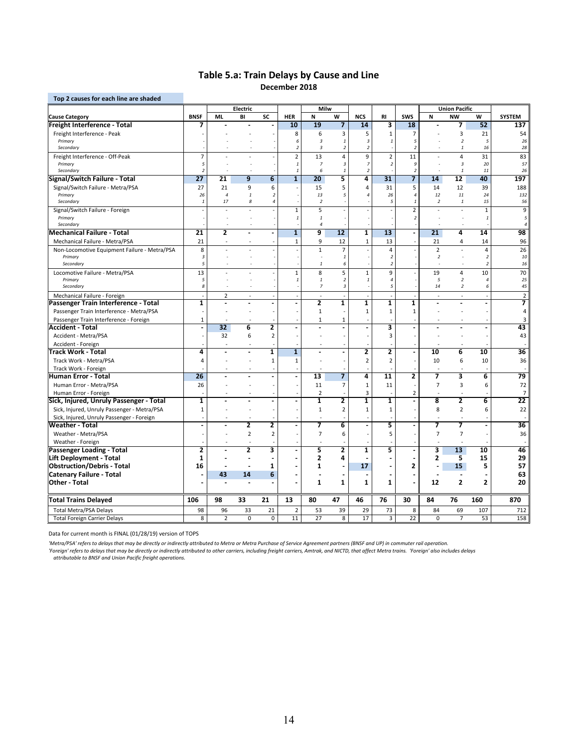## Table 5.a: Train Delays by Cause and Line

**December 2018**

**Top 2 causes for each line are shaded**

| Cause Category | BNSF | Electric ML | Electric BI | Electric SC | HER | Milw N | Milw W | NCS | RI | SWS | Union Pacific N | Union Pacific NW | Union Pacific W | SYSTEM |
|---|---|---|---|---|---|---|---|---|---|---|---|---|---|---|
| **Freight Interference - Total** | **7** | **-** | **-** | **-** | **10** | **19** | **7** | **14** | **3** | **18** | **-** | **7** | **52** | **137** |
| Freight Interference - Peak | - | - | - | - | 8 | 6 | 3 | 5 | 1 | 7 | - | 3 | 21 | 54 |
| *Primary* | - | - | - | - | 6 | 3 | 1 | 3 | 1 | 5 | - | 2 | 5 | 26 |
| *Secondary* | - | - | - | - | 2 | 3 | 2 | 2 | - | 2 | - | 1 | 16 | 28 |
| Freight Interference - Off-Peak | 7 | - | - | - | 2 | 13 | 4 | 9 | 2 | 11 | - | 4 | 31 | 83 |
| *Primary* | 5 | - | - | - | 1 | 7 | 3 | 7 | 2 | 9 | - | 3 | 20 | 57 |
| *Secondary* | 2 | - | - | - | 1 | 6 | 1 | 2 | - | 2 | - | 1 | 11 | 26 |
| **Signal/Switch Failure - Total** | **27** | **21** | **9** | **6** | **1** | **20** | **5** | **4** | **31** | **7** | **14** | **12** | **40** | **197** |
| Signal/Switch Failure - Metra/PSA | 27 | 21 | 9 | 6 | - | 15 | 5 | 4 | 31 | 5 | 14 | 12 | 39 | 188 |
| *Primary* | 26 | 4 | 1 | 2 | - | 13 | 5 | 4 | 26 | 4 | 12 | 11 | 24 | 132 |
| *Secondary* | 1 | 17 | 8 | 4 | - | 2 | - | - | 5 | 1 | 2 | 1 | 15 | 56 |
| Signal/Switch Failure - Foreign | - | - | - | - | 1 | 5 | - | - | - | 2 | - | - | 1 | 9 |
| *Primary* | - | - | - | - | 1 | 1 | - | - | - | 2 | - | - | 1 | 5 |
| *Secondary* | - | - | - | - | - | 4 | - | - | - | - | - | - | - | 4 |
| **Mechanical Failure - Total** | **21** | **2** | **-** | **-** | **1** | **9** | **12** | **1** | **13** | **-** | **21** | **4** | **14** | **98** |
| Mechanical Failure - Metra/PSA | 21 | - | - | - | 1 | 9 | 12 | 1 | 13 | - | 21 | 4 | 14 | 96 |
| Non-Locomotive Equipment Failure - Metra/PSA | 8 | - | - | - | - | 1 | 7 | - | 4 | - | 2 | - | 4 | 26 |
| *Primary* | 3 | - | - | - | - | - | 1 | - | 2 | - | 2 | - | 2 | 10 |
| *Secondary* | 5 | - | - | - | - | 1 | 6 | - | 2 | - | - | - | 2 | 16 |
| Locomotive Failure - Metra/PSA | 13 | - | - | - | 1 | 8 | 5 | 1 | 9 | - | 19 | 4 | 10 | 70 |
| *Primary* | 5 | - | - | - | 1 | 1 | 2 | 1 | 4 | - | 5 | 2 | 4 | 25 |
| *Secondary* | 8 | - | - | - | - | 7 | 3 | - | 5 | - | 14 | 2 | 6 | 45 |
| Mechanical Failure - Foreign | - | 2 | - | - | - | - | - | - | - | - | - | - | - | 2 |
| **Passenger Train Interference - Total** | **1** | **-** | **-** | **-** | **-** | **2** | **1** | **1** | **1** | **1** | **-** | **-** | **-** | **7** |
| Passenger Train Interference - Metra/PSA | - | - | - | - | - | 1 | - | 1 | 1 | 1 | - | - | - | 4 |
| Passenger Train Interference - Foreign | 1 | - | - | - | - | 1 | 1 | - | - | - | - | - | - | 3 |
| **Accident - Total** | **-** | **32** | **6** | **2** | **-** | **-** | **-** | **-** | **3** | **-** | **-** | **-** | **-** | **43** |
| Accident - Metra/PSA | - | 32 | 6 | 2 | - | - | - | - | 3 | - | - | - | - | 43 |
| Accident - Foreign | - | - | - | - | - | - | - | - | - | - | - | - | - | - |
| **Track Work - Total** | **4** | **-** | **-** | **1** | **1** | **-** | **-** | **2** | **2** | **-** | **10** | **6** | **10** | **36** |
| Track Work - Metra/PSA | 4 | - | - | 1 | 1 | - | - | 2 | 2 | - | 10 | 6 | 10 | 36 |
| Track Work - Foreign | - | - | - | - | - | - | - | - | - | - | - | - | - | - |
| **Human Error - Total** | **26** | **-** | **-** | **-** | **-** | **13** | **7** | **4** | **11** | **2** | **7** | **3** | **6** | **79** |
| Human Error - Metra/PSA | 26 | - | - | - | - | 11 | 7 | 1 | 11 | - | 7 | 3 | 6 | 72 |
| Human Error - Foreign | - | - | - | - | - | 2 | - | 3 | - | 2 | - | - | - | 7 |
| **Sick, Injured, Unruly Passenger - Total** | **1** | **-** | **-** | **-** | **-** | **1** | **2** | **1** | **1** | **-** | **8** | **2** | **6** | **22** |
| Sick, Injured, Unruly Passenger - Metra/PSA | 1 | - | - | - | - | 1 | 2 | 1 | 1 | - | 8 | 2 | 6 | 22 |
| Sick, Injured, Unruly Passenger - Foreign | - | - | - | - | - | - | - | - | - | - | - | - | - | - |
| **Weather - Total** | **-** | **-** | **2** | **2** | **-** | **7** | **6** | **-** | **5** | **-** | **7** | **7** | **-** | **36** |
| Weather - Metra/PSA | - | - | 2 | 2 | - | 7 | 6 | - | 5 | - | 7 | 7 | - | 36 |
| Weather - Foreign | - | - | - | - | - | - | - | - | - | - | - | - | - | - |
| **Passenger Loading - Total** | **2** | **-** | **2** | **3** | **-** | **5** | **2** | **1** | **5** | **-** | **3** | **13** | **10** | **46** |
| **Lift Deployment - Total** | **1** | **-** | **-** | **-** | **-** | **2** | **4** | **-** | **-** | **-** | **2** | **5** | **15** | **29** |
| **Obstruction/Debris - Total** | **16** | **-** | **-** | **1** | **-** | **1** | **-** | **17** | **-** | **2** | **-** | **15** | **5** | **57** |
| **Catenary Failure - Total** | **-** | **43** | **14** | **6** | **-** | **-** | **-** | **-** | **-** | **-** | **-** | **-** | **-** | **63** |
| **Other - Total** | **-** | **-** | **-** | **-** | **-** | **1** | **1** | **1** | **1** | **-** | **12** | **2** | **2** | **20** |
| **Total Trains Delayed** | **106** | **98** | **33** | **21** | **13** | **80** | **47** | **46** | **76** | **30** | **84** | **76** | **160** | **870** |
| Total Metra/PSA Delays | 98 | 96 | 33 | 21 | 2 | 53 | 39 | 29 | 73 | 8 | 84 | 69 | 107 | 712 |
| Total Foreign Carrier Delays | 8 | 2 | 0 | 0 | 11 | 27 | 8 | 17 | 3 | 22 | 0 | 7 | 53 | 158 |

Data for current month is FINAL (01/28/19) version of TOPS

*'Metra/PSA' refers to delays that may be directly or indirectly attributed to Metra or Metra Purchase of Service Agreement partners (BNSF and UP) in commuter rail operation.*

*'Foreign' refers to delays that may be directly or indirectly attributed to other carriers, including freight carriers, Amtrak, and NICTD, that affect Metra trains. 'Foreign' also includes delays attributable to BNSF and Union Pacific freight operations.*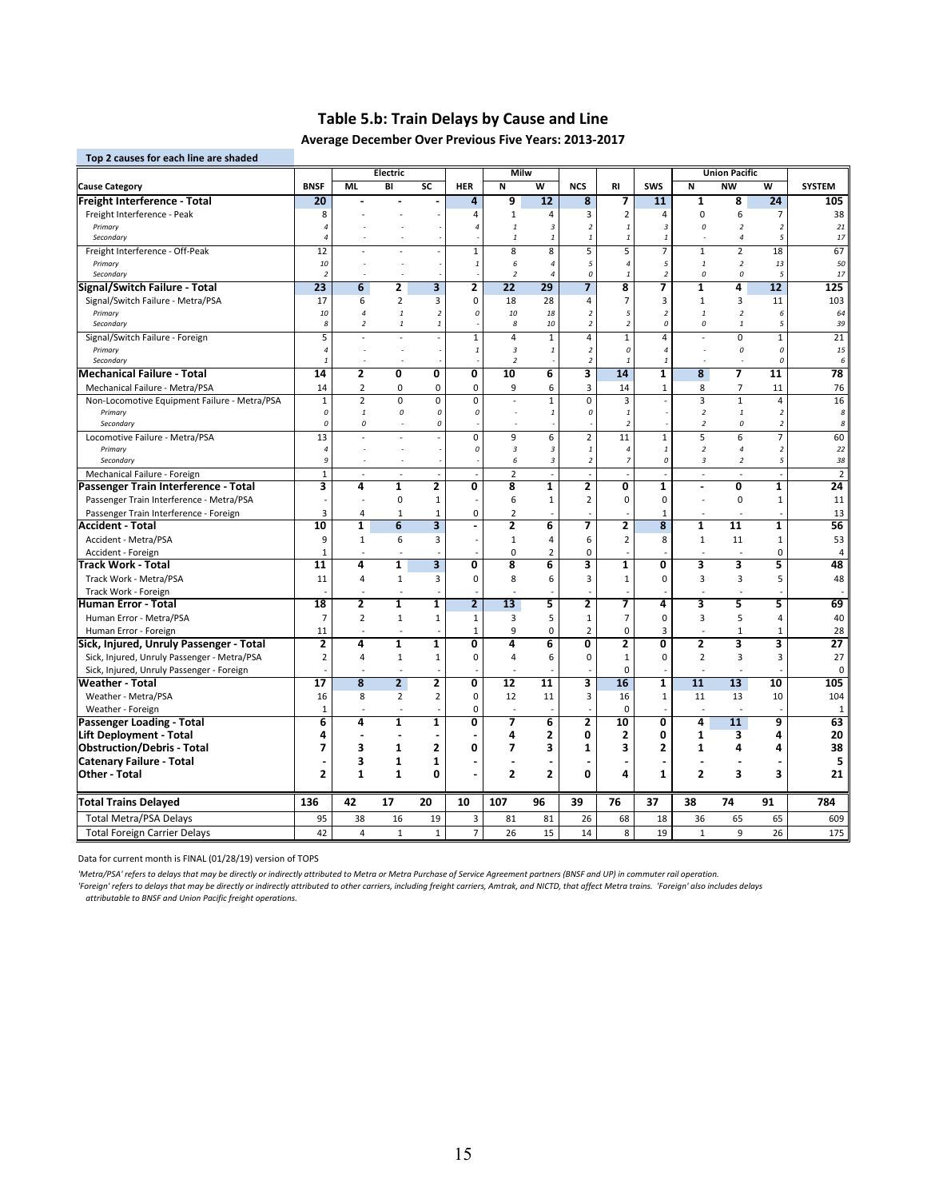## Table 5.b: Train Delays by Cause and Line

**Average December Over Previous Five Years: 2013-2017**

Top 2 causes for each line are shaded

| Cause Category | BNSF | Electric ML | Electric BI | Electric SC | HER | Milw N | Milw W | NCS | RI | SWS | Union Pacific N | Union Pacific NW | Union Pacific W | SYSTEM |
|---|---|---|---|---|---|---|---|---|---|---|---|---|---|---|
| **Freight Interference - Total** | **20** | **-** | **-** | **-** | **4** | **9** | **12** | **8** | **7** | **11** | **1** | **8** | **24** | **105** |
| Freight Interference - Peak | 8 | - | - | - | 4 | 1 | 4 | 3 | 2 | 4 | 0 | 6 | 7 | 38 |
| *Primary* | *4* | *-* | *-* | *-* | *4* | *1* | *3* | *2* | *1* | *3* | *0* | *2* | *2* | *21* |
| *Secondary* | *4* | *-* | *-* | *-* | *-* | *1* | *1* | *1* | *1* | *1* | *-* | *4* | *5* | *17* |
| Freight Interference - Off-Peak | 12 | - | - | - | 1 | 8 | 8 | 5 | 5 | 7 | 1 | 2 | 18 | 67 |
| *Primary* | *10* | *-* | *-* | *-* | *1* | *6* | *4* | *5* | *4* | *5* | *1* | *2* | *13* | *50* |
| *Secondary* | *2* | *-* | *-* | *-* | *-* | *2* | *4* | *0* | *1* | *2* | *0* | *0* | *5* | *17* |
| **Signal/Switch Failure - Total** | **23** | **6** | **2** | **3** | **2** | **22** | **29** | **7** | **8** | **7** | **1** | **4** | **12** | **125** |
| Signal/Switch Failure - Metra/PSA | 17 | 6 | 2 | 3 | 0 | 18 | 28 | 4 | 7 | 3 | 1 | 3 | 11 | 103 |
| *Primary* | *10* | *4* | *1* | *2* | *0* | *10* | *18* | *2* | *5* | *2* | *1* | *2* | *6* | *64* |
| *Secondary* | *8* | *2* | *1* | *1* | *-* | *8* | *10* | *2* | *2* | *0* | *0* | *1* | *5* | *39* |
| Signal/Switch Failure - Foreign | 5 | - | - | - | 1 | 4 | 1 | 4 | 1 | 4 | - | 0 | 1 | 21 |
| *Primary* | *4* | *-* | *-* | *-* | *1* | *3* | *1* | *2* | *0* | *4* | *-* | *0* | *0* | *15* |
| *Secondary* | *1* | *-* | *-* | *-* | *-* | *2* | *-* | *2* | *1* | *1* | *-* | *-* | *0* | *6* |
| **Mechanical Failure - Total** | **14** | **2** | **0** | **0** | **0** | **10** | **6** | **3** | **14** | **1** | **8** | **7** | **11** | **78** |
| Mechanical Failure - Metra/PSA | 14 | 2 | 0 | 0 | 0 | 9 | 6 | 3 | 14 | 1 | 8 | 7 | 11 | 76 |
| Non-Locomotive Equipment Failure - Metra/PSA | 1 | 2 | 0 | 0 | 0 | - | 1 | 0 | 3 | - | 3 | 1 | 4 | 16 |
| *Primary* | *0* | *1* | *0* | *0* | *0* | *-* | *1* | *0* | *1* | *-* | *2* | *1* | *2* | *8* |
| *Secondary* | *0* | *0* | *-* | *0* | *-* | *-* | *-* | *-* | *2* | *-* | *2* | *0* | *2* | *8* |
| Locomotive Failure - Metra/PSA | 13 | - | - | - | 0 | 9 | 6 | 2 | 11 | 1 | 5 | 6 | 7 | 60 |
| *Primary* | *4* | *-* | *-* | *-* | *0* | *3* | *3* | *1* | *4* | *1* | *2* | *4* | *2* | *22* |
| *Secondary* | *9* | *-* | *-* | *-* | *-* | *6* | *3* | *2* | *7* | *0* | *3* | *2* | *5* | *38* |
| Mechanical Failure - Foreign | 1 | - | - | - | - | 2 | - | - | - | - | - | - | - | 2 |
| **Passenger Train Interference - Total** | **3** | **4** | **1** | **2** | **0** | **8** | **1** | **2** | **0** | **1** | **-** | **0** | **1** | **24** |
| Passenger Train Interference - Metra/PSA | - | - | 0 | 1 | - | 6 | 1 | 2 | 0 | 0 | - | 0 | 1 | 11 |
| Passenger Train Interference - Foreign | 3 | 4 | 1 | 1 | 0 | 2 | - | - | - | 1 | - | - | - | 13 |
| **Accident - Total** | **10** | **1** | **6** | **3** | **-** | **2** | **6** | **7** | **2** | **8** | **1** | **11** | **1** | **56** |
| Accident - Metra/PSA | 9 | 1 | 6 | 3 | - | 1 | 4 | 6 | 2 | 8 | 1 | 11 | 1 | 53 |
| Accident - Foreign | 1 | - | - | - | - | 0 | 2 | 0 | - | - | - | - | 0 | 4 |
| **Track Work - Total** | **11** | **4** | **1** | **3** | **0** | **8** | **6** | **3** | **1** | **0** | **3** | **3** | **5** | **48** |
| Track Work - Metra/PSA | 11 | 4 | 1 | 3 | 0 | 8 | 6 | 3 | 1 | 0 | 3 | 3 | 5 | 48 |
| Track Work - Foreign | - | - | - | - | - | - | - | - | - | - | - | - | - | - |
| **Human Error - Total** | **18** | **2** | **1** | **1** | **2** | **13** | **5** | **2** | **7** | **4** | **3** | **5** | **5** | **69** |
| Human Error - Metra/PSA | 7 | 2 | 1 | 1 | 1 | 3 | 5 | 1 | 7 | 0 | 3 | 5 | 4 | 40 |
| Human Error - Foreign | 11 | - | - | - | 1 | 9 | 0 | 2 | 0 | 3 | - | 1 | 1 | 28 |
| **Sick, Injured, Unruly Passenger - Total** | **2** | **4** | **1** | **1** | **0** | **4** | **6** | **0** | **2** | **0** | **2** | **3** | **3** | **27** |
| Sick, Injured, Unruly Passenger - Metra/PSA | 2 | 4 | 1 | 1 | 0 | 4 | 6 | 0 | 1 | 0 | 2 | 3 | 3 | 27 |
| Sick, Injured, Unruly Passenger - Foreign | - | - | - | - | - | - | - | - | 0 | - | - | - | - | 0 |
| **Weather - Total** | **17** | **8** | **2** | **2** | **0** | **12** | **11** | **3** | **16** | **1** | **11** | **13** | **10** | **105** |
| Weather - Metra/PSA | 16 | 8 | 2 | 2 | 0 | 12 | 11 | 3 | 16 | 1 | 11 | 13 | 10 | 104 |
| Weather - Foreign | 1 | - | - | - | 0 | - | - | - | 0 | - | - | - | - | 1 |
| **Passenger Loading - Total** | **6** | **4** | **1** | **1** | **0** | **7** | **6** | **2** | **10** | **0** | **4** | **11** | **9** | **63** |
| **Lift Deployment - Total** | **4** | **-** | **-** | **-** | **-** | **4** | **2** | **0** | **2** | **0** | **1** | **3** | **4** | **20** |
| **Obstruction/Debris - Total** | **7** | **3** | **1** | **2** | **0** | **7** | **3** | **1** | **3** | **2** | **1** | **4** | **4** | **38** |
| **Catenary Failure - Total** | **-** | **3** | **1** | **1** | **-** | **-** | **-** | **-** | **-** | **-** | **-** | **-** | **-** | **5** |
| **Other - Total** | **2** | **1** | **1** | **0** | **-** | **2** | **2** | **0** | **4** | **1** | **2** | **3** | **3** | **21** |
| **Total Trains Delayed** | **136** | **42** | **17** | **20** | **10** | **107** | **96** | **39** | **76** | **37** | **38** | **74** | **91** | **784** |
| Total Metra/PSA Delays | 95 | 38 | 16 | 19 | 3 | 81 | 81 | 26 | 68 | 18 | 36 | 65 | 65 | 609 |
| Total Foreign Carrier Delays | 42 | 4 | 1 | 1 | 7 | 26 | 15 | 14 | 8 | 19 | 1 | 9 | 26 | 175 |

Data for current month is FINAL (01/28/19) version of TOPS

*'Metra/PSA' refers to delays that may be directly or indirectly attributed to Metra or Metra Purchase of Service Agreement partners (BNSF and UP) in commuter rail operation.*

*'Foreign' refers to delays that may be directly or indirectly attributed to other carriers, including freight carriers, Amtrak, and NICTD, that affect Metra trains. 'Foreign' also includes delays attributable to BNSF and Union Pacific freight operations.*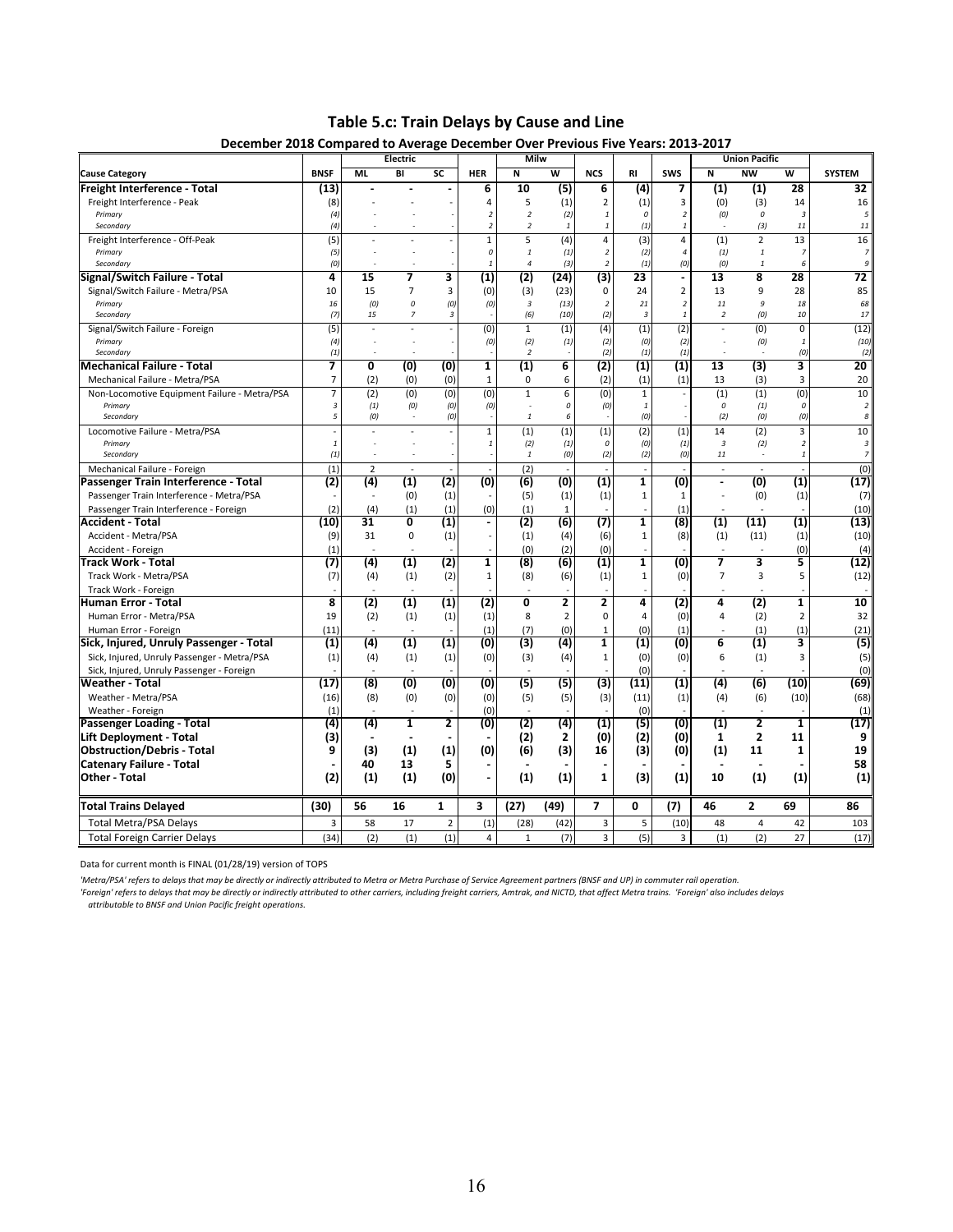# Table 5.c: Train Delays by Cause and Line

## December 2018 Compared to Average December Over Previous Five Years: 2013-2017

| Cause Category | BNSF | Electric | | | HER | Milw | | NCS | RI | SWS | Union Pacific | | | SYSTEM |
|---|---|---|---|---|---|---|---|---|---|---|---|---|---|---|
| | | ML | BI | SC | | N | W | | | | N | NW | W | |
| **Freight Interference - Total** | **(13)** | **-** | **-** | **-** | **6** | **10** | **(5)** | **6** | **(4)** | **7** | **(1)** | **(1)** | **28** | **32** |
| Freight Interference - Peak | (8) | - | - | - | 4 | 5 | (1) | 2 | (1) | 3 | (0) | (3) | 14 | 16 |
| *Primary* | *(4)* | *-* | *-* | *-* | *2* | *2* | *(2)* | *1* | *0* | *2* | *(0)* | *0* | *3* | *5* |
| *Secondary* | *(4)* | *-* | *-* | *-* | *2* | *2* | *1* | *1* | *(1)* | *1* | *-* | *(3)* | *11* | *11* |
| Freight Interference - Off-Peak | (5) | - | - | - | 1 | 5 | (4) | 4 | (3) | 4 | (1) | 2 | 13 | 16 |
| *Primary* | *(5)* | *-* | *-* | *-* | *0* | *1* | *(1)* | *2* | *(2)* | *4* | *(1)* | *1* | *7* | *7* |
| *Secondary* | *(0)* | *-* | *-* | *-* | *1* | *4* | *(3)* | *2* | *(1)* | *(0)* | *(0)* | *1* | *6* | *9* |
| **Signal/Switch Failure - Total** | **4** | **15** | **7** | **3** | **(1)** | **(2)** | **(24)** | **(3)** | **23** | **-** | **13** | **8** | **28** | **72** |
| Signal/Switch Failure - Metra/PSA | 10 | 15 | 7 | 3 | (0) | (3) | (23) | 0 | 24 | 2 | 13 | 9 | 28 | 85 |
| *Primary* | *16* | *(0)* | *0* | *(0)* | *(0)* | *3* | *(13)* | *2* | *21* | *2* | *11* | *9* | *18* | *68* |
| *Secondary* | *(7)* | *15* | *7* | *3* | *-* | *(6)* | *(10)* | *(2)* | *3* | *1* | *2* | *(0)* | *10* | *17* |
| Signal/Switch Failure - Foreign | (5) | - | - | - | (0) | 1 | (1) | (4) | (1) | (2) | - | (0) | 0 | (12) |
| *Primary* | *(4)* | *-* | *-* | *-* | *(0)* | *(2)* | *(1)* | *(2)* | *(0)* | *(2)* | *-* | *(0)* | *1* | *(10)* |
| *Secondary* | *(1)* | *-* | *-* | *-* | *-* | *2* | *-* | *(2)* | *(1)* | *(1)* | *-* | *-* | *(0)* | *(2)* |
| **Mechanical Failure - Total** | **7** | **0** | **(0)** | **(0)** | **1** | **(1)** | **6** | **(2)** | **(1)** | **(1)** | **13** | **(3)** | **3** | **20** |
| Mechanical Failure - Metra/PSA | 7 | (2) | (0) | (0) | 1 | 0 | 6 | (2) | (1) | (1) | 13 | (3) | 3 | 20 |
| Non-Locomotive Equipment Failure - Metra/PSA | 7 | (2) | (0) | (0) | (0) | 1 | 6 | (0) | 1 | - | (1) | (1) | (0) | 10 |
| *Primary* | *3* | *(1)* | *(0)* | *(0)* | *(0)* | *-* | *0* | *(0)* | *1* | *-* | *0* | *(1)* | *0* | *2* |
| *Secondary* | *5* | *(0)* | *-* | *(0)* | *-* | *1* | *6* | *-* | *(0)* | *-* | *(2)* | *(0)* | *(0)* | *8* |
| Locomotive Failure - Metra/PSA | - | - | - | - | 1 | (1) | (1) | (1) | (2) | (1) | 14 | (2) | 3 | 10 |
| *Primary* | *1* | *-* | *-* | *-* | *1* | *(2)* | *(1)* | *0* | *(0)* | *(1)* | *3* | *(2)* | *2* | *3* |
| *Secondary* | *(1)* | *-* | *-* | *-* | *-* | *1* | *(0)* | *(2)* | *(2)* | *(0)* | *11* | *-* | *1* | *7* |
| Mechanical Failure - Foreign | (1) | 2 | - | - | - | (2) | - | - | - | - | - | - | - | (0) |
| **Passenger Train Interference - Total** | **(2)** | **(4)** | **(1)** | **(2)** | **(0)** | **(6)** | **(0)** | **(1)** | **1** | **(0)** | **-** | **(0)** | **(1)** | **(17)** |
| Passenger Train Interference - Metra/PSA | - | - | (0) | (1) | - | (5) | (1) | (1) | 1 | 1 | - | (0) | (1) | (7) |
| Passenger Train Interference - Foreign | (2) | (4) | (1) | (1) | (0) | (1) | 1 | - | - | (1) | - | - | - | (10) |
| **Accident - Total** | **(10)** | **31** | **0** | **(1)** | **-** | **(2)** | **(6)** | **(7)** | **1** | **(8)** | **(1)** | **(11)** | **(1)** | **(13)** |
| Accident - Metra/PSA | (9) | 31 | 0 | (1) | - | (1) | (4) | (6) | 1 | (8) | (1) | (11) | (1) | (10) |
| Accident - Foreign | (1) | - | - | - | - | (0) | (2) | (0) | - | - | - | - | (0) | (4) |
| **Track Work - Total** | **(7)** | **(4)** | **(1)** | **(2)** | **1** | **(8)** | **(6)** | **(1)** | **1** | **(0)** | **7** | **3** | **5** | **(12)** |
| Track Work - Metra/PSA | (7) | (4) | (1) | (2) | 1 | (8) | (6) | (1) | 1 | (0) | 7 | 3 | 5 | (12) |
| Track Work - Foreign | - | - | - | - | - | - | - | - | - | - | - | - | - | - |
| **Human Error - Total** | **8** | **(2)** | **(1)** | **(1)** | **(2)** | **0** | **2** | **2** | **4** | **(2)** | **4** | **(2)** | **1** | **10** |
| Human Error - Metra/PSA | 19 | (2) | (1) | (1) | (1) | 8 | 2 | 0 | 4 | (0) | 4 | (2) | 2 | 32 |
| Human Error - Foreign | (11) | - | - | - | (1) | (7) | (0) | 1 | (0) | (1) | - | (1) | (1) | (21) |
| **Sick, Injured, Unruly Passenger - Total** | **(1)** | **(4)** | **(1)** | **(1)** | **(0)** | **(3)** | **(4)** | **1** | **(1)** | **(0)** | **6** | **(1)** | **3** | **(5)** |
| Sick, Injured, Unruly Passenger - Metra/PSA | (1) | (4) | (1) | (1) | (0) | (3) | (4) | 1 | (0) | (0) | 6 | (1) | 3 | (5) |
| Sick, Injured, Unruly Passenger - Foreign | - | - | - | - | - | - | - | - | (0) | - | - | - | - | (0) |
| **Weather - Total** | **(17)** | **(8)** | **(0)** | **(0)** | **(0)** | **(5)** | **(5)** | **(3)** | **(11)** | **(1)** | **(4)** | **(6)** | **(10)** | **(69)** |
| Weather - Metra/PSA | (16) | (8) | (0) | (0) | (0) | (5) | (5) | (3) | (11) | (1) | (4) | (6) | (10) | (68) |
| Weather - Foreign | (1) | - | - | - | (0) | - | - | - | (0) | - | - | - | - | (1) |
| **Passenger Loading - Total** | **(4)** | **(4)** | **1** | **2** | **(0)** | **(2)** | **(4)** | **(1)** | **(5)** | **(0)** | **(1)** | **2** | **1** | **(17)** |
| **Lift Deployment - Total** | **(3)** | **-** | **-** | **-** | **-** | **(2)** | **2** | **(0)** | **(2)** | **(0)** | **1** | **2** | **11** | **9** |
| **Obstruction/Debris - Total** | **9** | **(3)** | **(1)** | **(1)** | **(0)** | **(6)** | **(3)** | **16** | **(3)** | **(0)** | **(1)** | **11** | **1** | **19** |
| **Catenary Failure - Total** | **-** | **40** | **13** | **5** | **-** | **-** | **-** | **-** | **-** | **-** | **-** | **-** | **-** | **58** |
| **Other - Total** | **(2)** | **(1)** | **(1)** | **(0)** | **-** | **(1)** | **(1)** | **1** | **(3)** | **(1)** | **10** | **(1)** | **(1)** | **(1)** |
| **Total Trains Delayed** | **(30)** | **56** | **16** | **1** | **3** | **(27)** | **(49)** | **7** | **0** | **(7)** | **46** | **2** | **69** | **86** |
| Total Metra/PSA Delays | 3 | 58 | 17 | 2 | (1) | (28) | (42) | 3 | 5 | (10) | 48 | 4 | 42 | 103 |
| Total Foreign Carrier Delays | (34) | (2) | (1) | (1) | 4 | 1 | (7) | 3 | (5) | 3 | (1) | (2) | 27 | (17) |

Data for current month is FINAL (01/28/19) version of TOPS

*'Metra/PSA' refers to delays that may be directly or indirectly attributed to Metra or Metra Purchase of Service Agreement partners (BNSF and UP) in commuter rail operation.*

*'Foreign' refers to delays that may be directly or indirectly attributed to other carriers, including freight carriers, Amtrak, and NICTD, that affect Metra trains. 'Foreign' also includes delays attributable to BNSF and Union Pacific freight operations.*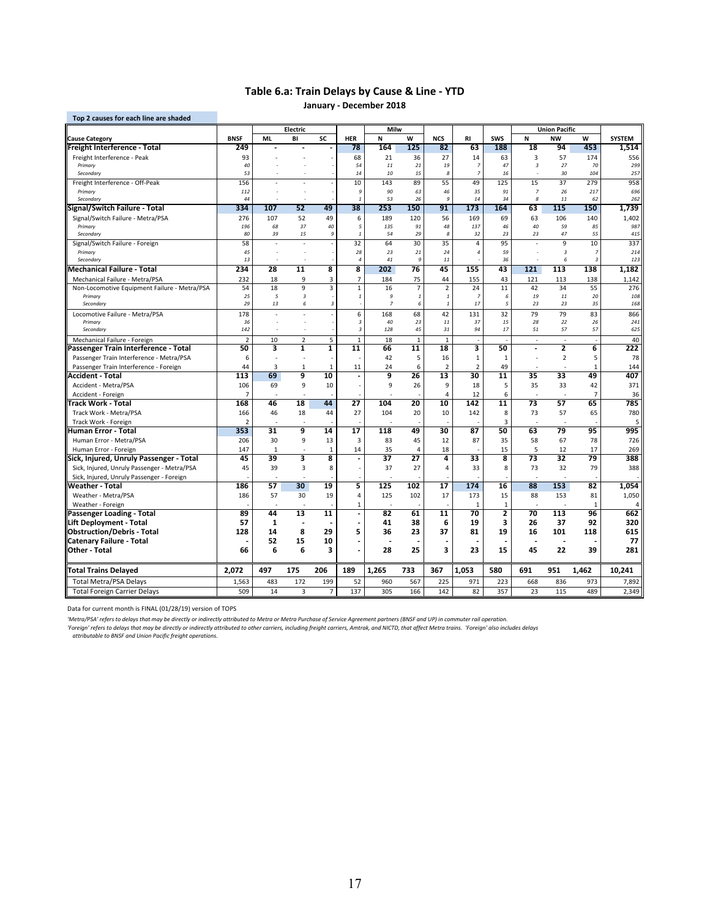## Table 6.a: Train Delays by Cause & Line - YTD

January - December 2018

Top 2 causes for each line are shaded

| | | Electric | | | | Milw | | | | | Union Pacific | | | |
|---|---|---|---|---|---|---|---|---|---|---|---|---|---|---|
| **Cause Category** | **BNSF** | **ML** | **BI** | **SC** | **HER** | **N** | **W** | **NCS** | **RI** | **SWS** | **N** | **NW** | **W** | **SYSTEM** |
| **Freight Interference - Total** | **249** | **-** | **-** | **-** | **78** | **164** | **125** | **82** | **63** | **188** | **18** | **94** | **453** | **1,514** |
| Freight Interference - Peak | 93 | - | - | - | 68 | 21 | 36 | 27 | 14 | 63 | 3 | 57 | 174 | 556 |
| *Primary* | *40* | - | - | - | *54* | *11* | *21* | *19* | *7* | *47* | *3* | *27* | *70* | *299* |
| *Secondary* | *53* | - | - | - | *14* | *10* | *15* | *8* | *7* | *16* | - | *30* | *104* | *257* |
| Freight Interference - Off-Peak | 156 | - | - | - | 10 | 143 | 89 | 55 | 49 | 125 | 15 | 37 | 279 | 958 |
| *Primary* | *112* | - | - | - | *9* | *90* | *63* | *46* | *35* | *91* | *7* | *26* | *217* | *696* |
| *Secondary* | *44* | - | - | - | *1* | *53* | *26* | *9* | *14* | *34* | *8* | *11* | *62* | *262* |
| **Signal/Switch Failure - Total** | **334** | **107** | **52** | **49** | **38** | **253** | **150** | **91** | **173** | **164** | **63** | **115** | **150** | **1,739** |
| Signal/Switch Failure - Metra/PSA | 276 | 107 | 52 | 49 | 6 | 189 | 120 | 56 | 169 | 69 | 63 | 106 | 140 | 1,402 |
| *Primary* | *196* | *68* | *37* | *40* | *5* | *135* | *91* | *48* | *137* | *46* | *40* | *59* | *85* | *987* |
| *Secondary* | *80* | *39* | *15* | *9* | *1* | *54* | *29* | *8* | *32* | *23* | *23* | *47* | *55* | *415* |
| Signal/Switch Failure - Foreign | 58 | - | - | - | 32 | 64 | 30 | 35 | 4 | 95 | - | 9 | 10 | 337 |
| *Primary* | *45* | - | - | - | *28* | *23* | *21* | *24* | *4* | *59* | - | *3* | *7* | *214* |
| *Secondary* | *13* | - | - | - | *4* | *41* | *9* | *11* | - | *36* | - | *6* | *3* | *123* |
| **Mechanical Failure - Total** | **234** | **28** | **11** | **8** | **8** | **202** | **76** | **45** | **155** | **43** | **121** | **113** | **138** | **1,182** |
| Mechanical Failure - Metra/PSA | 232 | 18 | 9 | 3 | 7 | 184 | 75 | 44 | 155 | 43 | 121 | 113 | 138 | 1,142 |
| Non-Locomotive Equipment Failure - Metra/PSA | 54 | 18 | 9 | 3 | 1 | 16 | 7 | 2 | 24 | 11 | 42 | 34 | 55 | 276 |
| *Primary* | *25* | *5* | *3* | - | *1* | *9* | *1* | *1* | *7* | *6* | *19* | *11* | *20* | *108* |
| *Secondary* | *29* | *13* | *6* | *3* | - | *7* | *6* | *1* | *17* | *5* | *23* | *23* | *35* | *168* |
| Locomotive Failure - Metra/PSA | 178 | - | - | - | 6 | 168 | 68 | 42 | 131 | 32 | 79 | 79 | 83 | 866 |
| *Primary* | *36* | - | - | - | *3* | *40* | *23* | *11* | *37* | *15* | *28* | *22* | *26* | *241* |
| *Secondary* | *142* | - | - | - | *3* | *128* | *45* | *31* | *94* | *17* | *51* | *57* | *57* | *625* |
| Mechanical Failure - Foreign | 2 | 10 | 2 | 5 | 1 | 18 | 1 | 1 | - | - | - | - | - | 40 |
| **Passenger Train Interference - Total** | **50** | **3** | **1** | **1** | **11** | **66** | **11** | **18** | **3** | **50** | **-** | **2** | **6** | **222** |
| Passenger Train Interference - Metra/PSA | 6 | - | - | - | - | 42 | 5 | 16 | 1 | 1 | - | 2 | 5 | 78 |
| Passenger Train Interference - Foreign | 44 | 3 | 1 | 1 | 11 | 24 | 6 | 2 | 2 | 49 | - | - | 1 | 144 |
| **Accident - Total** | **113** | **69** | **9** | **10** | **-** | **9** | **26** | **13** | **30** | **11** | **35** | **33** | **49** | **407** |
| Accident - Metra/PSA | 106 | 69 | 9 | 10 | - | 9 | 26 | 9 | 18 | 5 | 35 | 33 | 42 | 371 |
| Accident - Foreign | 7 | - | - | - | - | - | - | 4 | 12 | 6 | - | - | 7 | 36 |
| **Track Work - Total** | **168** | **46** | **18** | **44** | **27** | **104** | **20** | **10** | **142** | **11** | **73** | **57** | **65** | **785** |
| Track Work - Metra/PSA | 166 | 46 | 18 | 44 | 27 | 104 | 20 | 10 | 142 | 8 | 73 | 57 | 65 | 780 |
| Track Work - Foreign | 2 | - | - | - | - | - | - | - | - | 3 | - | - | - | 5 |
| **Human Error - Total** | **353** | **31** | **9** | **14** | **17** | **118** | **49** | **30** | **87** | **50** | **63** | **79** | **95** | **995** |
| Human Error - Metra/PSA | 206 | 30 | 9 | 13 | 3 | 83 | 45 | 12 | 87 | 35 | 58 | 67 | 78 | 726 |
| Human Error - Foreign | 147 | 1 | - | 1 | 14 | 35 | 4 | 18 | - | 15 | 5 | 12 | 17 | 269 |
| **Sick, Injured, Unruly Passenger - Total** | **45** | **39** | **3** | **8** | **-** | **37** | **27** | **4** | **33** | **8** | **73** | **32** | **79** | **388** |
| Sick, Injured, Unruly Passenger - Metra/PSA | 45 | 39 | 3 | 8 | - | 37 | 27 | 4 | 33 | 8 | 73 | 32 | 79 | 388 |
| Sick, Injured, Unruly Passenger - Foreign | - | - | - | - | - | - | - | - | - | - | - | - | - | - |
| **Weather - Total** | **186** | **57** | **30** | **19** | **5** | **125** | **102** | **17** | **174** | **16** | **88** | **153** | **82** | **1,054** |
| Weather - Metra/PSA | 186 | 57 | 30 | 19 | 4 | 125 | 102 | 17 | 173 | 15 | 88 | 153 | 81 | 1,050 |
| Weather - Foreign | - | - | - | - | 1 | - | - | - | 1 | 1 | - | - | 1 | 4 |
| **Passenger Loading - Total** | **89** | **44** | **13** | **11** | **-** | **82** | **61** | **11** | **70** | **2** | **70** | **113** | **96** | **662** |
| **Lift Deployment - Total** | **57** | **1** | **-** | **-** | **-** | **41** | **38** | **6** | **19** | **3** | **26** | **37** | **92** | **320** |
| **Obstruction/Debris - Total** | **128** | **14** | **8** | **29** | **5** | **36** | **23** | **37** | **81** | **19** | **16** | **101** | **118** | **615** |
| **Catenary Failure - Total** | **-** | **52** | **15** | **10** | **-** | **-** | **-** | **-** | **-** | **-** | **-** | **-** | **-** | **77** |
| **Other - Total** | **66** | **6** | **6** | **3** | **-** | **28** | **25** | **3** | **23** | **15** | **45** | **22** | **39** | **281** |
| **Total Trains Delayed** | **2,072** | **497** | **175** | **206** | **189** | **1,265** | **733** | **367** | **1,053** | **580** | **691** | **951** | **1,462** | **10,241** |
| Total Metra/PSA Delays | 1,563 | 483 | 172 | 199 | 52 | 960 | 567 | 225 | 971 | 223 | 668 | 836 | 973 | 7,892 |
| Total Foreign Carrier Delays | 509 | 14 | 3 | 7 | 137 | 305 | 166 | 142 | 82 | 357 | 23 | 115 | 489 | 2,349 |

Data for current month is FINAL (01/28/19) version of TOPS

*'Metra/PSA' refers to delays that may be directly or indirectly attributed to Metra or Metra Purchase of Service Agreement partners (BNSF and UP) in commuter rail operation.*

*'Foreign' refers to delays that may be directly or indirectly attributed to other carriers, including freight carriers, Amtrak, and NICTD, that affect Metra trains. 'Foreign' also includes delays attributable to BNSF and Union Pacific freight operations.*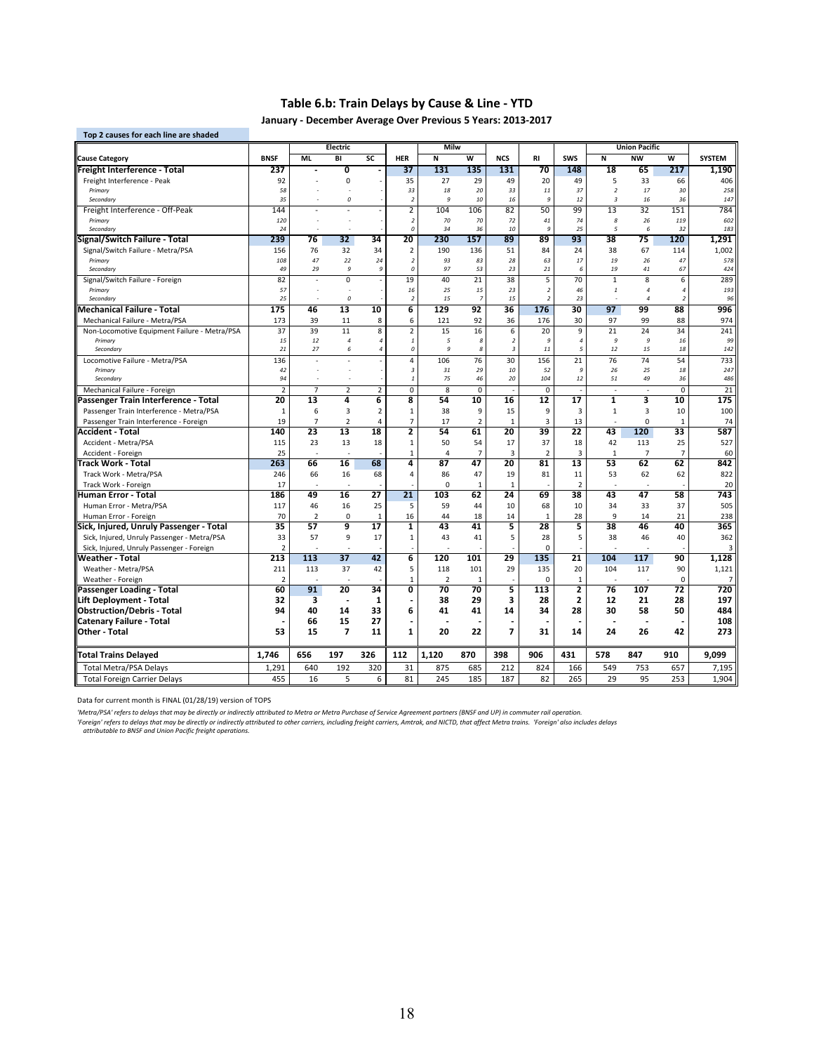## Table 6.b: Train Delays by Cause & Line - YTD

**January - December Average Over Previous 5 Years: 2013-2017**

Top 2 causes for each line are shaded

| | | Electric | | | | Milw | | | | | Union Pacific | | | |
|---|---|---|---|---|---|---|---|---|---|---|---|---|---|---|
| **Cause Category** | **BNSF** | **ML** | **BI** | **SC** | **HER** | **N** | **W** | **NCS** | **RI** | **SWS** | **N** | **NW** | **W** | **SYSTEM** |
| **Freight Interference - Total** | **237** | **-** | **0** | **-** | **37** | **131** | **135** | **131** | **70** | **148** | **18** | **65** | **217** | **1,190** |
| Freight Interference - Peak | 92 | - | 0 | - | 35 | 27 | 29 | 49 | 20 | 49 | 5 | 33 | 66 | 406 |
| *Primary* | *58* | - | - | - | *33* | *18* | *20* | *33* | *11* | *37* | *2* | *17* | *30* | *258* |
| *Secondary* | *35* | - | *0* | - | *2* | *9* | *10* | *16* | *9* | *12* | *3* | *16* | *36* | *147* |
| Freight Interference - Off-Peak | 144 | - | - | - | 2 | 104 | 106 | 82 | 50 | 99 | 13 | 32 | 151 | 784 |
| *Primary* | *120* | - | - | - | *2* | *70* | *70* | *72* | *41* | *74* | *8* | *26* | *119* | *602* |
| *Secondary* | *24* | - | - | - | *0* | *34* | *36* | *10* | *9* | *25* | *5* | *6* | *32* | *183* |
| **Signal/Switch Failure - Total** | **239** | **76** | **32** | **34** | **20** | **230** | **157** | **89** | **89** | **93** | **38** | **75** | **120** | **1,291** |
| Signal/Switch Failure - Metra/PSA | 156 | 76 | 32 | 34 | 2 | 190 | 136 | 51 | 84 | 24 | 38 | 67 | 114 | 1,002 |
| *Primary* | *108* | *47* | *22* | *24* | *2* | *93* | *83* | *28* | *63* | *17* | *19* | *26* | *47* | *578* |
| *Secondary* | *49* | *29* | *9* | *9* | *0* | *97* | *53* | *23* | *21* | *6* | *19* | *41* | *67* | *424* |
| Signal/Switch Failure - Foreign | 82 | - | 0 | - | 19 | 40 | 21 | 38 | 5 | 70 | 1 | 8 | 6 | 289 |
| *Primary* | *57* | - | - | - | *16* | *25* | *15* | *23* | *2* | *46* | *1* | *4* | *4* | *193* |
| *Secondary* | *25* | - | *0* | - | *2* | *15* | *7* | *15* | *2* | *23* | - | *4* | *2* | *96* |
| **Mechanical Failure - Total** | **175** | **46** | **13** | **10** | **6** | **129** | **92** | **36** | **176** | **30** | **97** | **99** | **88** | **996** |
| Mechanical Failure - Metra/PSA | 173 | 39 | 11 | 8 | 6 | 121 | 92 | 36 | 176 | 30 | 97 | 99 | 88 | 974 |
| Non-Locomotive Equipment Failure - Metra/PSA | 37 | 39 | 11 | 8 | 2 | 15 | 16 | 6 | 20 | 9 | 21 | 24 | 34 | 241 |
| *Primary* | *15* | *12* | *4* | *4* | *1* | *5* | *8* | *2* | *9* | *4* | *9* | *9* | *16* | *99* |
| *Secondary* | *21* | *27* | *6* | *4* | *0* | *9* | *8* | *3* | *11* | *5* | *12* | *15* | *18* | *142* |
| Locomotive Failure - Metra/PSA | 136 | - | - | - | 4 | 106 | 76 | 30 | 156 | 21 | 76 | 74 | 54 | 733 |
| *Primary* | *42* | - | - | - | *3* | *31* | *29* | *10* | *52* | *9* | *26* | *25* | *18* | *247* |
| *Secondary* | *94* | - | - | - | *1* | *75* | *46* | *20* | *104* | *12* | *51* | *49* | *36* | *486* |
| Mechanical Failure - Foreign | 2 | 7 | 2 | 2 | 0 | 8 | 0 | - | 0 | - | - | - | 0 | 21 |
| **Passenger Train Interference - Total** | **20** | **13** | **4** | **6** | **8** | **54** | **10** | **16** | **12** | **17** | **1** | **3** | **10** | **175** |
| Passenger Train Interference - Metra/PSA | 1 | 6 | 3 | 2 | 1 | 38 | 9 | 15 | 9 | 3 | 1 | 3 | 10 | 100 |
| Passenger Train Interference - Foreign | 19 | 7 | 2 | 4 | 7 | 17 | 2 | 1 | 3 | 13 | - | 0 | 1 | 74 |
| **Accident - Total** | **140** | **23** | **13** | **18** | **2** | **54** | **61** | **20** | **39** | **22** | **43** | **120** | **33** | **587** |
| Accident - Metra/PSA | 115 | 23 | 13 | 18 | 1 | 50 | 54 | 17 | 37 | 18 | 42 | 113 | 25 | 527 |
| Accident - Foreign | 25 | - | - | - | 1 | 4 | 7 | 3 | 2 | 3 | 1 | 7 | 7 | 60 |
| **Track Work - Total** | **263** | **66** | **16** | **68** | **4** | **87** | **47** | **20** | **81** | **13** | **53** | **62** | **62** | **842** |
| Track Work - Metra/PSA | 246 | 66 | 16 | 68 | 4 | 86 | 47 | 19 | 81 | 11 | 53 | 62 | 62 | 822 |
| Track Work - Foreign | 17 | - | - | - | - | 0 | 1 | 1 | - | 2 | - | - | - | 20 |
| **Human Error - Total** | **186** | **49** | **16** | **27** | **21** | **103** | **62** | **24** | **69** | **38** | **43** | **47** | **58** | **743** |
| Human Error - Metra/PSA | 117 | 46 | 16 | 25 | 5 | 59 | 44 | 10 | 68 | 10 | 34 | 33 | 37 | 505 |
| Human Error - Foreign | 70 | 2 | 0 | 1 | 16 | 44 | 18 | 14 | 1 | 28 | 9 | 14 | 21 | 238 |
| **Sick, Injured, Unruly Passenger - Total** | **35** | **57** | **9** | **17** | **1** | **43** | **41** | **5** | **28** | **5** | **38** | **46** | **40** | **365** |
| Sick, Injured, Unruly Passenger - Metra/PSA | 33 | 57 | 9 | 17 | 1 | 43 | 41 | 5 | 28 | 5 | 38 | 46 | 40 | 362 |
| Sick, Injured, Unruly Passenger - Foreign | 2 | - | - | - | - | - | - | - | 0 | - | - | - | - | 3 |
| **Weather - Total** | **213** | **113** | **37** | **42** | **6** | **120** | **101** | **29** | **135** | **21** | **104** | **117** | **90** | **1,128** |
| Weather - Metra/PSA | 211 | 113 | 37 | 42 | 5 | 118 | 101 | 29 | 135 | 20 | 104 | 117 | 90 | 1,121 |
| Weather - Foreign | 2 | - | - | - | 1 | 2 | 1 | - | 0 | 1 | - | - | 0 | 7 |
| **Passenger Loading - Total** | **60** | **91** | **20** | **34** | **0** | **70** | **70** | **5** | **113** | **2** | **76** | **107** | **72** | **720** |
| **Lift Deployment - Total** | **32** | **3** | **-** | **1** | **-** | **38** | **29** | **3** | **28** | **2** | **12** | **21** | **28** | **197** |
| **Obstruction/Debris - Total** | **94** | **40** | **14** | **33** | **6** | **41** | **41** | **14** | **34** | **28** | **30** | **58** | **50** | **484** |
| **Catenary Failure - Total** | **-** | **66** | **15** | **27** | **-** | **-** | **-** | **-** | **-** | **-** | **-** | **-** | **-** | **108** |
| **Other - Total** | **53** | **15** | **7** | **11** | **1** | **20** | **22** | **7** | **31** | **14** | **24** | **26** | **42** | **273** |
| **Total Trains Delayed** | **1,746** | **656** | **197** | **326** | **112** | **1,120** | **870** | **398** | **906** | **431** | **578** | **847** | **910** | **9,099** |
| Total Metra/PSA Delays | 1,291 | 640 | 192 | 320 | 31 | 875 | 685 | 212 | 824 | 166 | 549 | 753 | 657 | 7,195 |
| Total Foreign Carrier Delays | 455 | 16 | 5 | 6 | 81 | 245 | 185 | 187 | 82 | 265 | 29 | 95 | 253 | 1,904 |

Data for current month is FINAL (01/28/19) version of TOPS

*'Metra/PSA' refers to delays that may be directly or indirectly attributed to Metra or Metra Purchase of Service Agreement partners (BNSF and UP) in commuter rail operation.*

*'Foreign' refers to delays that may be directly or indirectly attributed to other carriers, including freight carriers, Amtrak, and NICTD, that affect Metra trains. 'Foreign' also includes delays attributable to BNSF and Union Pacific freight operations.*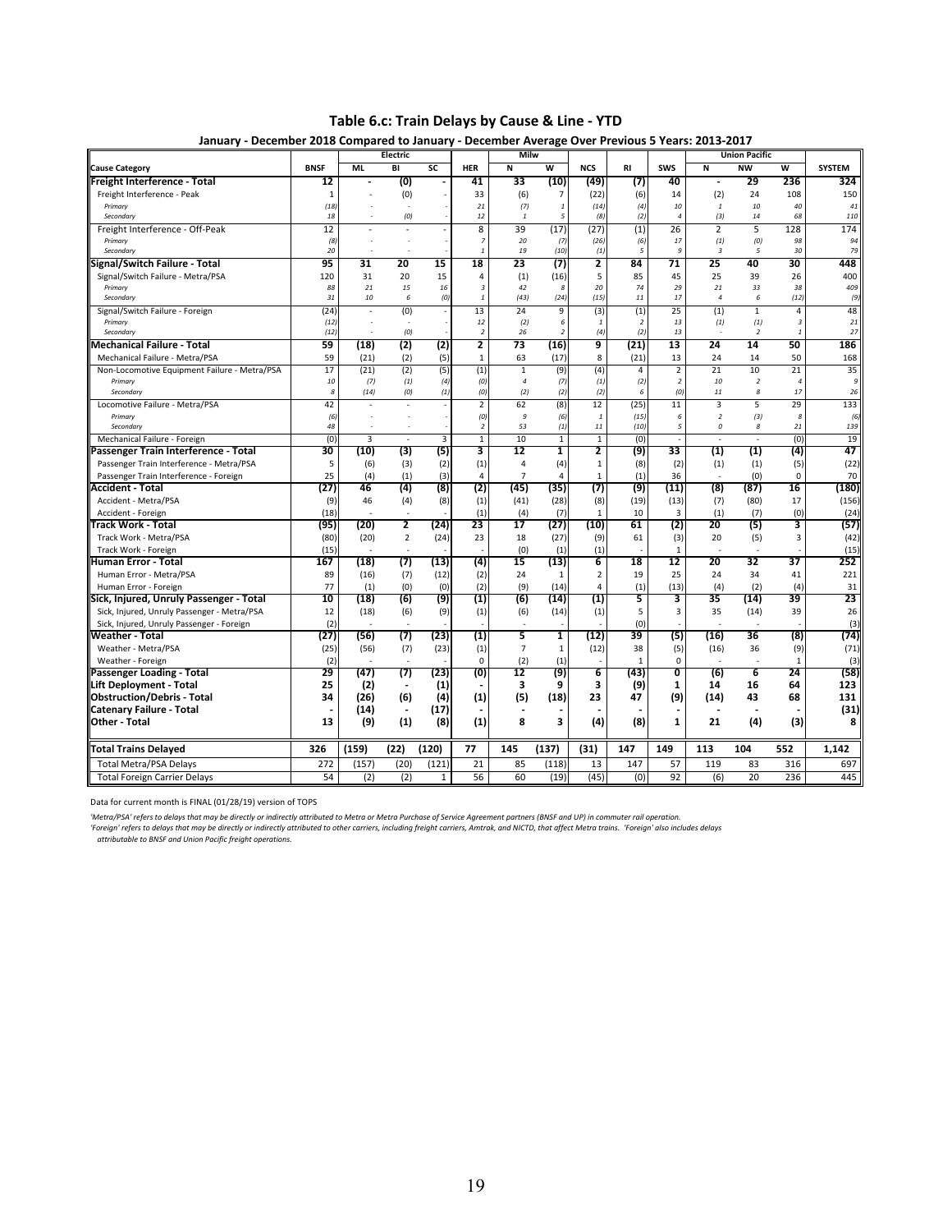## Table 6.c: Train Delays by Cause & Line - YTD

### January - December 2018 Compared to January - December Average Over Previous 5 Years: 2013-2017

| | | Electric | | | | Milw | | | | | Union Pacific | | | |
|---|---|---|---|---|---|---|---|---|---|---|---|---|---|---|
| **Cause Category** | **BNSF** | **ML** | **BI** | **SC** | **HER** | **N** | **W** | **NCS** | **RI** | **SWS** | **N** | **NW** | **W** | **SYSTEM** |
| **Freight Interference - Total** | **12** | **-** | **(0)** | **-** | **41** | **33** | **(10)** | **(49)** | **(7)** | **40** | **-** | **29** | **236** | **324** |
| Freight Interference - Peak | 1 | - | (0) | - | 33 | (6) | 7 | (22) | (6) | 14 | (2) | 24 | 108 | 150 |
| *Primary* | *(18)* | - | - | - | *21* | *(7)* | *1* | *(14)* | *(4)* | *10* | *1* | *10* | *40* | *41* |
| *Secondary* | *18* | - | *(0)* | - | *12* | *1* | *5* | *(8)* | *(2)* | *4* | *(3)* | *14* | *68* | *110* |
| Freight Interference - Off-Peak | 12 | - | - | - | 8 | 39 | (17) | (27) | (1) | 26 | 2 | 5 | 128 | 174 |
| *Primary* | *(8)* | - | - | - | *7* | *20* | *(7)* | *(26)* | *(6)* | *17* | *(1)* | *(0)* | *98* | *94* |
| *Secondary* | *20* | - | - | - | *1* | *19* | *(10)* | *(1)* | *5* | *9* | *3* | *5* | *30* | *79* |
| **Signal/Switch Failure - Total** | **95** | **31** | **20** | **15** | **18** | **23** | **(7)** | **2** | **84** | **71** | **25** | **40** | **30** | **448** |
| Signal/Switch Failure - Metra/PSA | 120 | 31 | 20 | 15 | 4 | (1) | (16) | 5 | 85 | 45 | 25 | 39 | 26 | 400 |
| *Primary* | *88* | *21* | *15* | *16* | *3* | *42* | *8* | *20* | *74* | *29* | *21* | *33* | *38* | *409* |
| *Secondary* | *31* | *10* | *6* | *(0)* | *1* | *(43)* | *(24)* | *(15)* | *11* | *17* | *4* | *6* | *(12)* | *(9)* |
| Signal/Switch Failure - Foreign | (24) | - | (0) | - | 13 | 24 | 9 | (3) | (1) | 25 | (1) | 1 | 4 | 48 |
| *Primary* | *(12)* | - | - | - | *12* | *(2)* | *6* | *1* | *2* | *13* | *(1)* | *(1)* | *3* | *21* |
| *Secondary* | *(12)* | - | *(0)* | - | *2* | *26* | *2* | *(4)* | *(2)* | *13* | - | *2* | *1* | *27* |
| **Mechanical Failure - Total** | **59** | **(18)** | **(2)** | **(2)** | **2** | **73** | **(16)** | **9** | **(21)** | **13** | **24** | **14** | **50** | **186** |
| Mechanical Failure - Metra/PSA | 59 | (21) | (2) | (5) | 1 | 63 | (17) | 8 | (21) | 13 | 24 | 14 | 50 | 168 |
| Non-Locomotive Equipment Failure - Metra/PSA | 17 | (21) | (2) | (5) | (1) | 1 | (9) | (4) | 4 | 2 | 21 | 10 | 21 | 35 |
| *Primary* | *10* | *(7)* | *(1)* | *(4)* | *(0)* | *4* | *(7)* | *(1)* | *(2)* | *2* | *10* | *2* | *4* | *9* |
| *Secondary* | *8* | *(14)* | *(0)* | *(1)* | *(0)* | *(2)* | *(2)* | *(2)* | *6* | *(0)* | *11* | *8* | *17* | *26* |
| Locomotive Failure - Metra/PSA | 42 | - | - | - | 2 | 62 | (8) | 12 | (25) | 11 | 3 | 5 | 29 | 133 |
| *Primary* | *(6)* | - | - | - | *(0)* | *9* | *(6)* | *1* | *(15)* | *6* | *2* | *(3)* | *8* | *(6)* |
| *Secondary* | *48* | - | - | - | *2* | *53* | *(1)* | *11* | *(10)* | *5* | *0* | *8* | *21* | *139* |
| Mechanical Failure - Foreign | (0) | 3 | - | 3 | 1 | 10 | 1 | 1 | (0) | - | - | - | (0) | 19 |
| **Passenger Train Interference - Total** | **30** | **(10)** | **(3)** | **(5)** | **3** | **12** | **1** | **2** | **(9)** | **33** | **(1)** | **(1)** | **(4)** | **47** |
| Passenger Train Interference - Metra/PSA | 5 | (6) | (3) | (2) | (1) | 4 | (4) | 1 | (8) | (2) | (1) | (1) | (5) | (22) |
| Passenger Train Interference - Foreign | 25 | (4) | (1) | (3) | 4 | 7 | 4 | 1 | (1) | 36 | - | (0) | 0 | 70 |
| **Accident - Total** | **(27)** | **46** | **(4)** | **(8)** | **(2)** | **(45)** | **(35)** | **(7)** | **(9)** | **(11)** | **(8)** | **(87)** | **16** | **(180)** |
| Accident - Metra/PSA | (9) | 46 | (4) | (8) | (1) | (41) | (28) | (8) | (19) | (13) | (7) | (80) | 17 | (156) |
| Accident - Foreign | (18) | - | - | - | (1) | (4) | (7) | 1 | 10 | 3 | (1) | (7) | (0) | (24) |
| **Track Work - Total** | **(95)** | **(20)** | **2** | **(24)** | **23** | **17** | **(27)** | **(10)** | **61** | **(2)** | **20** | **(5)** | **3** | **(57)** |
| Track Work - Metra/PSA | (80) | (20) | 2 | (24) | 23 | 18 | (27) | (9) | 61 | (3) | 20 | (5) | 3 | (42) |
| Track Work - Foreign | (15) | - | - | - | - | (0) | (1) | (1) | - | 1 | - | - | - | (15) |
| **Human Error - Total** | **167** | **(18)** | **(7)** | **(13)** | **(4)** | **15** | **(13)** | **6** | **18** | **12** | **20** | **32** | **37** | **252** |
| Human Error - Metra/PSA | 89 | (16) | (7) | (12) | (2) | 24 | 1 | 2 | 19 | 25 | 24 | 34 | 41 | 221 |
| Human Error - Foreign | 77 | (1) | (0) | (0) | (2) | (9) | (14) | 4 | (1) | (13) | (4) | (2) | (4) | 31 |
| **Sick, Injured, Unruly Passenger - Total** | **10** | **(18)** | **(6)** | **(9)** | **(1)** | **(6)** | **(14)** | **(1)** | **5** | **3** | **35** | **(14)** | **39** | **23** |
| Sick, Injured, Unruly Passenger - Metra/PSA | 12 | (18) | (6) | (9) | (1) | (6) | (14) | (1) | 5 | 3 | 35 | (14) | 39 | 26 |
| Sick, Injured, Unruly Passenger - Foreign | (2) | - | - | - | - | - | - | - | (0) | - | - | - | - | (3) |
| **Weather - Total** | **(27)** | **(56)** | **(7)** | **(23)** | **(1)** | **5** | **1** | **(12)** | **39** | **(5)** | **(16)** | **36** | **(8)** | **(74)** |
| Weather - Metra/PSA | (25) | (56) | (7) | (23) | (1) | 7 | 1 | (12) | 38 | (5) | (16) | 36 | (9) | (71) |
| Weather - Foreign | (2) | - | - | - | 0 | (2) | (1) | - | 1 | 0 | - | - | 1 | (3) |
| **Passenger Loading - Total** | **29** | **(47)** | **(7)** | **(23)** | **(0)** | **12** | **(9)** | **6** | **(43)** | **0** | **(6)** | **6** | **24** | **(58)** |
| **Lift Deployment - Total** | **25** | **(2)** | **-** | **(1)** | **-** | **3** | **9** | **3** | **(9)** | **1** | **14** | **16** | **64** | **123** |
| **Obstruction/Debris - Total** | **34** | **(26)** | **(6)** | **(4)** | **(1)** | **(5)** | **(18)** | **23** | **47** | **(9)** | **(14)** | **43** | **68** | **131** |
| **Catenary Failure - Total** | **-** | **(14)** | **-** | **(17)** | **-** | **-** | **-** | **-** | **-** | **-** | **-** | **-** | **-** | **(31)** |
| **Other - Total** | **13** | **(9)** | **(1)** | **(8)** | **(1)** | **8** | **3** | **(4)** | **(8)** | **1** | **21** | **(4)** | **(3)** | **8** |
| **Total Trains Delayed** | **326** | **(159)** | **(22)** | **(120)** | **77** | **145** | **(137)** | **(31)** | **147** | **149** | **113** | **104** | **552** | **1,142** |
| Total Metra/PSA Delays | 272 | (157) | (20) | (121) | 21 | 85 | (118) | 13 | 147 | 57 | 119 | 83 | 316 | 697 |
| Total Foreign Carrier Delays | 54 | (2) | (2) | 1 | 56 | 60 | (19) | (45) | (0) | 92 | (6) | 20 | 236 | 445 |

Data for current month is FINAL (01/28/19) version of TOPS

*'Metra/PSA' refers to delays that may be directly or indirectly attributed to Metra or Metra Purchase of Service Agreement partners (BNSF and UP) in commuter rail operation.*
*'Foreign' refers to delays that may be directly or indirectly attributed to other carriers, including freight carriers, Amtrak, and NICTD, that affect Metra trains. 'Foreign' also includes delays attributable to BNSF and Union Pacific freight operations.*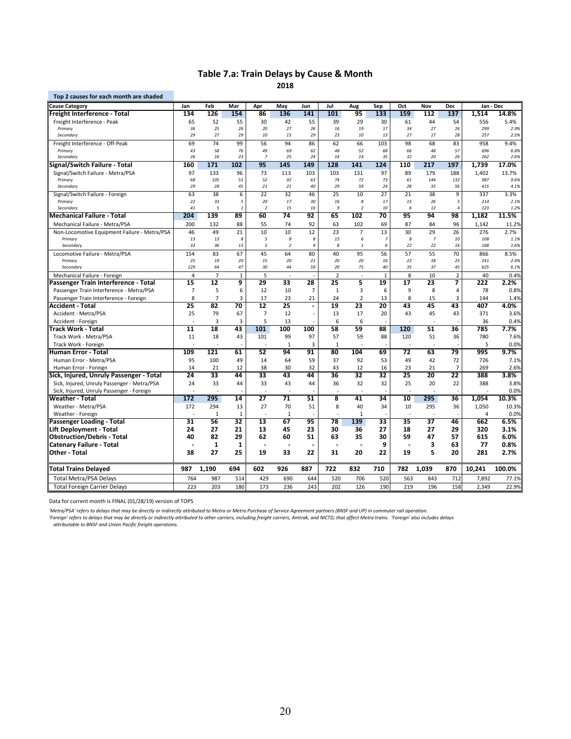## Table 7.a: Train Delays by Cause & Month

**2018**

Top 2 causes for each month are shaded

| Cause Category | Jan | Feb | Mar | Apr | May | Jun | Jul | Aug | Sep | Oct | Nov | Dec | Jan - Dec | |
|---|---|---|---|---|---|---|---|---|---|---|---|---|---|---|
| **Freight Interference - Total** | **134** | **126** | **154** | **86** | **136** | **141** | **101** | **95** | **133** | **159** | **112** | **137** | **1,514** | **14.8%** |
| Freight Interference - Peak | 65 | 52 | 55 | 30 | 42 | 55 | 39 | 29 | 30 | 61 | 44 | 54 | 556 | 5.4% |
| *Primary* | *36* | *25* | *26* | *20* | *27* | *26* | *16* | *19* | *17* | *34* | *27* | *26* | *299* | *2.9%* |
| *Secondary* | *29* | *27* | *29* | *10* | *15* | *29* | *23* | *10* | *13* | *27* | *17* | *28* | *257* | *2.5%* |
| Freight Interference - Off-Peak | 69 | 74 | 99 | 56 | 94 | 86 | 62 | 66 | 103 | 98 | 68 | 83 | 958 | 9.4% |
| *Primary* | *43* | *58* | *76* | *49* | *69* | *62* | *48* | *52* | *68* | *66* | *48* | *57* | *696* | *6.8%* |
| *Secondary* | *26* | *16* | *23* | *7* | *25* | *24* | *14* | *14* | *35* | *32* | *20* | *26* | *262* | *2.6%* |
| **Signal/Switch Failure - Total** | **160** | **171** | **102** | **95** | **145** | **149** | **128** | **141** | **124** | **110** | **217** | **197** | **1,739** | **17.0%** |
| Signal/Switch Failure - Metra/PSA | 97 | 133 | 96 | 73 | 113 | 103 | 103 | 131 | 97 | 89 | 179 | 188 | 1,402 | 13.7% |
| *Primary* | *68* | *105* | *51* | *52* | *92* | *63* | *74* | *72* | *73* | *61* | *144* | *132* | *987* | *9.6%* |
| *Secondary* | *29* | *28* | *45* | *21* | *21* | *40* | *29* | *59* | *24* | *28* | *35* | *56* | *415* | *4.1%* |
| Signal/Switch Failure - Foreign | 63 | 38 | 6 | 22 | 32 | 46 | 25 | 10 | 27 | 21 | 38 | 9 | 337 | 3.3% |
| *Primary* | *22* | *33* | *5* | *20* | *17* | *30* | *16* | *8* | *17* | *15* | *26* | *5* | *214* | *2.1%* |
| *Secondary* | *41* | *5* | *1* | *2* | *15* | *16* | *9* | *2* | *10* | *6* | *12* | *4* | *123* | *1.2%* |
| **Mechanical Failure - Total** | **204** | **139** | **89** | **60** | **74** | **92** | **65** | **102** | **70** | **95** | **94** | **98** | **1,182** | **11.5%** |
| Mechanical Failure - Metra/PSA | 200 | 132 | 88 | 55 | 74 | 92 | 63 | 102 | 69 | 87 | 84 | 96 | 1,142 | 11.2% |
| Non-Locomotive Equipment Failure - Metra/PSA | 46 | 49 | 21 | 10 | 10 | 12 | 23 | 7 | 13 | 30 | 29 | 26 | 276 | 2.7% |
| *Primary* | *13* | *13* | *8* | *5* | *8* | *8* | *15* | *6* | *7* | *8* | *7* | *10* | *108* | *1.1%* |
| *Secondary* | *33* | *36* | *13* | *5* | *2* | *4* | *8* | *1* | *6* | *22* | *22* | *16* | *168* | *1.6%* |
| Locomotive Failure - Metra/PSA | 154 | 83 | 67 | 45 | 64 | 80 | 40 | 95 | 56 | 57 | 55 | 70 | 866 | 8.5% |
| *Primary* | *25* | *19* | *20* | *15* | *20* | *21* | *20* | *20* | *16* | *22* | *18* | *25* | *241* | *2.4%* |
| *Secondary* | *129* | *64* | *47* | *30* | *44* | *59* | *20* | *75* | *40* | *35* | *37* | *45* | *625* | *6.1%* |
| Mechanical Failure - Foreign | 4 | 7 | 1 | 5 | - | - | 2 | - | 1 | 8 | 10 | 2 | 40 | 0.4% |
| **Passenger Train Interference - Total** | **15** | **12** | **9** | **29** | **33** | **28** | **25** | **5** | **19** | **17** | **23** | **7** | **222** | **2.2%** |
| Passenger Train Interference - Metra/PSA | 7 | 5 | 6 | 12 | 10 | 7 | 1 | 3 | 6 | 9 | 8 | 4 | 78 | 0.8% |
| Passenger Train Interference - Foreign | 8 | 7 | 3 | 17 | 23 | 21 | 24 | 2 | 13 | 8 | 15 | 3 | 144 | 1.4% |
| **Accident - Total** | **25** | **82** | **70** | **12** | **25** | **-** | **19** | **23** | **20** | **43** | **45** | **43** | **407** | **4.0%** |
| Accident - Metra/PSA | 25 | 79 | 67 | 7 | 12 | - | 13 | 17 | 20 | 43 | 45 | 43 | 371 | 3.6% |
| Accident - Foreign | - | 3 | 3 | 5 | 13 | - | 6 | 6 | - | - | - | - | 36 | 0.4% |
| **Track Work - Total** | **11** | **18** | **43** | **101** | **100** | **100** | **58** | **59** | **88** | **120** | **51** | **36** | **785** | **7.7%** |
| Track Work - Metra/PSA | 11 | 18 | 43 | 101 | 99 | 97 | 57 | 59 | 88 | 120 | 51 | 36 | 780 | 7.6% |
| Track Work - Foreign | - | - | - | - | 1 | 3 | 1 | - | - | - | - | - | 5 | 0.0% |
| **Human Error - Total** | **109** | **121** | **61** | **52** | **94** | **91** | **80** | **104** | **69** | **72** | **63** | **79** | **995** | **9.7%** |
| Human Error - Metra/PSA | 95 | 100 | 49 | 14 | 64 | 59 | 37 | 92 | 53 | 49 | 42 | 72 | 726 | 7.1% |
| Human Error - Foreign | 14 | 21 | 12 | 38 | 30 | 32 | 43 | 12 | 16 | 23 | 21 | 7 | 269 | 2.6% |
| **Sick, Injured, Unruly Passenger - Total** | **24** | **33** | **44** | **33** | **43** | **44** | **36** | **32** | **32** | **25** | **20** | **22** | **388** | **3.8%** |
| Sick, Injured, Unruly Passenger - Metra/PSA | 24 | 33 | 44 | 33 | 43 | 44 | 36 | 32 | 32 | 25 | 20 | 22 | 388 | 3.8% |
| Sick, Injured, Unruly Passenger - Foreign | - | - | - | - | - | - | - | - | - | - | - | - | - | 0.0% |
| **Weather - Total** | **172** | **295** | **14** | **27** | **71** | **51** | **8** | **41** | **34** | **10** | **295** | **36** | **1,054** | **10.3%** |
| Weather - Metra/PSA | 172 | 294 | 13 | 27 | 70 | 51 | 8 | 40 | 34 | 10 | 295 | 36 | 1,050 | 10.3% |
| Weather - Foreign | - | 1 | 1 | - | 1 | - | - | 1 | - | - | - | - | 4 | 0.0% |
| **Passenger Loading - Total** | **31** | **56** | **32** | **13** | **67** | **95** | **78** | **139** | **33** | **35** | **37** | **46** | **662** | **6.5%** |
| **Lift Deployment - Total** | **24** | **27** | **21** | **13** | **45** | **23** | **30** | **36** | **27** | **18** | **27** | **29** | **320** | **3.1%** |
| **Obstruction/Debris - Total** | **40** | **82** | **29** | **62** | **60** | **51** | **63** | **35** | **30** | **59** | **47** | **57** | **615** | **6.0%** |
| **Catenary Failure - Total** | **-** | **1** | **1** | **-** | **-** | **-** | **-** | **-** | **9** | **-** | **3** | **63** | **77** | **0.8%** |
| **Other - Total** | **38** | **27** | **25** | **19** | **33** | **22** | **31** | **20** | **22** | **19** | **5** | **20** | **281** | **2.7%** |
| **Total Trains Delayed** | **987** | **1,190** | **694** | **602** | **926** | **887** | **722** | **832** | **710** | **782** | **1,039** | **870** | **10,241** | **100.0%** |
| Total Metra/PSA Delays | 764 | 987 | 514 | 429 | 690 | 644 | 520 | 706 | 520 | 563 | 843 | 712 | 7,892 | 77.1% |
| Total Foreign Carrier Delays | 223 | 203 | 180 | 173 | 236 | 243 | 202 | 126 | 190 | 219 | 196 | 158 | 2,349 | 22.9% |

Data for current month is FINAL (01/28/19) version of TOPS

*'Metra/PSA' refers to delays that may be directly or indirectly attributed to Metra or Metra Purchase of Service Agreement partners (BNSF and UP) in commuter rail operation.*
*'Foreign' refers to delays that may be directly or indirectly attributed to other carriers, including freight carriers, Amtrak, and NICTD, that affect Metra trains. 'Foreign' also includes delays attributable to BNSF and Union Pacific freight operations.*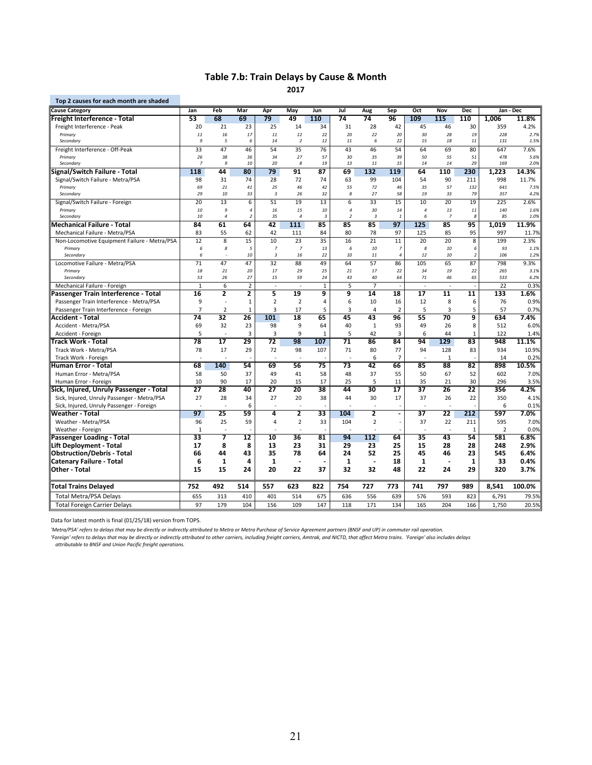## Table 7.b: Train Delays by Cause & Month

**2017**

Top 2 causes for each month are shaded

| Cause Category | Jan | Feb | Mar | Apr | May | Jun | Jul | Aug | Sep | Oct | Nov | Dec | Jan - Dec | |
|---|---|---|---|---|---|---|---|---|---|---|---|---|---|---|
| **Freight Interference - Total** | **53** | **68** | **69** | **79** | **49** | **110** | **74** | **74** | **96** | **109** | **115** | **110** | **1,006** | **11.8%** |
| Freight Interference - Peak | 20 | 21 | 23 | 25 | 14 | 34 | 31 | 28 | 42 | 45 | 46 | 30 | 359 | 4.2% |
| *Primary* | *11* | *16* | *17* | *11* | *12* | *22* | *20* | *22* | *20* | *30* | *28* | *19* | *228* | *2.7%* |
| *Secondary* | *9* | *5* | *6* | *14* | *2* | *12* | *11* | *6* | *22* | *15* | *18* | *11* | *131* | *1.5%* |
| Freight Interference - Off-Peak | 33 | 47 | 46 | 54 | 35 | 76 | 43 | 46 | 54 | 64 | 69 | 80 | 647 | 7.6% |
| *Primary* | *26* | *38* | *36* | *34* | *27* | *57* | *30* | *35* | *39* | *50* | *55* | *51* | *478* | *5.6%* |
| *Secondary* | *7* | *9* | *10* | *20* | *8* | *19* | *13* | *11* | *15* | *14* | *14* | *29* | *169* | *2.0%* |
| **Signal/Switch Failure - Total** | **118** | **44** | **80** | **79** | **91** | **87** | **69** | **132** | **119** | **64** | **110** | **230** | **1,223** | **14.3%** |
| Signal/Switch Failure - Metra/PSA | 98 | 31 | 74 | 28 | 72 | 74 | 63 | 99 | 104 | 54 | 90 | 211 | 998 | 11.7% |
| *Primary* | *69* | *21* | *41* | *25* | *46* | *42* | *55* | *72* | *46* | *35* | *57* | *132* | *641* | *7.5%* |
| *Secondary* | *29* | *10* | *33* | *3* | *26* | *32* | *8* | *27* | *58* | *19* | *33* | *79* | *357* | *4.2%* |
| Signal/Switch Failure - Foreign | 20 | 13 | 6 | 51 | 19 | 13 | 6 | 33 | 15 | 10 | 20 | 19 | 225 | 2.6% |
| *Primary* | *10* | *9* | *4* | *16* | *15* | *10* | *4* | *30* | *14* | *4* | *13* | *11* | *140* | *1.6%* |
| *Secondary* | *10* | *4* | *2* | *35* | *4* | *3* | *2* | *3* | *1* | *6* | *7* | *8* | *85* | *1.0%* |
| **Mechanical Failure - Total** | **84** | **61** | **64** | **42** | **111** | **85** | **85** | **85** | **97** | **125** | **85** | **95** | **1,019** | **11.9%** |
| Mechanical Failure - Metra/PSA | 83 | 55 | 62 | 42 | 111 | 84 | 80 | 78 | 97 | 125 | 85 | 95 | 997 | 11.7% |
| Non-Locomotive Equipment Failure - Metra/PSA | 12 | 8 | 15 | 10 | 23 | 35 | 16 | 21 | 11 | 20 | 20 | 8 | 199 | 2.3% |
| *Primary* | *6* | *8* | *5* | *7* | *7* | *13* | *6* | *10* | *7* | *8* | *10* | *6* | *93* | *1.1%* |
| *Secondary* | *6* | *-* | *10* | *3* | *16* | *22* | *10* | *11* | *4* | *12* | *10* | *2* | *106* | *1.2%* |
| Locomotive Failure - Metra/PSA | 71 | 47 | 47 | 32 | 88 | 49 | 64 | 57 | 86 | 105 | 65 | 87 | 798 | 9.3% |
| *Primary* | *18* | *21* | *20* | *17* | *29* | *25* | *21* | *17* | *22* | *34* | *19* | *22* | *265* | *3.1%* |
| *Secondary* | *53* | *26* | *27* | *15* | *59* | *24* | *43* | *40* | *64* | *71* | *46* | *65* | *533* | *6.2%* |
| Mechanical Failure - Foreign | 1 | 6 | 2 | - | - | 1 | 5 | 7 | - | - | - | - | 22 | 0.3% |
| **Passenger Train Interference - Total** | **16** | **2** | **2** | **5** | **19** | **9** | **9** | **14** | **18** | **17** | **11** | **11** | **133** | **1.6%** |
| Passenger Train Interference - Metra/PSA | 9 | - | 1 | 2 | 2 | 4 | 6 | 10 | 16 | 12 | 8 | 6 | 76 | 0.9% |
| Passenger Train Interference - Foreign | 7 | 2 | 1 | 3 | 17 | 5 | 3 | 4 | 2 | 5 | 3 | 5 | 57 | 0.7% |
| **Accident - Total** | **74** | **32** | **26** | **101** | **18** | **65** | **45** | **43** | **96** | **55** | **70** | **9** | **634** | **7.4%** |
| Accident - Metra/PSA | 69 | 32 | 23 | 98 | 9 | 64 | 40 | 1 | 93 | 49 | 26 | 8 | 512 | 6.0% |
| Accident - Foreign | 5 | - | 3 | 3 | 9 | 1 | 5 | 42 | 3 | 6 | 44 | 1 | 122 | 1.4% |
| **Track Work - Total** | **78** | **17** | **29** | **72** | **98** | **107** | **71** | **86** | **84** | **94** | **129** | **83** | **948** | **11.1%** |
| Track Work - Metra/PSA | 78 | 17 | 29 | 72 | 98 | 107 | 71 | 80 | 77 | 94 | 128 | 83 | 934 | 10.9% |
| Track Work - Foreign | - | - | - | - | - | - | - | 6 | 7 | - | 1 | - | 14 | 0.2% |
| **Human Error - Total** | **68** | **140** | **54** | **69** | **56** | **75** | **73** | **42** | **66** | **85** | **88** | **82** | **898** | **10.5%** |
| Human Error - Metra/PSA | 58 | 50 | 37 | 49 | 41 | 58 | 48 | 37 | 55 | 50 | 67 | 52 | 602 | 7.0% |
| Human Error - Foreign | 10 | 90 | 17 | 20 | 15 | 17 | 25 | 5 | 11 | 35 | 21 | 30 | 296 | 3.5% |
| **Sick, Injured, Unruly Passenger - Total** | **27** | **28** | **40** | **27** | **20** | **38** | **44** | **30** | **17** | **37** | **26** | **22** | **356** | **4.2%** |
| Sick, Injured, Unruly Passenger - Metra/PSA | 27 | 28 | 34 | 27 | 20 | 38 | 44 | 30 | 17 | 37 | 26 | 22 | 350 | 4.1% |
| Sick, Injured, Unruly Passenger - Foreign | - | - | 6 | - | - | - | - | - | - | - | - | - | 6 | 0.1% |
| **Weather - Total** | **97** | **25** | **59** | **4** | **2** | **33** | **104** | **2** | **-** | **37** | **22** | **212** | **597** | **7.0%** |
| Weather - Metra/PSA | 96 | 25 | 59 | 4 | 2 | 33 | 104 | 2 | - | 37 | 22 | 211 | 595 | 7.0% |
| Weather - Foreign | 1 | - | - | - | - | - | - | - | - | - | - | 1 | 2 | 0.0% |
| **Passenger Loading - Total** | **33** | **7** | **12** | **10** | **36** | **81** | **94** | **112** | **64** | **35** | **43** | **54** | **581** | **6.8%** |
| **Lift Deployment - Total** | **17** | **8** | **8** | **13** | **23** | **31** | **29** | **23** | **25** | **15** | **28** | **28** | **248** | **2.9%** |
| **Obstruction/Debris - Total** | **66** | **44** | **43** | **35** | **78** | **64** | **24** | **52** | **25** | **45** | **46** | **23** | **545** | **6.4%** |
| **Catenary Failure - Total** | **6** | **1** | **4** | **1** | **-** | **-** | **1** | **-** | **18** | **1** | **-** | **1** | **33** | **0.4%** |
| **Other - Total** | **15** | **15** | **24** | **20** | **22** | **37** | **32** | **32** | **48** | **22** | **24** | **29** | **320** | **3.7%** |
| **Total Trains Delayed** | **752** | **492** | **514** | **557** | **623** | **822** | **754** | **727** | **773** | **741** | **797** | **989** | **8,541** | **100.0%** |
| Total Metra/PSA Delays | 655 | 313 | 410 | 401 | 514 | 675 | 636 | 556 | 639 | 576 | 593 | 823 | 6,791 | 79.5% |
| Total Foreign Carrier Delays | 97 | 179 | 104 | 156 | 109 | 147 | 118 | 171 | 134 | 165 | 204 | 166 | 1,750 | 20.5% |

Data for latest month is final (01/25/18) version from TOPS.

*'Metra/PSA' refers to delays that may be directly or indirectly attributed to Metra or Metra Purchase of Service Agreement partners (BNSF and UP) in commuter rail operation.*

*'Foreign' refers to delays that may be directly or indirectly attributed to other carriers, including freight carriers, Amtrak, and NICTD, that affect Metra trains. 'Foreign' also includes delays attributable to BNSF and Union Pacific freight operations.*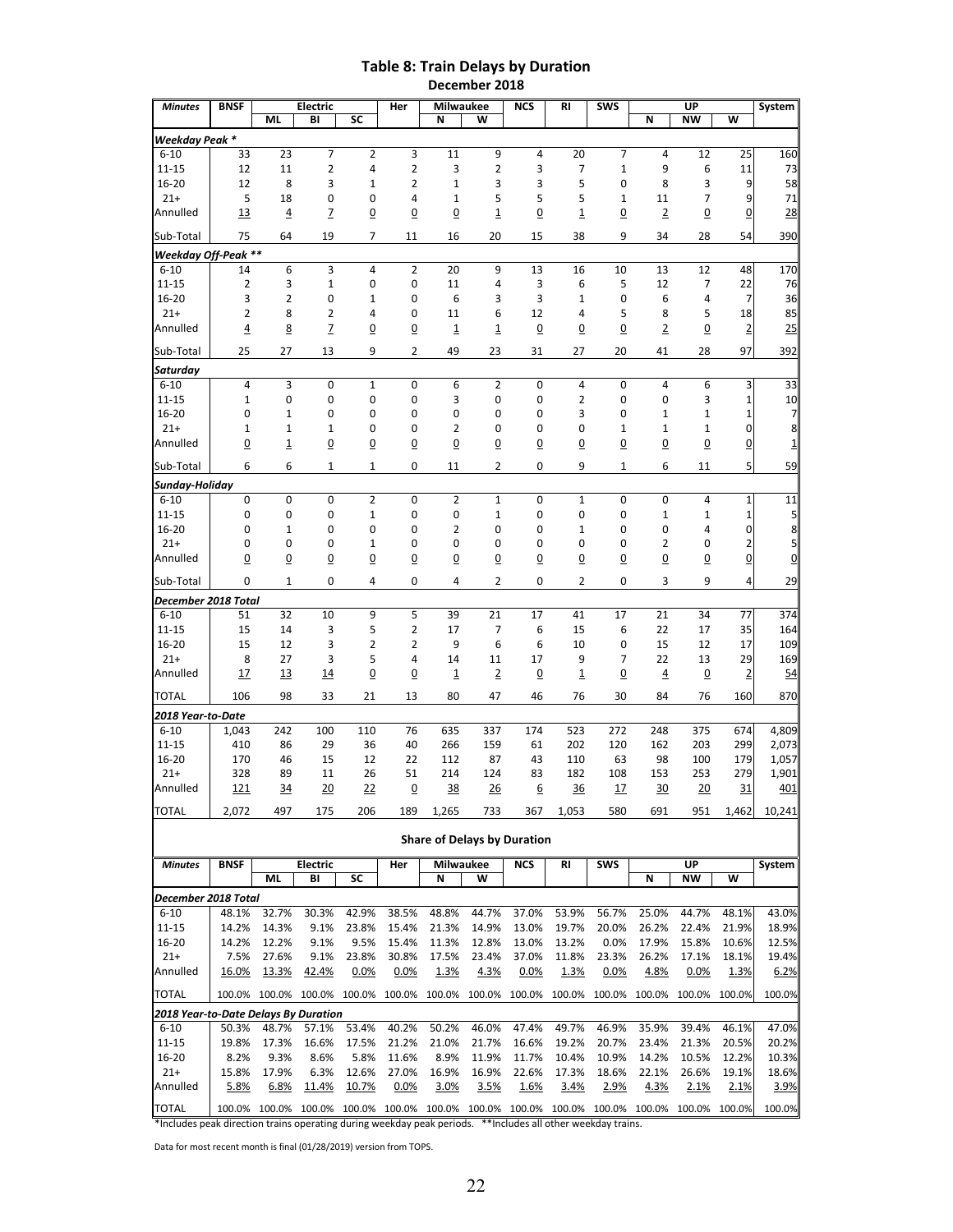# Table 8: Train Delays by Duration

December 2018

| Minutes | BNSF | Electric | | | Her | Milwaukee | | NCS | RI | SWS | UP | | | System |
|---|---|---|---|---|---|---|---|---|---|---|---|---|---|---|
| | | ML | BI | SC | | N | W | | | | N | NW | W | |
| ***Weekday Peak **** | | | | | | | | | | | | | | |
| 6-10 | 33 | 23 | 7 | 2 | 3 | 11 | 9 | 4 | 20 | 7 | 4 | 12 | 25 | 160 |
| 11-15 | 12 | 11 | 2 | 4 | 2 | 3 | 2 | 3 | 7 | 1 | 9 | 6 | 11 | 73 |
| 16-20 | 12 | 8 | 3 | 1 | 2 | 1 | 3 | 3 | 5 | 0 | 8 | 3 | 9 | 58 |
| 21+ | 5 | 18 | 0 | 0 | 4 | 1 | 5 | 5 | 5 | 1 | 11 | 7 | 9 | 71 |
| Annulled | 13 | 4 | 7 | 0 | 0 | 0 | 1 | 0 | 1 | 0 | 2 | 0 | 0 | 28 |
| Sub-Total | 75 | 64 | 19 | 7 | 11 | 16 | 20 | 15 | 38 | 9 | 34 | 28 | 54 | 390 |
| ***Weekday Off-Peak ***** | | | | | | | | | | | | | | |
| 6-10 | 14 | 6 | 3 | 4 | 2 | 20 | 9 | 13 | 16 | 10 | 13 | 12 | 48 | 170 |
| 11-15 | 2 | 3 | 1 | 0 | 0 | 11 | 4 | 3 | 6 | 5 | 12 | 7 | 22 | 76 |
| 16-20 | 3 | 2 | 0 | 1 | 0 | 6 | 3 | 3 | 1 | 0 | 6 | 4 | 7 | 36 |
| 21+ | 2 | 8 | 2 | 4 | 0 | 11 | 6 | 12 | 4 | 5 | 8 | 5 | 18 | 85 |
| Annulled | 4 | 8 | 7 | 0 | 0 | 1 | 1 | 0 | 0 | 0 | 2 | 0 | 2 | 25 |
| Sub-Total | 25 | 27 | 13 | 9 | 2 | 49 | 23 | 31 | 27 | 20 | 41 | 28 | 97 | 392 |
| ***Saturday*** | | | | | | | | | | | | | | |
| 6-10 | 4 | 3 | 0 | 1 | 0 | 6 | 2 | 0 | 4 | 0 | 4 | 6 | 3 | 33 |
| 11-15 | 1 | 0 | 0 | 0 | 0 | 3 | 0 | 0 | 2 | 0 | 0 | 3 | 1 | 10 |
| 16-20 | 0 | 1 | 0 | 0 | 0 | 0 | 0 | 0 | 3 | 0 | 1 | 1 | 1 | 7 |
| 21+ | 1 | 1 | 1 | 0 | 0 | 2 | 0 | 0 | 0 | 1 | 1 | 1 | 0 | 8 |
| Annulled | 0 | 1 | 0 | 0 | 0 | 0 | 0 | 0 | 0 | 0 | 0 | 0 | 0 | 1 |
| Sub-Total | 6 | 6 | 1 | 1 | 0 | 11 | 2 | 0 | 9 | 1 | 6 | 11 | 5 | 59 |
| ***Sunday-Holiday*** | | | | | | | | | | | | | | |
| 6-10 | 0 | 0 | 0 | 2 | 0 | 2 | 1 | 0 | 1 | 0 | 0 | 4 | 1 | 11 |
| 11-15 | 0 | 0 | 0 | 1 | 0 | 0 | 1 | 0 | 0 | 0 | 1 | 1 | 1 | 5 |
| 16-20 | 0 | 1 | 0 | 0 | 0 | 2 | 0 | 0 | 1 | 0 | 0 | 4 | 0 | 8 |
| 21+ | 0 | 0 | 0 | 1 | 0 | 0 | 0 | 0 | 0 | 0 | 2 | 0 | 2 | 5 |
| Annulled | 0 | 0 | 0 | 0 | 0 | 0 | 0 | 0 | 0 | 0 | 0 | 0 | 0 | 0 |
| Sub-Total | 0 | 1 | 0 | 4 | 0 | 4 | 2 | 0 | 2 | 0 | 3 | 9 | 4 | 29 |
| ***December 2018 Total*** | | | | | | | | | | | | | | |
| 6-10 | 51 | 32 | 10 | 9 | 5 | 39 | 21 | 17 | 41 | 17 | 21 | 34 | 77 | 374 |
| 11-15 | 15 | 14 | 3 | 5 | 2 | 17 | 7 | 6 | 15 | 6 | 22 | 17 | 35 | 164 |
| 16-20 | 15 | 12 | 3 | 2 | 2 | 9 | 6 | 6 | 10 | 0 | 15 | 12 | 17 | 109 |
| 21+ | 8 | 27 | 3 | 5 | 4 | 14 | 11 | 17 | 9 | 7 | 22 | 13 | 29 | 169 |
| Annulled | 17 | 13 | 14 | 0 | 0 | 1 | 2 | 0 | 1 | 0 | 4 | 0 | 2 | 54 |
| TOTAL | 106 | 98 | 33 | 21 | 13 | 80 | 47 | 46 | 76 | 30 | 84 | 76 | 160 | 870 |
| ***2018 Year-to-Date*** | | | | | | | | | | | | | | |
| 6-10 | 1,043 | 242 | 100 | 110 | 76 | 635 | 337 | 174 | 523 | 272 | 248 | 375 | 674 | 4,809 |
| 11-15 | 410 | 86 | 29 | 36 | 40 | 266 | 159 | 61 | 202 | 120 | 162 | 203 | 299 | 2,073 |
| 16-20 | 170 | 46 | 15 | 12 | 22 | 112 | 87 | 43 | 110 | 63 | 98 | 100 | 179 | 1,057 |
| 21+ | 328 | 89 | 11 | 26 | 51 | 214 | 124 | 83 | 182 | 108 | 153 | 253 | 279 | 1,901 |
| Annulled | 121 | 34 | 20 | 22 | 0 | 38 | 26 | 6 | 36 | 17 | 30 | 20 | 31 | 401 |
| TOTAL | 2,072 | 497 | 175 | 206 | 189 | 1,265 | 733 | 367 | 1,053 | 580 | 691 | 951 | 1,462 | 10,241 |

## Share of Delays by Duration

| Minutes | BNSF | Electric | | | Her | Milwaukee | | NCS | RI | SWS | UP | | | System |
|---|---|---|---|---|---|---|---|---|---|---|---|---|---|---|
| | | ML | BI | SC | | N | W | | | | N | NW | W | |
| ***December 2018 Total*** | | | | | | | | | | | | | | |
| 6-10 | 48.1% | 32.7% | 30.3% | 42.9% | 38.5% | 48.8% | 44.7% | 37.0% | 53.9% | 56.7% | 25.0% | 44.7% | 48.1% | 43.0% |
| 11-15 | 14.2% | 14.3% | 9.1% | 23.8% | 15.4% | 21.3% | 14.9% | 13.0% | 19.7% | 20.0% | 26.2% | 22.4% | 21.9% | 18.9% |
| 16-20 | 14.2% | 12.2% | 9.1% | 9.5% | 15.4% | 11.3% | 12.8% | 13.0% | 13.2% | 0.0% | 17.9% | 15.8% | 10.6% | 12.5% |
| 21+ | 7.5% | 27.6% | 9.1% | 23.8% | 30.8% | 17.5% | 23.4% | 37.0% | 11.8% | 23.3% | 26.2% | 17.1% | 18.1% | 19.4% |
| Annulled | 16.0% | 13.3% | 42.4% | 0.0% | 0.0% | 1.3% | 4.3% | 0.0% | 1.3% | 0.0% | 4.8% | 0.0% | 1.3% | 6.2% |
| TOTAL | 100.0% | 100.0% | 100.0% | 100.0% | 100.0% | 100.0% | 100.0% | 100.0% | 100.0% | 100.0% | 100.0% | 100.0% | 100.0% | 100.0% |
| ***2018 Year-to-Date Delays By Duration*** | | | | | | | | | | | | | | |
| 6-10 | 50.3% | 48.7% | 57.1% | 53.4% | 40.2% | 50.2% | 46.0% | 47.4% | 49.7% | 46.9% | 35.9% | 39.4% | 46.1% | 47.0% |
| 11-15 | 19.8% | 17.3% | 16.6% | 17.5% | 21.2% | 21.0% | 21.7% | 16.6% | 19.2% | 20.7% | 23.4% | 21.3% | 20.5% | 20.2% |
| 16-20 | 8.2% | 9.3% | 8.6% | 5.8% | 11.6% | 8.9% | 11.9% | 11.7% | 10.4% | 10.9% | 14.2% | 10.5% | 12.2% | 10.3% |
| 21+ | 15.8% | 17.9% | 6.3% | 12.6% | 27.0% | 16.9% | 16.9% | 22.6% | 17.3% | 18.6% | 22.1% | 26.6% | 19.1% | 18.6% |
| Annulled | 5.8% | 6.8% | 11.4% | 10.7% | 0.0% | 3.0% | 3.5% | 1.6% | 3.4% | 2.9% | 4.3% | 2.1% | 2.1% | 3.9% |
| TOTAL | 100.0% | 100.0% | 100.0% | 100.0% | 100.0% | 100.0% | 100.0% | 100.0% | 100.0% | 100.0% | 100.0% | 100.0% | 100.0% | 100.0% |

*Includes peak direction trains operating during weekday peak periods. **Includes all other weekday trains.

Data for most recent month is final (01/28/2019) version from TOPS.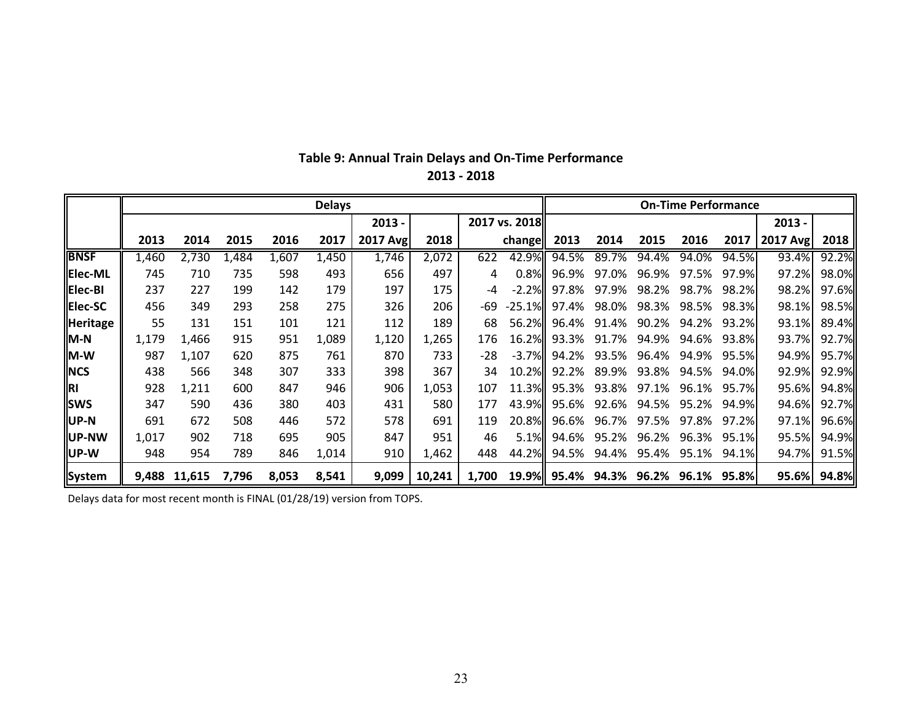**Table 9: Annual Train Delays and On-Time Performance**
**2013 - 2018**

| | Delays | | | | | | | | | On-Time Performance | | | | | | |
|---|---|---|---|---|---|---|---|---|---|---|---|---|---|---|---|---|
| | | | | | | 2013 - | | 2017 vs. 2018 | | | | | | | 2013 - | |
| | 2013 | 2014 | 2015 | 2016 | 2017 | 2017 Avg | 2018 | | change | 2013 | 2014 | 2015 | 2016 | 2017 | 2017 Avg | 2018 |
| **BNSF** | 1,460 | 2,730 | 1,484 | 1,607 | 1,450 | 1,746 | 2,072 | 622 | 42.9% | 94.5% | 89.7% | 94.4% | 94.0% | 94.5% | 93.4% | 92.2% |
| **Elec-ML** | 745 | 710 | 735 | 598 | 493 | 656 | 497 | 4 | 0.8% | 96.9% | 97.0% | 96.9% | 97.5% | 97.9% | 97.2% | 98.0% |
| **Elec-BI** | 237 | 227 | 199 | 142 | 179 | 197 | 175 | -4 | -2.2% | 97.8% | 97.9% | 98.2% | 98.7% | 98.2% | 98.2% | 97.6% |
| **Elec-SC** | 456 | 349 | 293 | 258 | 275 | 326 | 206 | -69 | -25.1% | 97.4% | 98.0% | 98.3% | 98.5% | 98.3% | 98.1% | 98.5% |
| **Heritage** | 55 | 131 | 151 | 101 | 121 | 112 | 189 | 68 | 56.2% | 96.4% | 91.4% | 90.2% | 94.2% | 93.2% | 93.1% | 89.4% |
| **M-N** | 1,179 | 1,466 | 915 | 951 | 1,089 | 1,120 | 1,265 | 176 | 16.2% | 93.3% | 91.7% | 94.9% | 94.6% | 93.8% | 93.7% | 92.7% |
| **M-W** | 987 | 1,107 | 620 | 875 | 761 | 870 | 733 | -28 | -3.7% | 94.2% | 93.5% | 96.4% | 94.9% | 95.5% | 94.9% | 95.7% |
| **NCS** | 438 | 566 | 348 | 307 | 333 | 398 | 367 | 34 | 10.2% | 92.2% | 89.9% | 93.8% | 94.5% | 94.0% | 92.9% | 92.9% |
| **RI** | 928 | 1,211 | 600 | 847 | 946 | 906 | 1,053 | 107 | 11.3% | 95.3% | 93.8% | 97.1% | 96.1% | 95.7% | 95.6% | 94.8% |
| **SWS** | 347 | 590 | 436 | 380 | 403 | 431 | 580 | 177 | 43.9% | 95.6% | 92.6% | 94.5% | 95.2% | 94.9% | 94.6% | 92.7% |
| **UP-N** | 691 | 672 | 508 | 446 | 572 | 578 | 691 | 119 | 20.8% | 96.6% | 96.7% | 97.5% | 97.8% | 97.2% | 97.1% | 96.6% |
| **UP-NW** | 1,017 | 902 | 718 | 695 | 905 | 847 | 951 | 46 | 5.1% | 94.6% | 95.2% | 96.2% | 96.3% | 95.1% | 95.5% | 94.9% |
| **UP-W** | 948 | 954 | 789 | 846 | 1,014 | 910 | 1,462 | 448 | 44.2% | 94.5% | 94.4% | 95.4% | 95.1% | 94.1% | 94.7% | 91.5% |
| **System** | **9,488** | **11,615** | **7,796** | **8,053** | **8,541** | **9,099** | **10,241** | **1,700** | **19.9%** | **95.4%** | **94.3%** | **96.2%** | **96.1%** | **95.8%** | **95.6%** | **94.8%** |

Delays data for most recent month is FINAL (01/28/19) version from TOPS.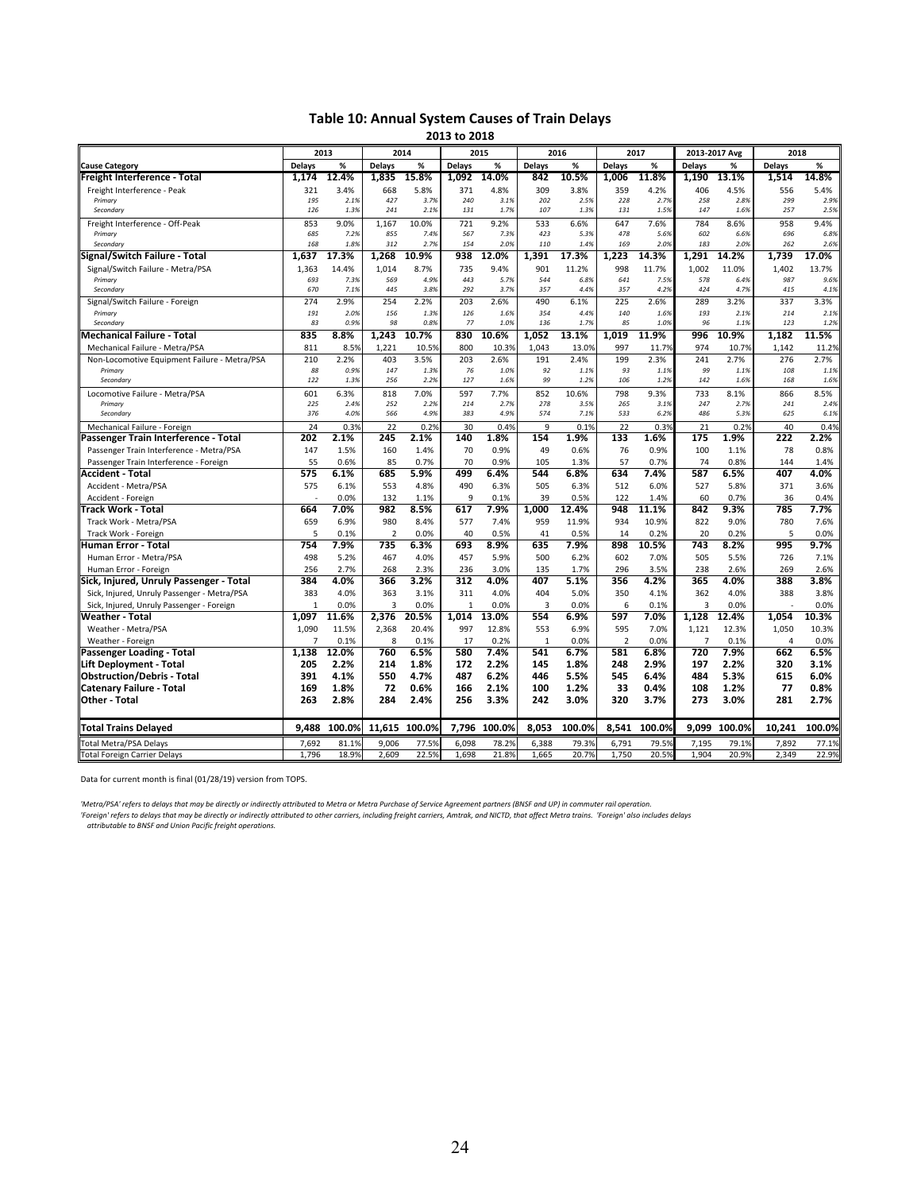## Table 10: Annual System Causes of Train Delays

2013 to 2018

| | 2013 | | 2014 | | 2015 | | 2016 | | 2017 | | 2013-2017 Avg | | 2018 | |
|---|---|---|---|---|---|---|---|---|---|---|---|---|---|---|
| **Cause Category** | **Delays** | **%** | **Delays** | **%** | **Delays** | **%** | **Delays** | **%** | **Delays** | **%** | **Delays** | **%** | **Delays** | **%** |
| **Freight Interference - Total** | **1,174** | **12.4%** | **1,835** | **15.8%** | **1,092** | **14.0%** | **842** | **10.5%** | **1,006** | **11.8%** | **1,190** | **13.1%** | **1,514** | **14.8%** |
| Freight Interference - Peak | 321 | 3.4% | 668 | 5.8% | 371 | 4.8% | 309 | 3.8% | 359 | 4.2% | 406 | 4.5% | 556 | 5.4% |
| *Primary* | *195* | *2.1%* | *427* | *3.7%* | *240* | *3.1%* | *202* | *2.5%* | *228* | *2.7%* | *258* | *2.8%* | *299* | *2.9%* |
| *Secondary* | *126* | *1.3%* | *241* | *2.1%* | *131* | *1.7%* | *107* | *1.3%* | *131* | *1.5%* | *147* | *1.6%* | *257* | *2.5%* |
| Freight Interference - Off-Peak | 853 | 9.0% | 1,167 | 10.0% | 721 | 9.2% | 533 | 6.6% | 647 | 7.6% | 784 | 8.6% | 958 | 9.4% |
| *Primary* | *685* | *7.2%* | *855* | *7.4%* | *567* | *7.3%* | *423* | *5.3%* | *478* | *5.6%* | *602* | *6.6%* | *696* | *6.8%* |
| *Secondary* | *168* | *1.8%* | *312* | *2.7%* | *154* | *2.0%* | *110* | *1.4%* | *169* | *2.0%* | *183* | *2.0%* | *262* | *2.6%* |
| **Signal/Switch Failure - Total** | **1,637** | **17.3%** | **1,268** | **10.9%** | **938** | **12.0%** | **1,391** | **17.3%** | **1,223** | **14.3%** | **1,291** | **14.2%** | **1,739** | **17.0%** |
| Signal/Switch Failure - Metra/PSA | 1,363 | 14.4% | 1,014 | 8.7% | 735 | 9.4% | 901 | 11.2% | 998 | 11.7% | 1,002 | 11.0% | 1,402 | 13.7% |
| *Primary* | *693* | *7.3%* | *569* | *4.9%* | *443* | *5.7%* | *544* | *6.8%* | *641* | *7.5%* | *578* | *6.4%* | *987* | *9.6%* |
| *Secondary* | *670* | *7.1%* | *445* | *3.8%* | *292* | *3.7%* | *357* | *4.4%* | *357* | *4.2%* | *424* | *4.7%* | *415* | *4.1%* |
| Signal/Switch Failure - Foreign | 274 | 2.9% | 254 | 2.2% | 203 | 2.6% | 490 | 6.1% | 225 | 2.6% | 289 | 3.2% | 337 | 3.3% |
| *Primary* | *191* | *2.0%* | *156* | *1.3%* | *126* | *1.6%* | *354* | *4.4%* | *140* | *1.6%* | *193* | *2.1%* | *214* | *2.1%* |
| *Secondary* | *83* | *0.9%* | *98* | *0.8%* | *77* | *1.0%* | *136* | *1.7%* | *85* | *1.0%* | *96* | *1.1%* | *123* | *1.2%* |
| **Mechanical Failure - Total** | **835** | **8.8%** | **1,243** | **10.7%** | **830** | **10.6%** | **1,052** | **13.1%** | **1,019** | **11.9%** | **996** | **10.9%** | **1,182** | **11.5%** |
| Mechanical Failure - Metra/PSA | 811 | 8.5% | 1,221 | 10.5% | 800 | 10.3% | 1,043 | 13.0% | 997 | 11.7% | 974 | 10.7% | 1,142 | 11.2% |
| Non-Locomotive Equipment Failure - Metra/PSA | 210 | 2.2% | 403 | 3.5% | 203 | 2.6% | 191 | 2.4% | 199 | 2.3% | 241 | 2.7% | 276 | 2.7% |
| *Primary* | *88* | *0.9%* | *147* | *1.3%* | *76* | *1.0%* | *92* | *1.1%* | *93* | *1.1%* | *99* | *1.1%* | *108* | *1.1%* |
| *Secondary* | *122* | *1.3%* | *256* | *2.2%* | *127* | *1.6%* | *99* | *1.2%* | *106* | *1.2%* | *142* | *1.6%* | *168* | *1.6%* |
| Locomotive Failure - Metra/PSA | 601 | 6.3% | 818 | 7.0% | 597 | 7.7% | 852 | 10.6% | 798 | 9.3% | 733 | 8.1% | 866 | 8.5% |
| *Primary* | *225* | *2.4%* | *252* | *2.2%* | *214* | *2.7%* | *278* | *3.5%* | *265* | *3.1%* | *247* | *2.7%* | *241* | *2.4%* |
| *Secondary* | *376* | *4.0%* | *566* | *4.9%* | *383* | *4.9%* | *574* | *7.1%* | *533* | *6.2%* | *486* | *5.3%* | *625* | *6.1%* |
| Mechanical Failure - Foreign | 24 | 0.3% | 22 | 0.2% | 30 | 0.4% | 9 | 0.1% | 22 | 0.3% | 21 | 0.2% | 40 | 0.4% |
| **Passenger Train Interference - Total** | **202** | **2.1%** | **245** | **2.1%** | **140** | **1.8%** | **154** | **1.9%** | **133** | **1.6%** | **175** | **1.9%** | **222** | **2.2%** |
| Passenger Train Interference - Metra/PSA | 147 | 1.5% | 160 | 1.4% | 70 | 0.9% | 49 | 0.6% | 76 | 0.9% | 100 | 1.1% | 78 | 0.8% |
| Passenger Train Interference - Foreign | 55 | 0.6% | 85 | 0.7% | 70 | 0.9% | 105 | 1.3% | 57 | 0.7% | 74 | 0.8% | 144 | 1.4% |
| **Accident - Total** | **575** | **6.1%** | **685** | **5.9%** | **499** | **6.4%** | **544** | **6.8%** | **634** | **7.4%** | **587** | **6.5%** | **407** | **4.0%** |
| Accident - Metra/PSA | 575 | 6.1% | 553 | 4.8% | 490 | 6.3% | 505 | 6.3% | 512 | 6.0% | 527 | 5.8% | 371 | 3.6% |
| Accident - Foreign | - | 0.0% | 132 | 1.1% | 9 | 0.1% | 39 | 0.5% | 122 | 1.4% | 60 | 0.7% | 36 | 0.4% |
| **Track Work - Total** | **664** | **7.0%** | **982** | **8.5%** | **617** | **7.9%** | **1,000** | **12.4%** | **948** | **11.1%** | **842** | **9.3%** | **785** | **7.7%** |
| Track Work - Metra/PSA | 659 | 6.9% | 980 | 8.4% | 577 | 7.4% | 959 | 11.9% | 934 | 10.9% | 822 | 9.0% | 780 | 7.6% |
| Track Work - Foreign | 5 | 0.1% | 2 | 0.0% | 40 | 0.5% | 41 | 0.5% | 14 | 0.2% | 20 | 0.2% | 5 | 0.0% |
| **Human Error - Total** | **754** | **7.9%** | **735** | **6.3%** | **693** | **8.9%** | **635** | **7.9%** | **898** | **10.5%** | **743** | **8.2%** | **995** | **9.7%** |
| Human Error - Metra/PSA | 498 | 5.2% | 467 | 4.0% | 457 | 5.9% | 500 | 6.2% | 602 | 7.0% | 505 | 5.5% | 726 | 7.1% |
| Human Error - Foreign | 256 | 2.7% | 268 | 2.3% | 236 | 3.0% | 135 | 1.7% | 296 | 3.5% | 238 | 2.6% | 269 | 2.6% |
| **Sick, Injured, Unruly Passenger - Total** | **384** | **4.0%** | **366** | **3.2%** | **312** | **4.0%** | **407** | **5.1%** | **356** | **4.2%** | **365** | **4.0%** | **388** | **3.8%** |
| Sick, Injured, Unruly Passenger - Metra/PSA | 383 | 4.0% | 363 | 3.1% | 311 | 4.0% | 404 | 5.0% | 350 | 4.1% | 362 | 4.0% | 388 | 3.8% |
| Sick, Injured, Unruly Passenger - Foreign | 1 | 0.0% | 3 | 0.0% | 1 | 0.0% | 3 | 0.0% | 6 | 0.1% | 3 | 0.0% | - | 0.0% |
| **Weather - Total** | **1,097** | **11.6%** | **2,376** | **20.5%** | **1,014** | **13.0%** | **554** | **6.9%** | **597** | **7.0%** | **1,128** | **12.4%** | **1,054** | **10.3%** |
| Weather - Metra/PSA | 1,090 | 11.5% | 2,368 | 20.4% | 997 | 12.8% | 553 | 6.9% | 595 | 7.0% | 1,121 | 12.3% | 1,050 | 10.3% |
| Weather - Foreign | 7 | 0.1% | 8 | 0.1% | 17 | 0.2% | 1 | 0.0% | 2 | 0.0% | 7 | 0.1% | 4 | 0.0% |
| **Passenger Loading - Total** | **1,138** | **12.0%** | **760** | **6.5%** | **580** | **7.4%** | **541** | **6.7%** | **581** | **6.8%** | **720** | **7.9%** | **662** | **6.5%** |
| **Lift Deployment - Total** | **205** | **2.2%** | **214** | **1.8%** | **172** | **2.2%** | **145** | **1.8%** | **248** | **2.9%** | **197** | **2.2%** | **320** | **3.1%** |
| **Obstruction/Debris - Total** | **391** | **4.1%** | **550** | **4.7%** | **487** | **6.2%** | **446** | **5.5%** | **545** | **6.4%** | **484** | **5.3%** | **615** | **6.0%** |
| **Catenary Failure - Total** | **169** | **1.8%** | **72** | **0.6%** | **166** | **2.1%** | **100** | **1.2%** | **33** | **0.4%** | **108** | **1.2%** | **77** | **0.8%** |
| **Other - Total** | **263** | **2.8%** | **284** | **2.4%** | **256** | **3.3%** | **242** | **3.0%** | **320** | **3.7%** | **273** | **3.0%** | **281** | **2.7%** |
| **Total Trains Delayed** | **9,488** | **100.0%** | **11,615** | **100.0%** | **7,796** | **100.0%** | **8,053** | **100.0%** | **8,541** | **100.0%** | **9,099** | **100.0%** | **10,241** | **100.0%** |
| Total Metra/PSA Delays | 7,692 | 81.1% | 9,006 | 77.5% | 6,098 | 78.2% | 6,388 | 79.3% | 6,791 | 79.5% | 7,195 | 79.1% | 7,892 | 77.1% |
| Total Foreign Carrier Delays | 1,796 | 18.9% | 2,609 | 22.5% | 1,698 | 21.8% | 1,665 | 20.7% | 1,750 | 20.5% | 1,904 | 20.9% | 2,349 | 22.9% |

Data for current month is final (01/28/19) version from TOPS.

*'Metra/PSA' refers to delays that may be directly or indirectly attributed to Metra or Metra Purchase of Service Agreement partners (BNSF and UP) in commuter rail operation.*
*'Foreign' refers to delays that may be directly or indirectly attributed to other carriers, including freight carriers, Amtrak, and NICTD, that affect Metra trains. 'Foreign' also includes delays attributable to BNSF and Union Pacific freight operations.*